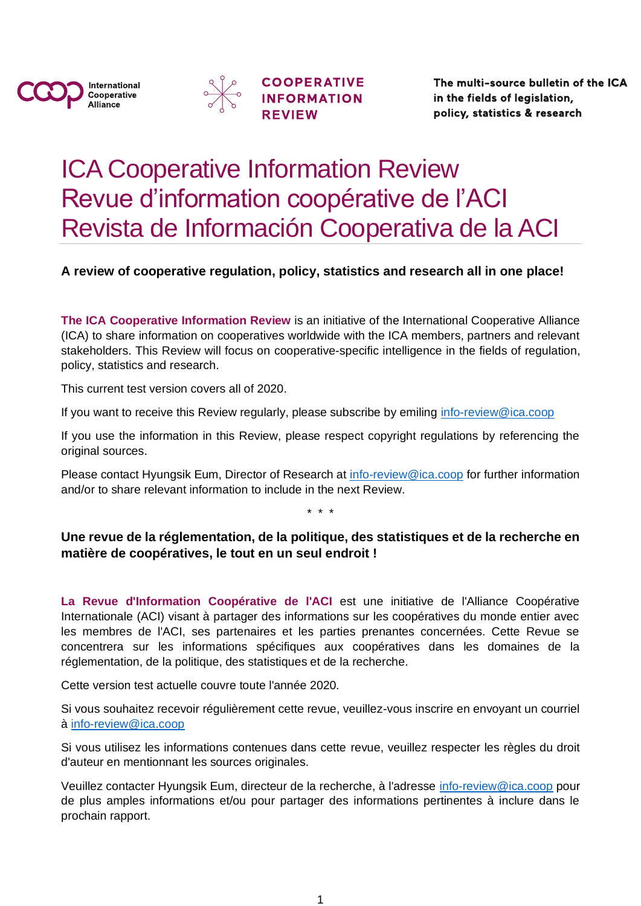International Cooperative Alliance

COOPERATIVE INFORMATION REVIEW

**The multi-source bulletin of the ICA in the fields of legislation, policy, statistics & research**

# ICA Cooperative Information Review
# Revue d'information coopérative de l'ACI
# Revista de Información Cooperativa de la ACI

**A review of cooperative regulation, policy, statistics and research all in one place!**

**The ICA Cooperative Information Review** is an initiative of the International Cooperative Alliance (ICA) to share information on cooperatives worldwide with the ICA members, partners and relevant stakeholders. This Review will focus on cooperative-specific intelligence in the fields of regulation, policy, statistics and research.

This current test version covers all of 2020.

If you want to receive this Review regularly, please subscribe by emiling info-review@ica.coop

If you use the information in this Review, please respect copyright regulations by referencing the original sources.

Please contact Hyungsik Eum, Director of Research at info-review@ica.coop for further information and/or to share relevant information to include in the next Review.

\* \* \*

**Une revue de la réglementation, de la politique, des statistiques et de la recherche en matière de coopératives, le tout en un seul endroit !**

**La Revue d'Information Coopérative de l'ACI** est une initiative de l'Alliance Coopérative Internationale (ACI) visant à partager des informations sur les coopératives du monde entier avec les membres de l'ACI, ses partenaires et les parties prenantes concernées. Cette Revue se concentrera sur les informations spécifiques aux coopératives dans les domaines de la réglementation, de la politique, des statistiques et de la recherche.

Cette version test actuelle couvre toute l'année 2020.

Si vous souhaitez recevoir régulièrement cette revue, veuillez-vous inscrire en envoyant un courriel à info-review@ica.coop

Si vous utilisez les informations contenues dans cette revue, veuillez respecter les règles du droit d'auteur en mentionnant les sources originales.

Veuillez contacter Hyungsik Eum, directeur de la recherche, à l'adresse info-review@ica.coop pour de plus amples informations et/ou pour partager des informations pertinentes à inclure dans le prochain rapport.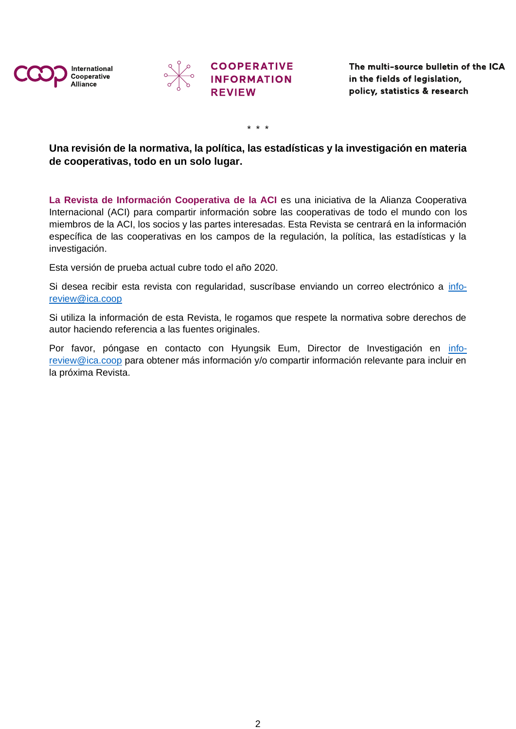COOPERATIVE INFORMATION REVIEW

The multi-source bulletin of the ICA in the fields of legislation, policy, statistics & research

\* \* \*

**Una revisión de la normativa, la política, las estadísticas y la investigación en materia de cooperativas, todo en un solo lugar.**

**La Revista de Información Cooperativa de la ACI** es una iniciativa de la Alianza Cooperativa Internacional (ACI) para compartir información sobre las cooperativas de todo el mundo con los miembros de la ACI, los socios y las partes interesadas. Esta Revista se centrará en la información específica de las cooperativas en los campos de la regulación, la política, las estadísticas y la investigación.

Esta versión de prueba actual cubre todo el año 2020.

Si desea recibir esta revista con regularidad, suscríbase enviando un correo electrónico a info-review@ica.coop

Si utiliza la información de esta Revista, le rogamos que respete la normativa sobre derechos de autor haciendo referencia a las fuentes originales.

Por favor, póngase en contacto con Hyungsik Eum, Director de Investigación en info-review@ica.coop para obtener más información y/o compartir información relevante para incluir en la próxima Revista.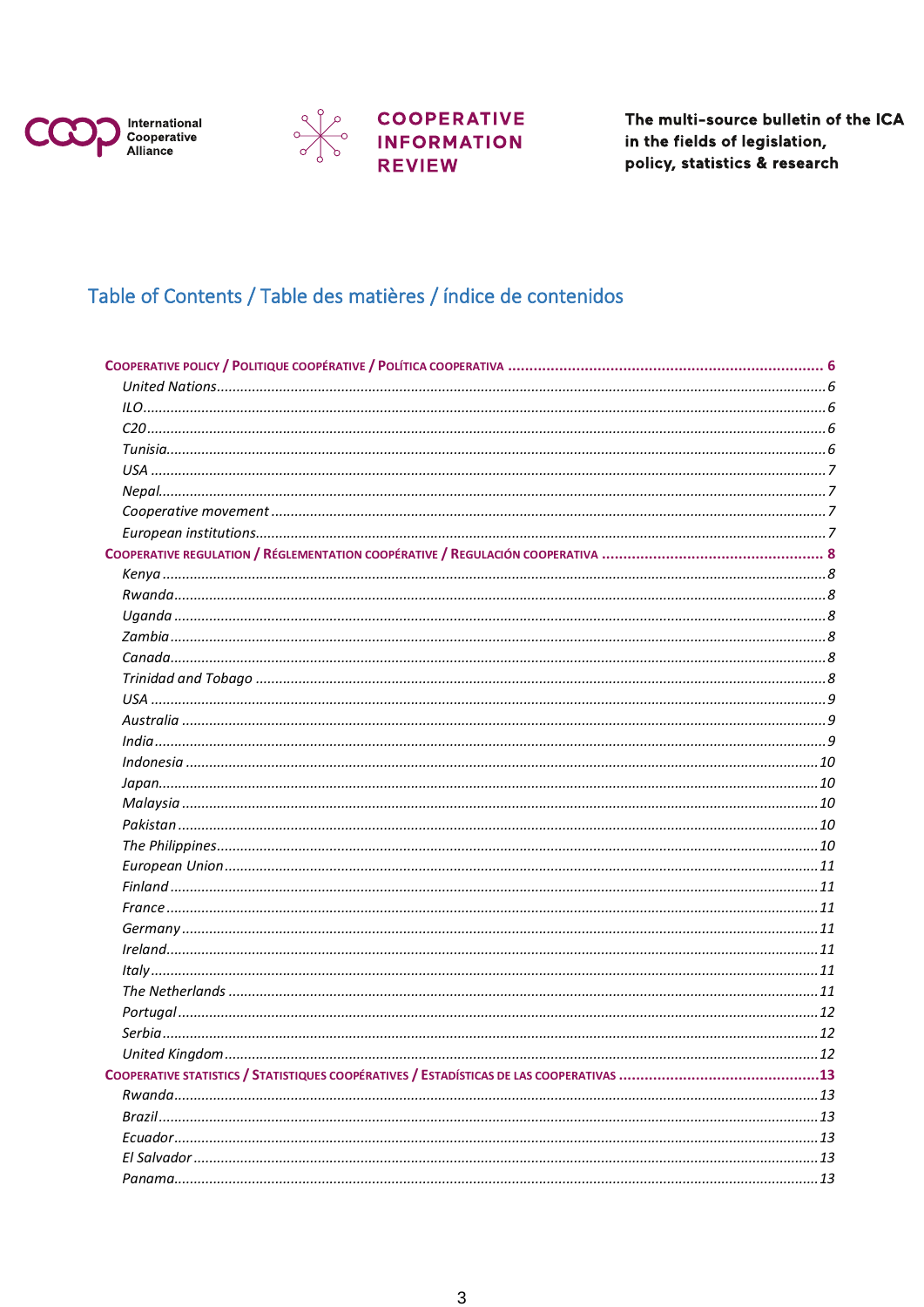International Cooperative Alliance

**COOPERATIVE INFORMATION REVIEW**

**The multi-source bulletin of the ICA in the fields of legislation, policy, statistics & research**

## Table of Contents / Table des matières / índice de contenidos

**COOPERATIVE POLICY / POLITIQUE COOPÉRATIVE / POLÍTICA COOPERATIVA ........ 6**

- *United Nations* ........ 6
- *ILO* ........ 6
- *C20* ........ 6
- *Tunisia* ........ 6
- *USA* ........ 7
- *Nepal* ........ 7
- *Cooperative movement* ........ 7
- *European institutions* ........ 7

**COOPERATIVE REGULATION / RÉGLEMENTATION COOPÉRATIVE / REGULACIÓN COOPERATIVA ........ 8**

- *Kenya* ........ 8
- *Rwanda* ........ 8
- *Uganda* ........ 8
- *Zambia* ........ 8
- *Canada* ........ 8
- *Trinidad and Tobago* ........ 8
- *USA* ........ 9
- *Australia* ........ 9
- *India* ........ 9
- *Indonesia* ........ 10
- *Japan* ........ 10
- *Malaysia* ........ 10
- *Pakistan* ........ 10
- *The Philippines* ........ 10
- *European Union* ........ 11
- *Finland* ........ 11
- *France* ........ 11
- *Germany* ........ 11
- *Ireland* ........ 11
- *Italy* ........ 11
- *The Netherlands* ........ 11
- *Portugal* ........ 12
- *Serbia* ........ 12
- *United Kingdom* ........ 12

**COOPERATIVE STATISTICS / STATISTIQUES COOPÉRATIVES / ESTADÍSTICAS DE LAS COOPERATIVAS ........ 13**

- *Rwanda* ........ 13
- *Brazil* ........ 13
- *Ecuador* ........ 13
- *El Salvador* ........ 13
- *Panama* ........ 13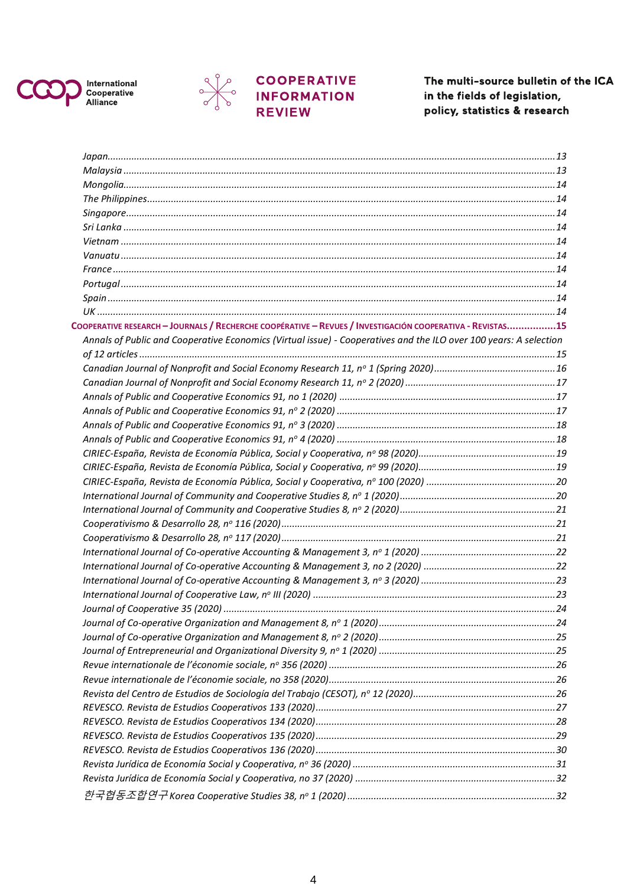*Japan* .......................................................................................................................................................13
*Malaysia* ...................................................................................................................................................13
*Mongolia*....................................................................................................................................................14
*The Philippines*..........................................................................................................................................14
*Singapore*..................................................................................................................................................14
*Sri Lanka* ..................................................................................................................................................14
*Vietnam* ...................................................................................................................................................14
*Vanuatu* ...................................................................................................................................................14
*France* .......................................................................................................................................................14
*Portugal* ...................................................................................................................................................14
*Spain* ........................................................................................................................................................14
*UK* ............................................................................................................................................................14

**COOPERATIVE RESEARCH – JOURNALS / RECHERCHE COOPÉRATIVE – REVUES / INVESTIGACIÓN COOPERATIVA - REVISTAS.................15**

*Annals of Public and Cooperative Economics (Virtual issue) - Cooperatives and the ILO over 100 years: A selection of 12 articles* ............................................................................................................................................15
*Canadian Journal of Nonprofit and Social Economy Research 11, nº 1 (Spring 2020)* .............................................16
*Canadian Journal of Nonprofit and Social Economy Research 11, nº 2 (2020)* .........................................................17
*Annals of Public and Cooperative Economics 91, no 1 (2020)* .................................................................................17
*Annals of Public and Cooperative Economics 91, nº 2 (2020)* ..................................................................................17
*Annals of Public and Cooperative Economics 91, nº 3 (2020)* ..................................................................................18
*Annals of Public and Cooperative Economics 91, nº 4 (2020)* ..................................................................................18
*CIRIEC-España, Revista de Economía Pública, Social y Cooperativa, nº 98 (2020)*...................................................19
*CIRIEC-España, Revista de Economía Pública, Social y Cooperativa, nº 99 (2020)*...................................................19
*CIRIEC-España, Revista de Economía Pública, Social y Cooperativa, nº 100 (2020)* ................................................20
*International Journal of Community and Cooperative Studies 8, nº 1 (2020)*...........................................................20
*International Journal of Community and Cooperative Studies 8, nº 2 (2020)*...........................................................21
*Cooperativismo & Desarrollo 28, nº 116 (2020)*.......................................................................................................21
*Cooperativismo & Desarrollo 28, nº 117 (2020)*.......................................................................................................21
*International Journal of Co-operative Accounting & Management 3, nº 1 (2020)* ...................................................22
*International Journal of Co-operative Accounting & Management 3, no 2 (2020)* ...................................................22
*International Journal of Co-operative Accounting & Management 3, nº 3 (2020)* ...................................................23
*International Journal of Cooperative Law, nº III (2020)* ...........................................................................................23
*Journal of Cooperative 35 (2020)* .............................................................................................................................24
*Journal of Co-operative Organization and Management 8, nº 1 (2020)*...................................................................24
*Journal of Co-operative Organization and Management 8, nº 2 (2020)*...................................................................25
*Journal of Entrepreneurial and Organizational Diversity 9, nº 1 (2020)* ..................................................................25
*Revue internationale de l'économie sociale, nº 356 (2020)* .....................................................................................26
*Revue internationale de l'économie sociale, no 358 (2020)*.....................................................................................26
*Revista del Centro de Estudios de Sociología del Trabajo (CESOT), nº 12 (2020)*.....................................................26
*REVESCO. Revista de Estudios Cooperativos 133 (2020)*..........................................................................................27
*REVESCO. Revista de Estudios Cooperativos 134 (2020)*..........................................................................................28
*REVESCO. Revista de Estudios Cooperativos 135 (2020)*..........................................................................................29
*REVESCO. Revista de Estudios Cooperativos 136 (2020)*..........................................................................................30
*Revista Jurídica de Economía Social y Cooperativa, nº 36 (2020)* .............................................................................31
*Revista Jurídica de Economía Social y Cooperativa, no 37 (2020)* ............................................................................32
*한국협동조합연구 Korea Cooperative Studies 38, nº 1 (2020)* ..............................................................................32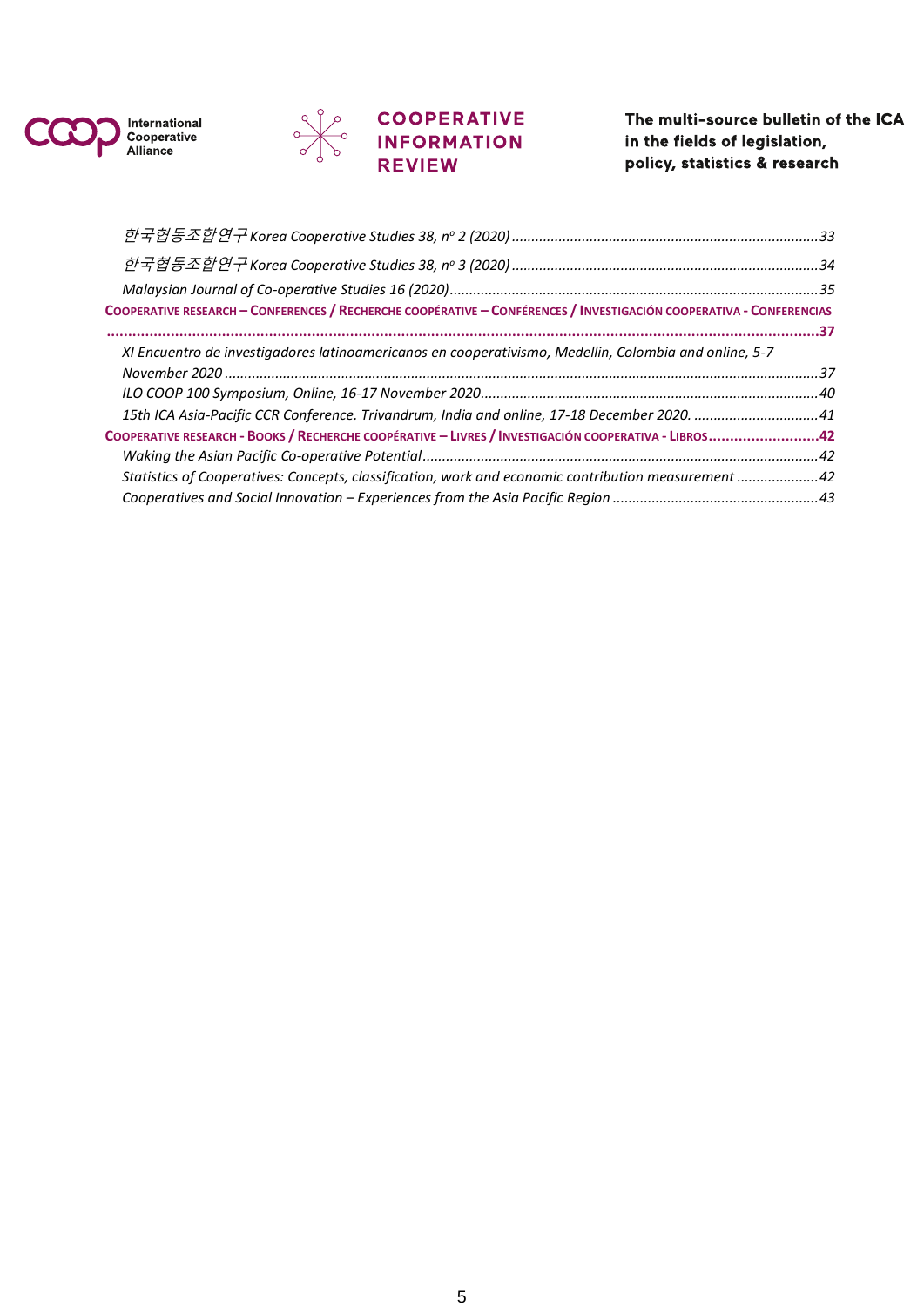*한국협동조합연구 Korea Cooperative Studies 38, nº 2 (2020)* ........................................................................ 33

*한국협동조합연구 Korea Cooperative Studies 38, nº 3 (2020)* ........................................................................ 34

*Malaysian Journal of Co-operative Studies 16 (2020)* ........................................................................ 35

**COOPERATIVE RESEARCH – CONFERENCES / RECHERCHE COOPÉRATIVE – CONFÉRENCES / INVESTIGACIÓN COOPERATIVA - CONFERENCIAS** ........................................................................ **37**

*XI Encuentro de investigadores latinoamericanos en cooperativismo, Medellin, Colombia and online, 5-7 November 2020* ........................................................................ 37

*ILO COOP 100 Symposium, Online, 16-17 November 2020* ........................................................................ 40

*15th ICA Asia-Pacific CCR Conference. Trivandrum, India and online, 17-18 December 2020.* ........................................................................ 41

**COOPERATIVE RESEARCH - BOOKS / RECHERCHE COOPÉRATIVE – LIVRES / INVESTIGACIÓN COOPERATIVA - LIBROS** ........................................................................ **42**

*Waking the Asian Pacific Co-operative Potential* ........................................................................ 42

*Statistics of Cooperatives: Concepts, classification, work and economic contribution measurement* ........................................................................ 42

*Cooperatives and Social Innovation – Experiences from the Asia Pacific Region* ........................................................................ 43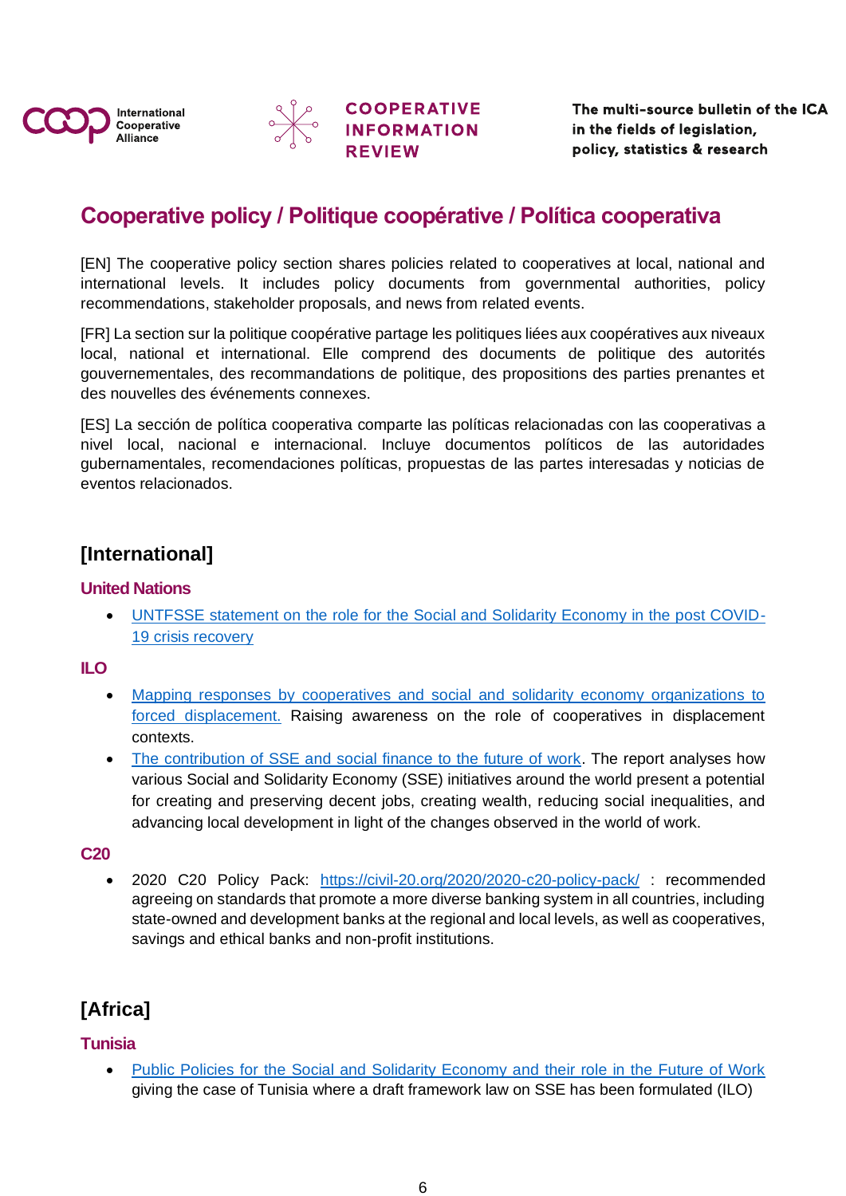# Cooperative policy / Politique coopérative / Política cooperativa

[EN] The cooperative policy section shares policies related to cooperatives at local, national and international levels. It includes policy documents from governmental authorities, policy recommendations, stakeholder proposals, and news from related events.

[FR] La section sur la politique coopérative partage les politiques liées aux coopératives aux niveaux local, national et international. Elle comprend des documents de politique des autorités gouvernementales, des recommandations de politique, des propositions des parties prenantes et des nouvelles des événements connexes.

[ES] La sección de política cooperativa comparte las políticas relacionadas con las cooperativas a nivel local, nacional e internacional. Incluye documentos políticos de las autoridades gubernamentales, recomendaciones políticas, propuestas de las partes interesadas y noticias de eventos relacionados.

## [International]

### United Nations

- UNTFSSE statement on the role for the Social and Solidarity Economy in the post COVID-19 crisis recovery

### ILO

- Mapping responses by cooperatives and social and solidarity economy organizations to forced displacement. Raising awareness on the role of cooperatives in displacement contexts.
- The contribution of SSE and social finance to the future of work. The report analyses how various Social and Solidarity Economy (SSE) initiatives around the world present a potential for creating and preserving decent jobs, creating wealth, reducing social inequalities, and advancing local development in light of the changes observed in the world of work.

### C20

- 2020 C20 Policy Pack: https://civil-20.org/2020/2020-c20-policy-pack/ : recommended agreeing on standards that promote a more diverse banking system in all countries, including state-owned and development banks at the regional and local levels, as well as cooperatives, savings and ethical banks and non-profit institutions.

## [Africa]

### Tunisia

- Public Policies for the Social and Solidarity Economy and their role in the Future of Work giving the case of Tunisia where a draft framework law on SSE has been formulated (ILO)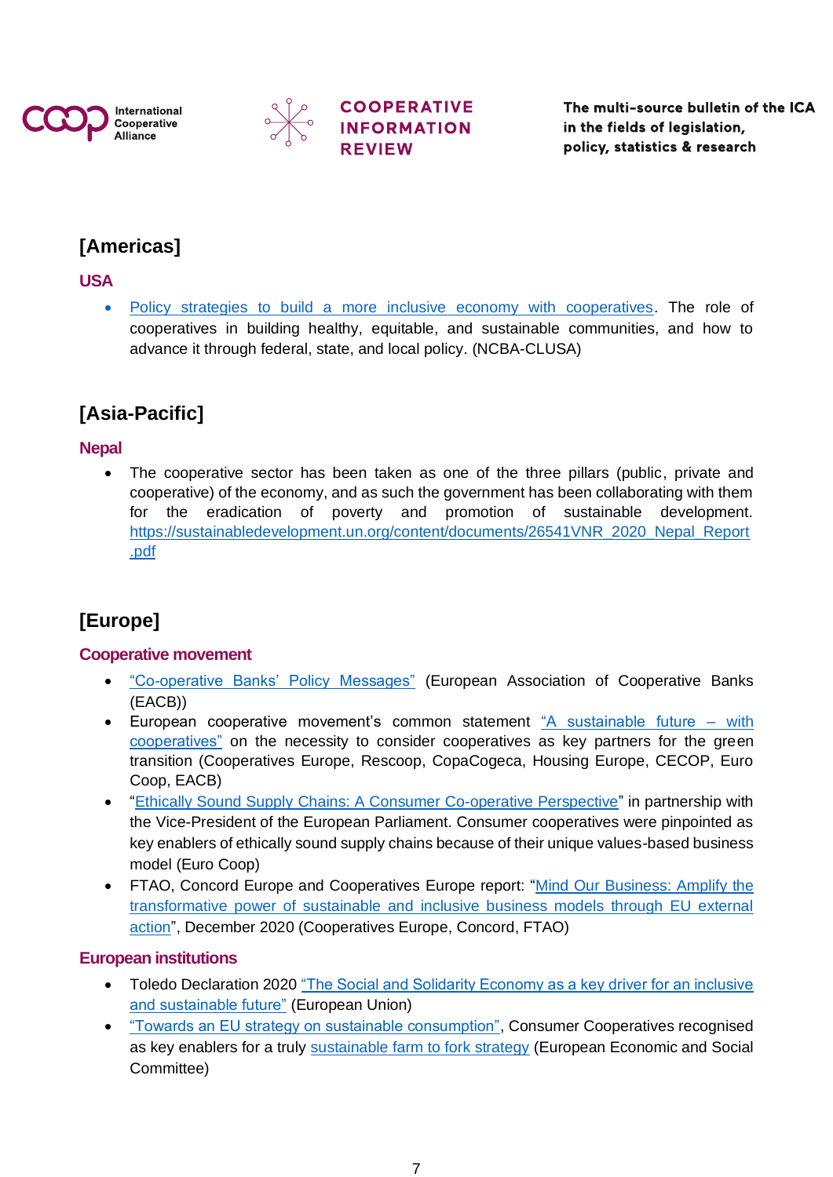## [Americas]

### USA

- Policy strategies to build a more inclusive economy with cooperatives. The role of cooperatives in building healthy, equitable, and sustainable communities, and how to advance it through federal, state, and local policy. (NCBA-CLUSA)

## [Asia-Pacific]

### Nepal

- The cooperative sector has been taken as one of the three pillars (public, private and cooperative) of the economy, and as such the government has been collaborating with them for the eradication of poverty and promotion of sustainable development. https://sustainabledevelopment.un.org/content/documents/26541VNR_2020_Nepal_Report.pdf

## [Europe]

### Cooperative movement

- "Co-operative Banks' Policy Messages" (European Association of Cooperative Banks (EACB))
- European cooperative movement's common statement "A sustainable future – with cooperatives" on the necessity to consider cooperatives as key partners for the green transition (Cooperatives Europe, Rescoop, CopaCogeca, Housing Europe, CECOP, Euro Coop, EACB)
- "Ethically Sound Supply Chains: A Consumer Co-operative Perspective" in partnership with the Vice-President of the European Parliament. Consumer cooperatives were pinpointed as key enablers of ethically sound supply chains because of their unique values-based business model (Euro Coop)
- FTAO, Concord Europe and Cooperatives Europe report: "Mind Our Business: Amplify the transformative power of sustainable and inclusive business models through EU external action", December 2020 (Cooperatives Europe, Concord, FTAO)

### European institutions

- Toledo Declaration 2020 "The Social and Solidarity Economy as a key driver for an inclusive and sustainable future" (European Union)
- "Towards an EU strategy on sustainable consumption", Consumer Cooperatives recognised as key enablers for a truly sustainable farm to fork strategy (European Economic and Social Committee)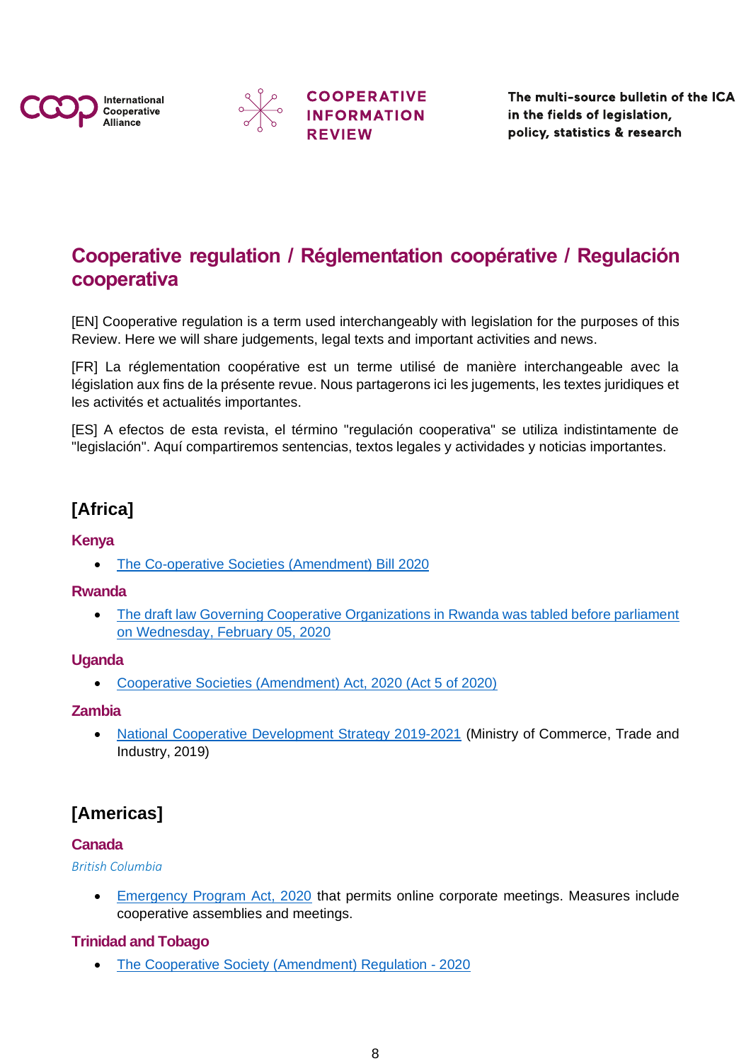# Cooperative regulation / Réglementation coopérative / Regulación cooperativa

[EN] Cooperative regulation is a term used interchangeably with legislation for the purposes of this Review. Here we will share judgements, legal texts and important activities and news.

[FR] La réglementation coopérative est un terme utilisé de manière interchangeable avec la législation aux fins de la présente revue. Nous partagerons ici les jugements, les textes juridiques et les activités et actualités importantes.

[ES] A efectos de esta revista, el término "regulación cooperativa" se utiliza indistintamente de "legislación". Aquí compartiremos sentencias, textos legales y actividades y noticias importantes.

## [Africa]

### Kenya

- The Co-operative Societies (Amendment) Bill 2020

### Rwanda

- The draft law Governing Cooperative Organizations in Rwanda was tabled before parliament on Wednesday, February 05, 2020

### Uganda

- Cooperative Societies (Amendment) Act, 2020 (Act 5 of 2020)

### Zambia

- National Cooperative Development Strategy 2019-2021 (Ministry of Commerce, Trade and Industry, 2019)

## [Americas]

### Canada

*British Columbia*

- Emergency Program Act, 2020 that permits online corporate meetings. Measures include cooperative assemblies and meetings.

### Trinidad and Tobago

- The Cooperative Society (Amendment) Regulation - 2020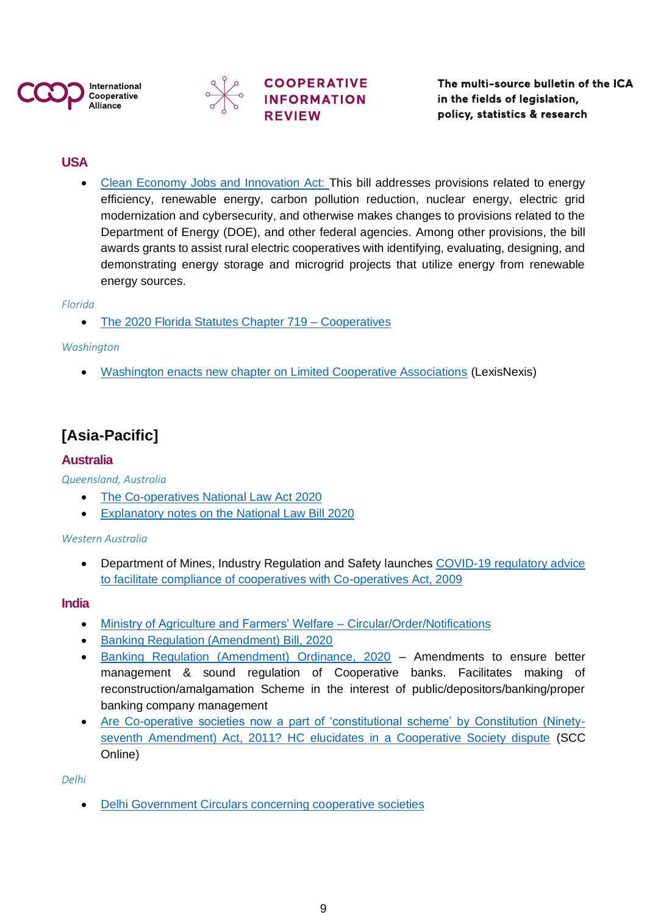## USA

- Clean Economy Jobs and Innovation Act: This bill addresses provisions related to energy efficiency, renewable energy, carbon pollution reduction, nuclear energy, electric grid modernization and cybersecurity, and otherwise makes changes to provisions related to the Department of Energy (DOE), and other federal agencies. Among other provisions, the bill awards grants to assist rural electric cooperatives with identifying, evaluating, designing, and demonstrating energy storage and microgrid projects that utilize energy from renewable energy sources.

*Florida*

- The 2020 Florida Statutes Chapter 719 – Cooperatives

*Washington*

- Washington enacts new chapter on Limited Cooperative Associations (LexisNexis)

# [Asia-Pacific]

## Australia

*Queensland, Australia*

- The Co-operatives National Law Act 2020
- Explanatory notes on the National Law Bill 2020

*Western Australia*

- Department of Mines, Industry Regulation and Safety launches COVID-19 regulatory advice to facilitate compliance of cooperatives with Co-operatives Act, 2009

## India

- Ministry of Agriculture and Farmers' Welfare – Circular/Order/Notifications
- Banking Regulation (Amendment) Bill, 2020
- Banking Regulation (Amendment) Ordinance, 2020 – Amendments to ensure better management & sound regulation of Cooperative banks. Facilitates making of reconstruction/amalgamation Scheme in the interest of public/depositors/banking/proper banking company management
- Are Co-operative societies now a part of 'constitutional scheme' by Constitution (Ninety-seventh Amendment) Act, 2011? HC elucidates in a Cooperative Society dispute (SCC Online)

*Delhi*

- Delhi Government Circulars concerning cooperative societies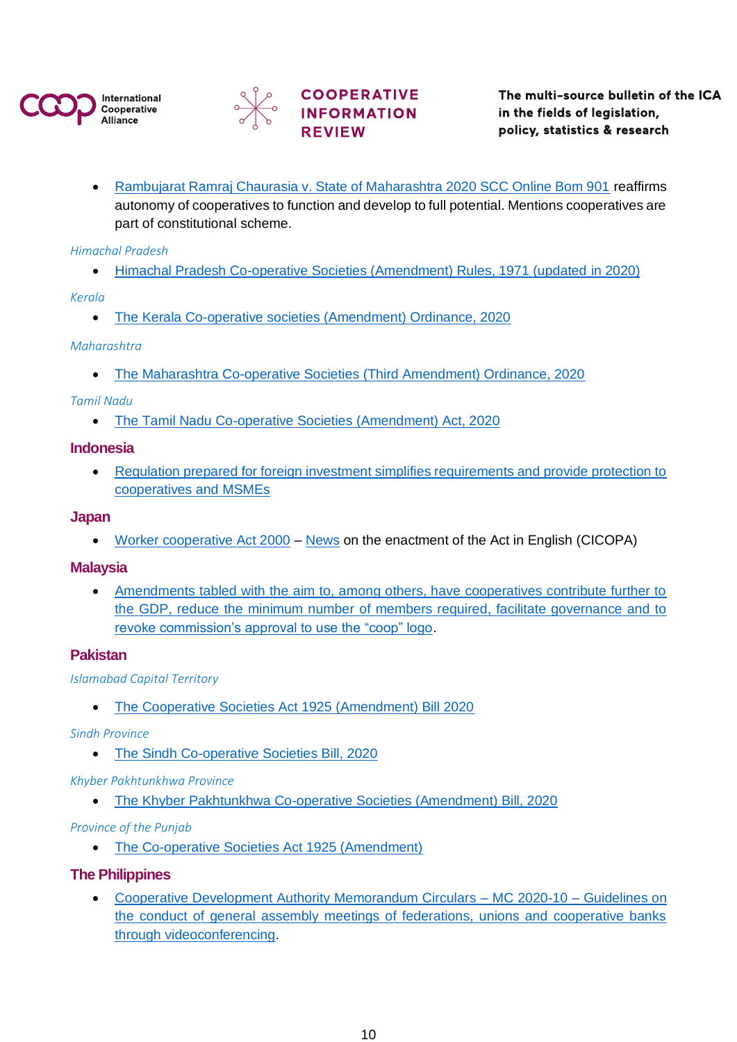- Rambujarat Ramraj Chaurasia v. State of Maharashtra 2020 SCC Online Bom 901 reaffirms autonomy of cooperatives to function and develop to full potential. Mentions cooperatives are part of constitutional scheme.

*Himachal Pradesh*

- Himachal Pradesh Co-operative Societies (Amendment) Rules, 1971 (updated in 2020)

*Kerala*

- The Kerala Co-operative societies (Amendment) Ordinance, 2020

*Maharashtra*

- The Maharashtra Co-operative Societies (Third Amendment) Ordinance, 2020

*Tamil Nadu*

- The Tamil Nadu Co-operative Societies (Amendment) Act, 2020

## Indonesia

- Regulation prepared for foreign investment simplifies requirements and provide protection to cooperatives and MSMEs

## Japan

- Worker cooperative Act 2000 – News on the enactment of the Act in English (CICOPA)

## Malaysia

- Amendments tabled with the aim to, among others, have cooperatives contribute further to the GDP, reduce the minimum number of members required, facilitate governance and to revoke commission's approval to use the "coop" logo.

## Pakistan

*Islamabad Capital Territory*

- The Cooperative Societies Act 1925 (Amendment) Bill 2020

*Sindh Province*

- The Sindh Co-operative Societies Bill, 2020

*Khyber Pakhtunkhwa Province*

- The Khyber Pakhtunkhwa Co-operative Societies (Amendment) Bill, 2020

*Province of the Punjab*

- The Co-operative Societies Act 1925 (Amendment)

## The Philippines

- Cooperative Development Authority Memorandum Circulars – MC 2020-10 – Guidelines on the conduct of general assembly meetings of federations, unions and cooperative banks through videoconferencing.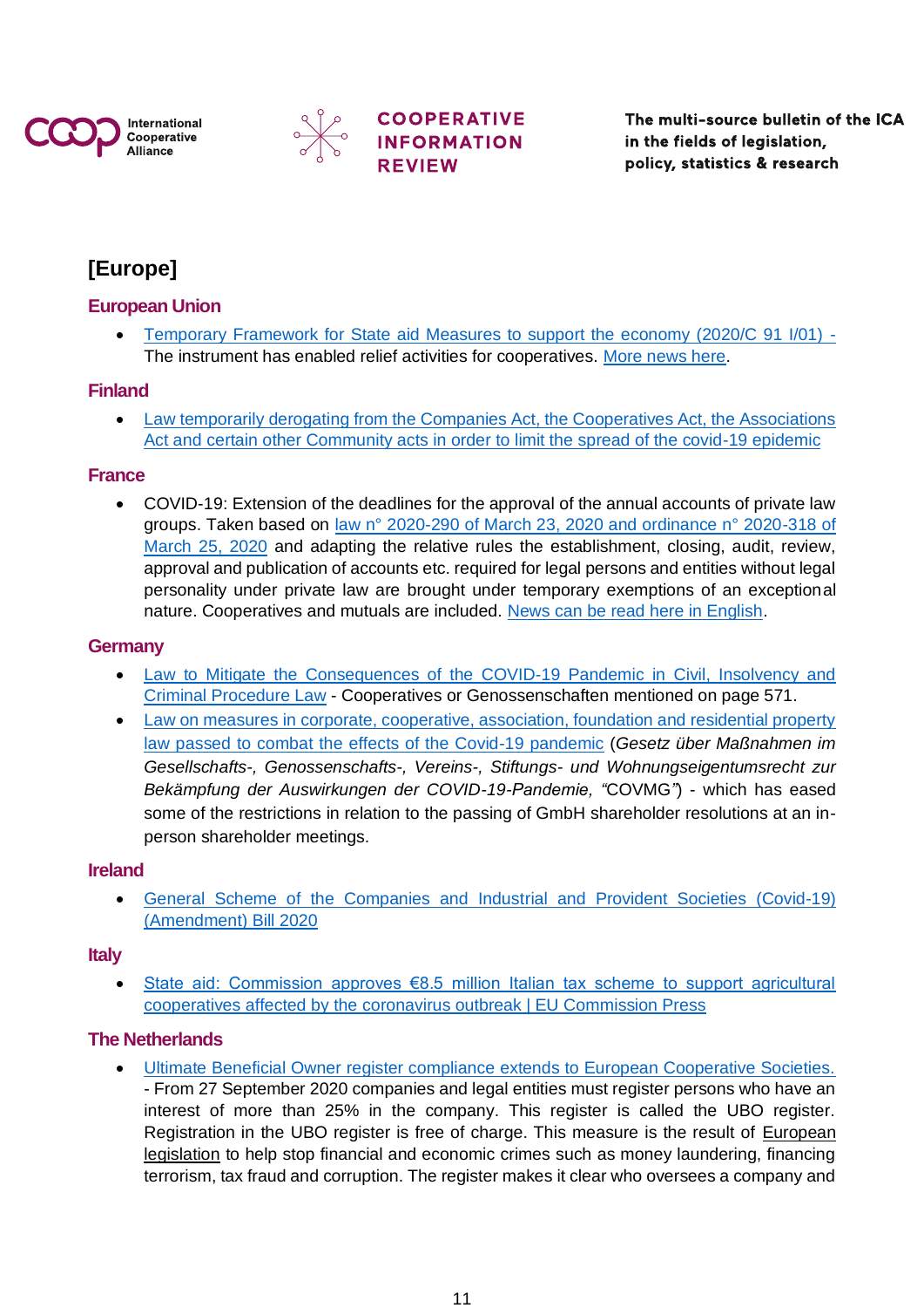# [Europe]

## European Union

- Temporary Framework for State aid Measures to support the economy (2020/C 91 I/01) - The instrument has enabled relief activities for cooperatives. More news here.

## Finland

- Law temporarily derogating from the Companies Act, the Cooperatives Act, the Associations Act and certain other Community acts in order to limit the spread of the covid-19 epidemic

## France

- COVID-19: Extension of the deadlines for the approval of the annual accounts of private law groups. Taken based on law n° 2020-290 of March 23, 2020 and ordinance n° 2020-318 of March 25, 2020 and adapting the relative rules the establishment, closing, audit, review, approval and publication of accounts etc. required for legal persons and entities without legal personality under private law are brought under temporary exemptions of an exceptional nature. Cooperatives and mutuals are included. News can be read here in English.

## Germany

- Law to Mitigate the Consequences of the COVID-19 Pandemic in Civil, Insolvency and Criminal Procedure Law - Cooperatives or Genossenschaften mentioned on page 571.
- Law on measures in corporate, cooperative, association, foundation and residential property law passed to combat the effects of the Covid-19 pandemic (*Gesetz über Maßnahmen im Gesellschafts-, Genossenschafts-, Vereins-, Stiftungs- und Wohnungseigentumsrecht zur Bekämpfung der Auswirkungen der COVID-19-Pandemie, "*COVMG*"*) - which has eased some of the restrictions in relation to the passing of GmbH shareholder resolutions at an in-person shareholder meetings.

## Ireland

- General Scheme of the Companies and Industrial and Provident Societies (Covid-19) (Amendment) Bill 2020

## Italy

- State aid: Commission approves €8.5 million Italian tax scheme to support agricultural cooperatives affected by the coronavirus outbreak | EU Commission Press

## The Netherlands

- Ultimate Beneficial Owner register compliance extends to European Cooperative Societies. - From 27 September 2020 companies and legal entities must register persons who have an interest of more than 25% in the company. This register is called the UBO register. Registration in the UBO register is free of charge. This measure is the result of European legislation to help stop financial and economic crimes such as money laundering, financing terrorism, tax fraud and corruption. The register makes it clear who oversees a company and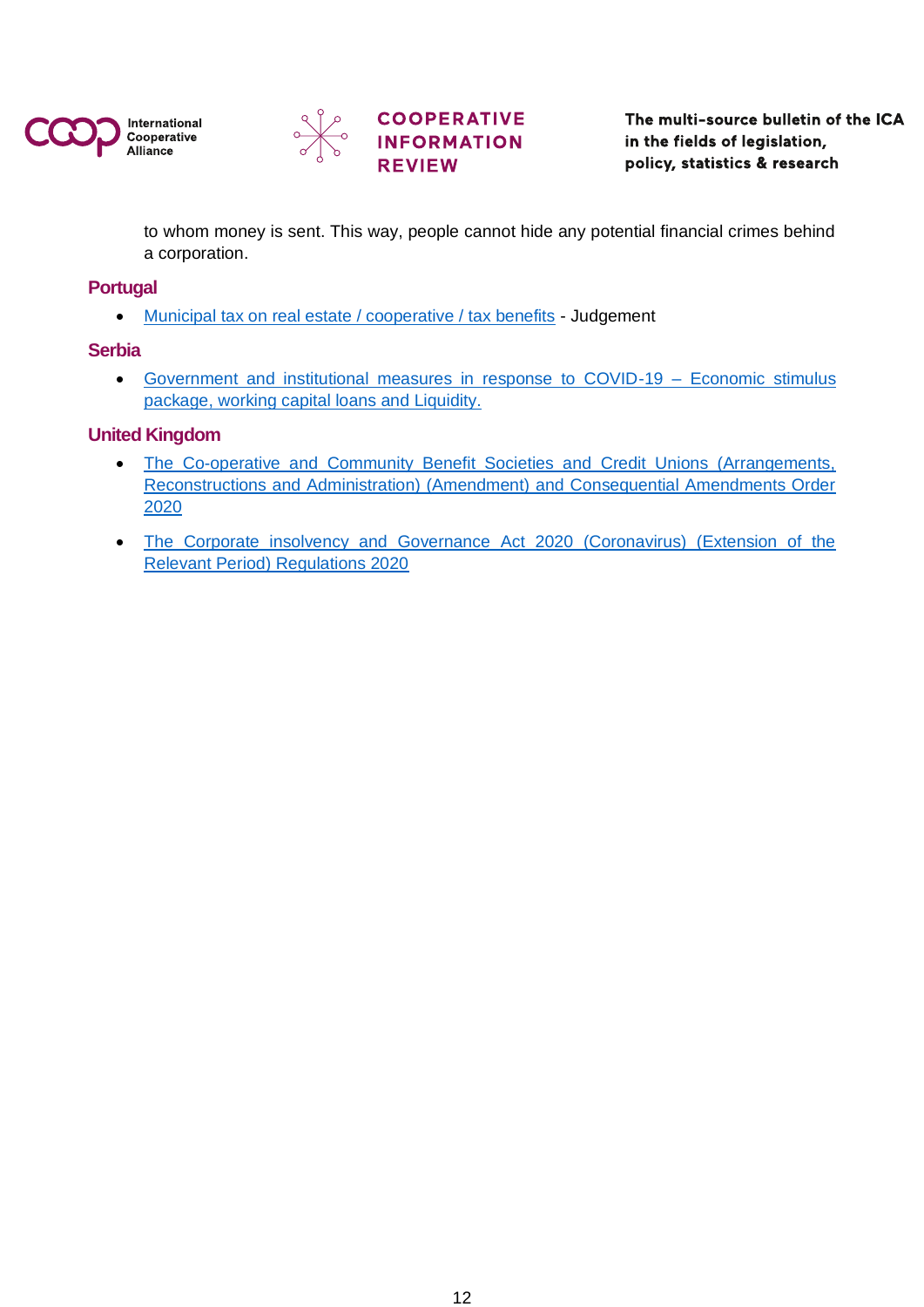to whom money is sent. This way, people cannot hide any potential financial crimes behind a corporation.

### Portugal

- Municipal tax on real estate / cooperative / tax benefits - Judgement

### Serbia

- Government and institutional measures in response to COVID-19 – Economic stimulus package, working capital loans and Liquidity.

### United Kingdom

- The Co-operative and Community Benefit Societies and Credit Unions (Arrangements, Reconstructions and Administration) (Amendment) and Consequential Amendments Order 2020
- The Corporate insolvency and Governance Act 2020 (Coronavirus) (Extension of the Relevant Period) Regulations 2020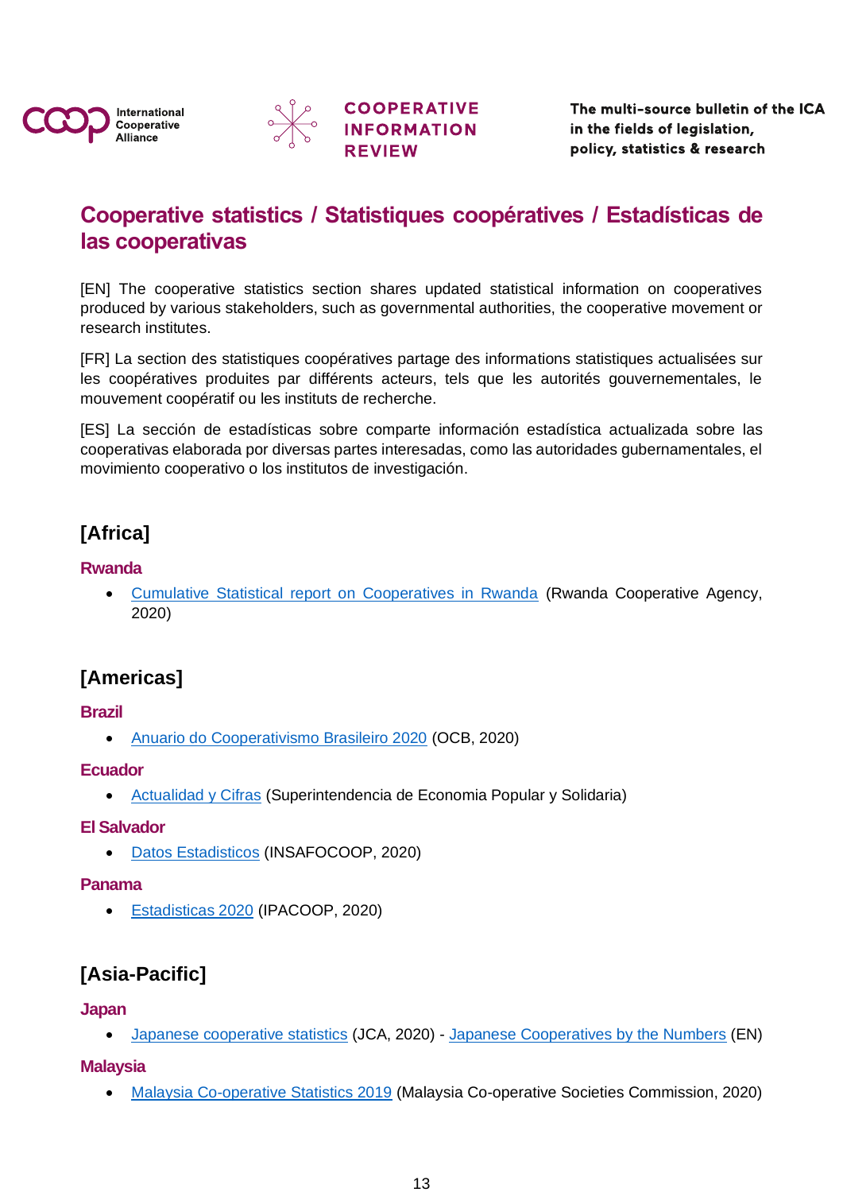# Cooperative statistics / Statistiques coopératives / Estadísticas de las cooperativas

[EN] The cooperative statistics section shares updated statistical information on cooperatives produced by various stakeholders, such as governmental authorities, the cooperative movement or research institutes.

[FR] La section des statistiques coopératives partage des informations statistiques actualisées sur les coopératives produites par différents acteurs, tels que les autorités gouvernementales, le mouvement coopératif ou les instituts de recherche.

[ES] La sección de estadísticas sobre comparte información estadística actualizada sobre las cooperativas elaborada por diversas partes interesadas, como las autoridades gubernamentales, el movimiento cooperativo o los institutos de investigación.

## [Africa]

### Rwanda

- Cumulative Statistical report on Cooperatives in Rwanda (Rwanda Cooperative Agency, 2020)

## [Americas]

### Brazil

- Anuario do Cooperativismo Brasileiro 2020 (OCB, 2020)

### Ecuador

- Actualidad y Cifras (Superintendencia de Economia Popular y Solidaria)

### El Salvador

- Datos Estadisticos (INSAFOCOOP, 2020)

### Panama

- Estadisticas 2020 (IPACOOP, 2020)

## [Asia-Pacific]

### Japan

- Japanese cooperative statistics (JCA, 2020) - Japanese Cooperatives by the Numbers (EN)

### Malaysia

- Malaysia Co-operative Statistics 2019 (Malaysia Co-operative Societies Commission, 2020)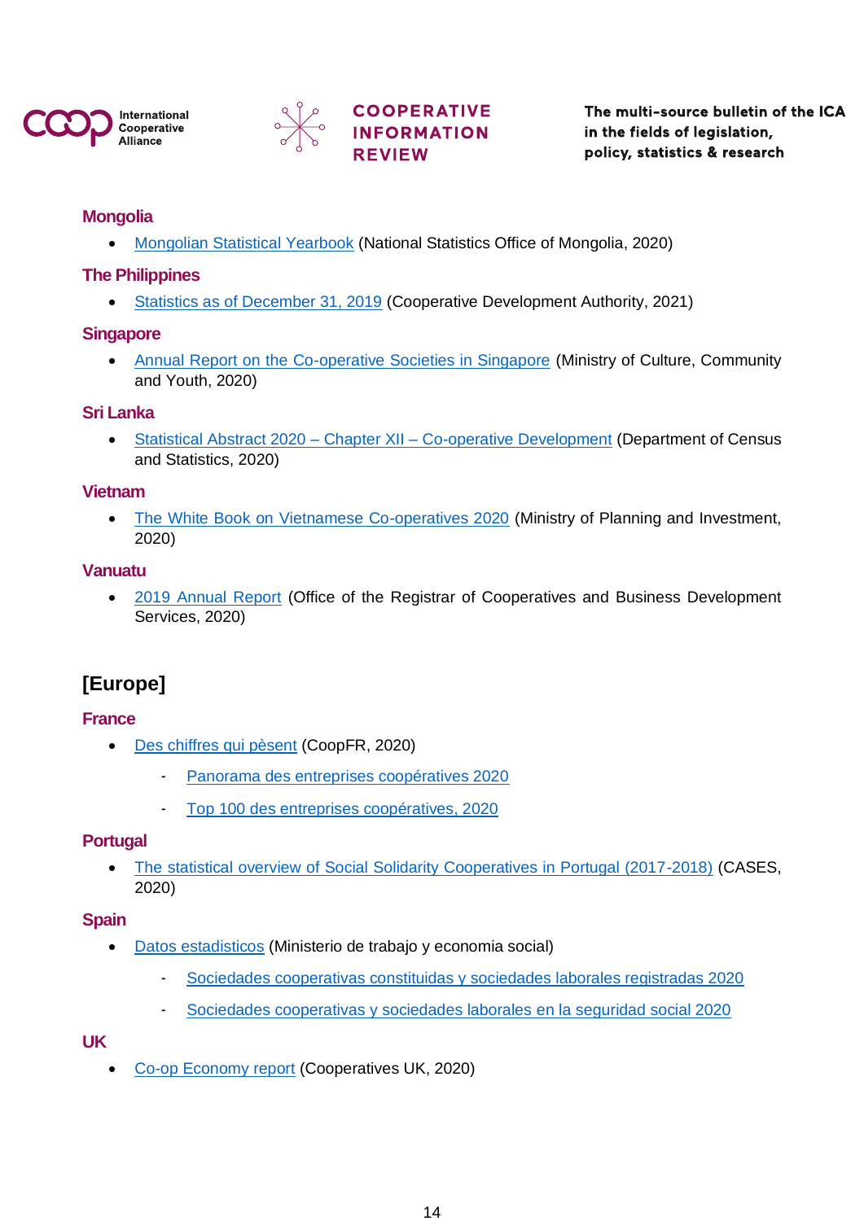### Mongolia

- Mongolian Statistical Yearbook (National Statistics Office of Mongolia, 2020)

### The Philippines

- Statistics as of December 31, 2019 (Cooperative Development Authority, 2021)

### Singapore

- Annual Report on the Co-operative Societies in Singapore (Ministry of Culture, Community and Youth, 2020)

### Sri Lanka

- Statistical Abstract 2020 – Chapter XII – Co-operative Development (Department of Census and Statistics, 2020)

### Vietnam

- The White Book on Vietnamese Co-operatives 2020 (Ministry of Planning and Investment, 2020)

### Vanuatu

- 2019 Annual Report (Office of the Registrar of Cooperatives and Business Development Services, 2020)

## [Europe]

### France

- Des chiffres qui pèsent (CoopFR, 2020)
  - Panorama des entreprises coopératives 2020
  - Top 100 des entreprises coopératives, 2020

### Portugal

- The statistical overview of Social Solidarity Cooperatives in Portugal (2017-2018) (CASES, 2020)

### Spain

- Datos estadisticos (Ministerio de trabajo y economia social)
  - Sociedades cooperativas constituidas y sociedades laborales registradas 2020
  - Sociedades cooperativas y sociedades laborales en la seguridad social 2020

### UK

- Co-op Economy report (Cooperatives UK, 2020)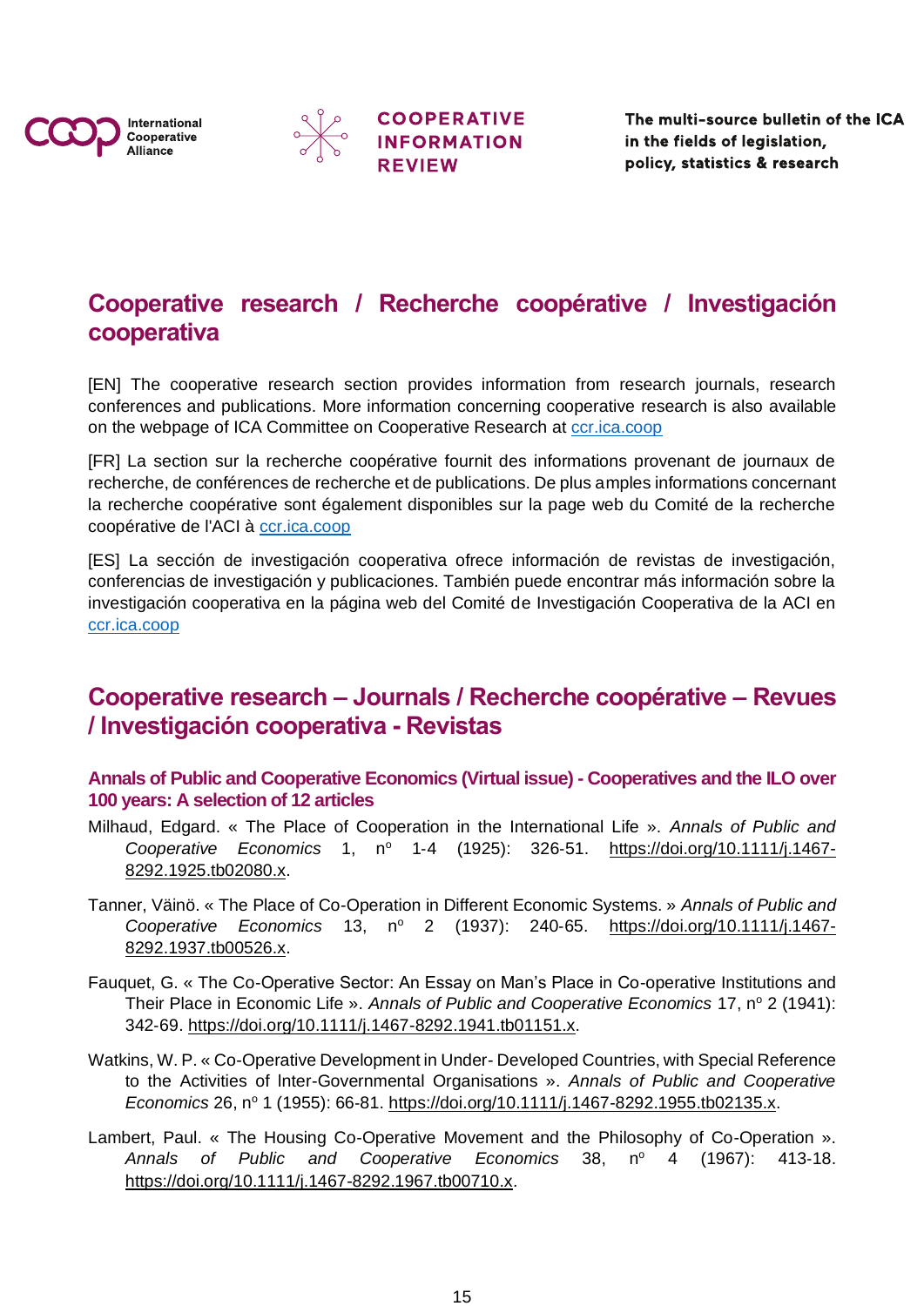## Cooperative research / Recherche coopérative / Investigación cooperativa

[EN] The cooperative research section provides information from research journals, research conferences and publications. More information concerning cooperative research is also available on the webpage of ICA Committee on Cooperative Research at [ccr.ica.coop](ccr.ica.coop)

[FR] La section sur la recherche coopérative fournit des informations provenant de journaux de recherche, de conférences de recherche et de publications. De plus amples informations concernant la recherche coopérative sont également disponibles sur la page web du Comité de la recherche coopérative de l'ACI à [ccr.ica.coop](ccr.ica.coop)

[ES] La sección de investigación cooperativa ofrece información de revistas de investigación, conferencias de investigación y publicaciones. También puede encontrar más información sobre la investigación cooperativa en la página web del Comité de Investigación Cooperativa de la ACI en [ccr.ica.coop](ccr.ica.coop)

## Cooperative research – Journals / Recherche coopérative – Revues / Investigación cooperativa - Revistas

### Annals of Public and Cooperative Economics (Virtual issue) - Cooperatives and the ILO over 100 years: A selection of 12 articles

Milhaud, Edgard. « The Place of Cooperation in the International Life ». *Annals of Public and Cooperative Economics* 1, nº 1-4 (1925): 326-51. https://doi.org/10.1111/j.1467-8292.1925.tb02080.x.

Tanner, Väinö. « The Place of Co-Operation in Different Economic Systems. » *Annals of Public and Cooperative Economics* 13, nº 2 (1937): 240-65. https://doi.org/10.1111/j.1467-8292.1937.tb00526.x.

Fauquet, G. « The Co-Operative Sector: An Essay on Man's Place in Co-operative Institutions and Their Place in Economic Life ». *Annals of Public and Cooperative Economics* 17, nº 2 (1941): 342-69. https://doi.org/10.1111/j.1467-8292.1941.tb01151.x.

Watkins, W. P. « Co-Operative Development in Under- Developed Countries, with Special Reference to the Activities of Inter-Governmental Organisations ». *Annals of Public and Cooperative Economics* 26, nº 1 (1955): 66-81. https://doi.org/10.1111/j.1467-8292.1955.tb02135.x.

Lambert, Paul. « The Housing Co-Operative Movement and the Philosophy of Co-Operation ». *Annals of Public and Cooperative Economics* 38, nº 4 (1967): 413-18. https://doi.org/10.1111/j.1467-8292.1967.tb00710.x.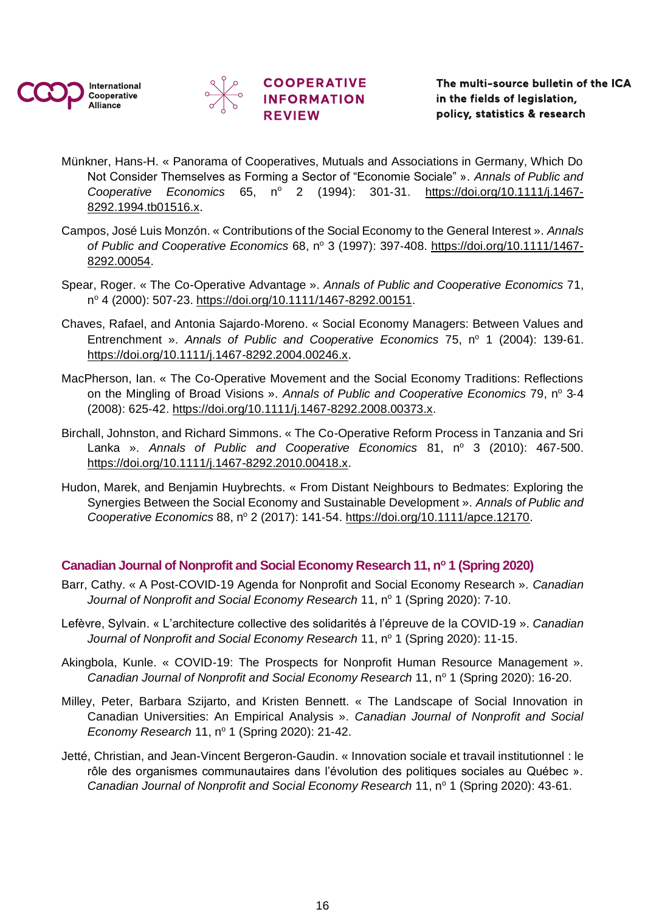Münkner, Hans-H. « Panorama of Cooperatives, Mutuals and Associations in Germany, Which Do Not Consider Themselves as Forming a Sector of "Economie Sociale" ». *Annals of Public and Cooperative Economics* 65, nº 2 (1994): 301-31. https://doi.org/10.1111/j.1467-8292.1994.tb01516.x.

Campos, José Luis Monzón. « Contributions of the Social Economy to the General Interest ». *Annals of Public and Cooperative Economics* 68, nº 3 (1997): 397-408. https://doi.org/10.1111/1467-8292.00054.

Spear, Roger. « The Co-Operative Advantage ». *Annals of Public and Cooperative Economics* 71, nº 4 (2000): 507-23. https://doi.org/10.1111/1467-8292.00151.

Chaves, Rafael, and Antonia Sajardo-Moreno. « Social Economy Managers: Between Values and Entrenchment ». *Annals of Public and Cooperative Economics* 75, nº 1 (2004): 139-61. https://doi.org/10.1111/j.1467-8292.2004.00246.x.

MacPherson, Ian. « The Co-Operative Movement and the Social Economy Traditions: Reflections on the Mingling of Broad Visions ». *Annals of Public and Cooperative Economics* 79, nº 3-4 (2008): 625-42. https://doi.org/10.1111/j.1467-8292.2008.00373.x.

Birchall, Johnston, and Richard Simmons. « The Co-Operative Reform Process in Tanzania and Sri Lanka ». *Annals of Public and Cooperative Economics* 81, nº 3 (2010): 467-500. https://doi.org/10.1111/j.1467-8292.2010.00418.x.

Hudon, Marek, and Benjamin Huybrechts. « From Distant Neighbours to Bedmates: Exploring the Synergies Between the Social Economy and Sustainable Development ». *Annals of Public and Cooperative Economics* 88, nº 2 (2017): 141-54. https://doi.org/10.1111/apce.12170.

### Canadian Journal of Nonprofit and Social Economy Research 11, nº 1 (Spring 2020)

Barr, Cathy. « A Post-COVID-19 Agenda for Nonprofit and Social Economy Research ». *Canadian Journal of Nonprofit and Social Economy Research* 11, nº 1 (Spring 2020): 7-10.

Lefèvre, Sylvain. « L'architecture collective des solidarités à l'épreuve de la COVID-19 ». *Canadian Journal of Nonprofit and Social Economy Research* 11, nº 1 (Spring 2020): 11-15.

Akingbola, Kunle. « COVID-19: The Prospects for Nonprofit Human Resource Management ». *Canadian Journal of Nonprofit and Social Economy Research* 11, nº 1 (Spring 2020): 16-20.

Milley, Peter, Barbara Szijarto, and Kristen Bennett. « The Landscape of Social Innovation in Canadian Universities: An Empirical Analysis ». *Canadian Journal of Nonprofit and Social Economy Research* 11, nº 1 (Spring 2020): 21-42.

Jetté, Christian, and Jean-Vincent Bergeron-Gaudin. « Innovation sociale et travail institutionnel : le rôle des organismes communautaires dans l'évolution des politiques sociales au Québec ». *Canadian Journal of Nonprofit and Social Economy Research* 11, nº 1 (Spring 2020): 43-61.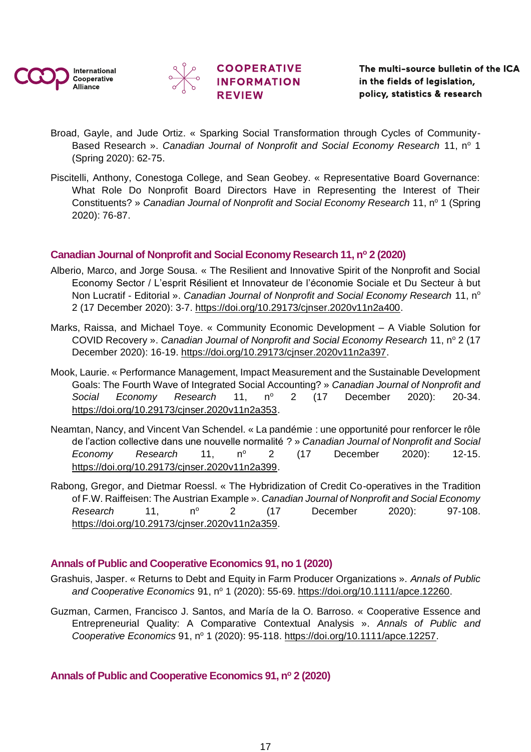Broad, Gayle, and Jude Ortiz. « Sparking Social Transformation through Cycles of Community-Based Research ». *Canadian Journal of Nonprofit and Social Economy Research* 11, nº 1 (Spring 2020): 62-75.

Piscitelli, Anthony, Conestoga College, and Sean Geobey. « Representative Board Governance: What Role Do Nonprofit Board Directors Have in Representing the Interest of Their Constituents? » *Canadian Journal of Nonprofit and Social Economy Research* 11, nº 1 (Spring 2020): 76-87.

### Canadian Journal of Nonprofit and Social Economy Research 11, nº 2 (2020)

Alberio, Marco, and Jorge Sousa. « The Resilient and Innovative Spirit of the Nonprofit and Social Economy Sector / L'esprit Résilient et Innovateur de l'économie Sociale et Du Secteur à but Non Lucratif - Editorial ». *Canadian Journal of Nonprofit and Social Economy Research* 11, nº 2 (17 December 2020): 3-7. https://doi.org/10.29173/cjnser.2020v11n2a400.

Marks, Raissa, and Michael Toye. « Community Economic Development – A Viable Solution for COVID Recovery ». *Canadian Journal of Nonprofit and Social Economy Research* 11, nº 2 (17 December 2020): 16-19. https://doi.org/10.29173/cjnser.2020v11n2a397.

Mook, Laurie. « Performance Management, Impact Measurement and the Sustainable Development Goals: The Fourth Wave of Integrated Social Accounting? » *Canadian Journal of Nonprofit and Social Economy Research* 11, nº 2 (17 December 2020): 20-34. https://doi.org/10.29173/cjnser.2020v11n2a353.

Neamtan, Nancy, and Vincent Van Schendel. « La pandémie : une opportunité pour renforcer le rôle de l'action collective dans une nouvelle normalité ? » *Canadian Journal of Nonprofit and Social Economy Research* 11, nº 2 (17 December 2020): 12-15. https://doi.org/10.29173/cjnser.2020v11n2a399.

Rabong, Gregor, and Dietmar Roessl. « The Hybridization of Credit Co-operatives in the Tradition of F.W. Raiffeisen: The Austrian Example ». *Canadian Journal of Nonprofit and Social Economy Research* 11, nº 2 (17 December 2020): 97-108. https://doi.org/10.29173/cjnser.2020v11n2a359.

### Annals of Public and Cooperative Economics 91, no 1 (2020)

Grashuis, Jasper. « Returns to Debt and Equity in Farm Producer Organizations ». *Annals of Public and Cooperative Economics* 91, nº 1 (2020): 55-69. https://doi.org/10.1111/apce.12260.

Guzman, Carmen, Francisco J. Santos, and María de la O. Barroso. « Cooperative Essence and Entrepreneurial Quality: A Comparative Contextual Analysis ». *Annals of Public and Cooperative Economics* 91, nº 1 (2020): 95-118. https://doi.org/10.1111/apce.12257.

### Annals of Public and Cooperative Economics 91, nº 2 (2020)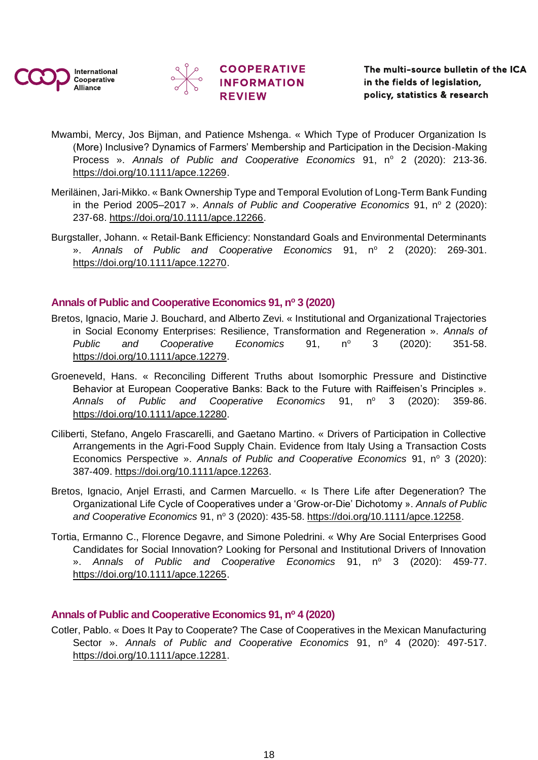Mwambi, Mercy, Jos Bijman, and Patience Mshenga. « Which Type of Producer Organization Is (More) Inclusive? Dynamics of Farmers' Membership and Participation in the Decision-Making Process ». *Annals of Public and Cooperative Economics* 91, nº 2 (2020): 213-36. https://doi.org/10.1111/apce.12269.

Meriläinen, Jari-Mikko. « Bank Ownership Type and Temporal Evolution of Long-Term Bank Funding in the Period 2005–2017 ». *Annals of Public and Cooperative Economics* 91, nº 2 (2020): 237-68. https://doi.org/10.1111/apce.12266.

Burgstaller, Johann. « Retail-Bank Efficiency: Nonstandard Goals and Environmental Determinants ». *Annals of Public and Cooperative Economics* 91, nº 2 (2020): 269-301. https://doi.org/10.1111/apce.12270.

### Annals of Public and Cooperative Economics 91, nº 3 (2020)

Bretos, Ignacio, Marie J. Bouchard, and Alberto Zevi. « Institutional and Organizational Trajectories in Social Economy Enterprises: Resilience, Transformation and Regeneration ». *Annals of Public and Cooperative Economics* 91, nº 3 (2020): 351-58. https://doi.org/10.1111/apce.12279.

Groeneveld, Hans. « Reconciling Different Truths about Isomorphic Pressure and Distinctive Behavior at European Cooperative Banks: Back to the Future with Raiffeisen's Principles ». *Annals of Public and Cooperative Economics* 91, nº 3 (2020): 359-86. https://doi.org/10.1111/apce.12280.

Ciliberti, Stefano, Angelo Frascarelli, and Gaetano Martino. « Drivers of Participation in Collective Arrangements in the Agri-Food Supply Chain. Evidence from Italy Using a Transaction Costs Economics Perspective ». *Annals of Public and Cooperative Economics* 91, nº 3 (2020): 387-409. https://doi.org/10.1111/apce.12263.

Bretos, Ignacio, Anjel Errasti, and Carmen Marcuello. « Is There Life after Degeneration? The Organizational Life Cycle of Cooperatives under a 'Grow-or-Die' Dichotomy ». *Annals of Public and Cooperative Economics* 91, nº 3 (2020): 435-58. https://doi.org/10.1111/apce.12258.

Tortia, Ermanno C., Florence Degavre, and Simone Poledrini. « Why Are Social Enterprises Good Candidates for Social Innovation? Looking for Personal and Institutional Drivers of Innovation ». *Annals of Public and Cooperative Economics* 91, nº 3 (2020): 459-77. https://doi.org/10.1111/apce.12265.

### Annals of Public and Cooperative Economics 91, nº 4 (2020)

Cotler, Pablo. « Does It Pay to Cooperate? The Case of Cooperatives in the Mexican Manufacturing Sector ». *Annals of Public and Cooperative Economics* 91, nº 4 (2020): 497-517. https://doi.org/10.1111/apce.12281.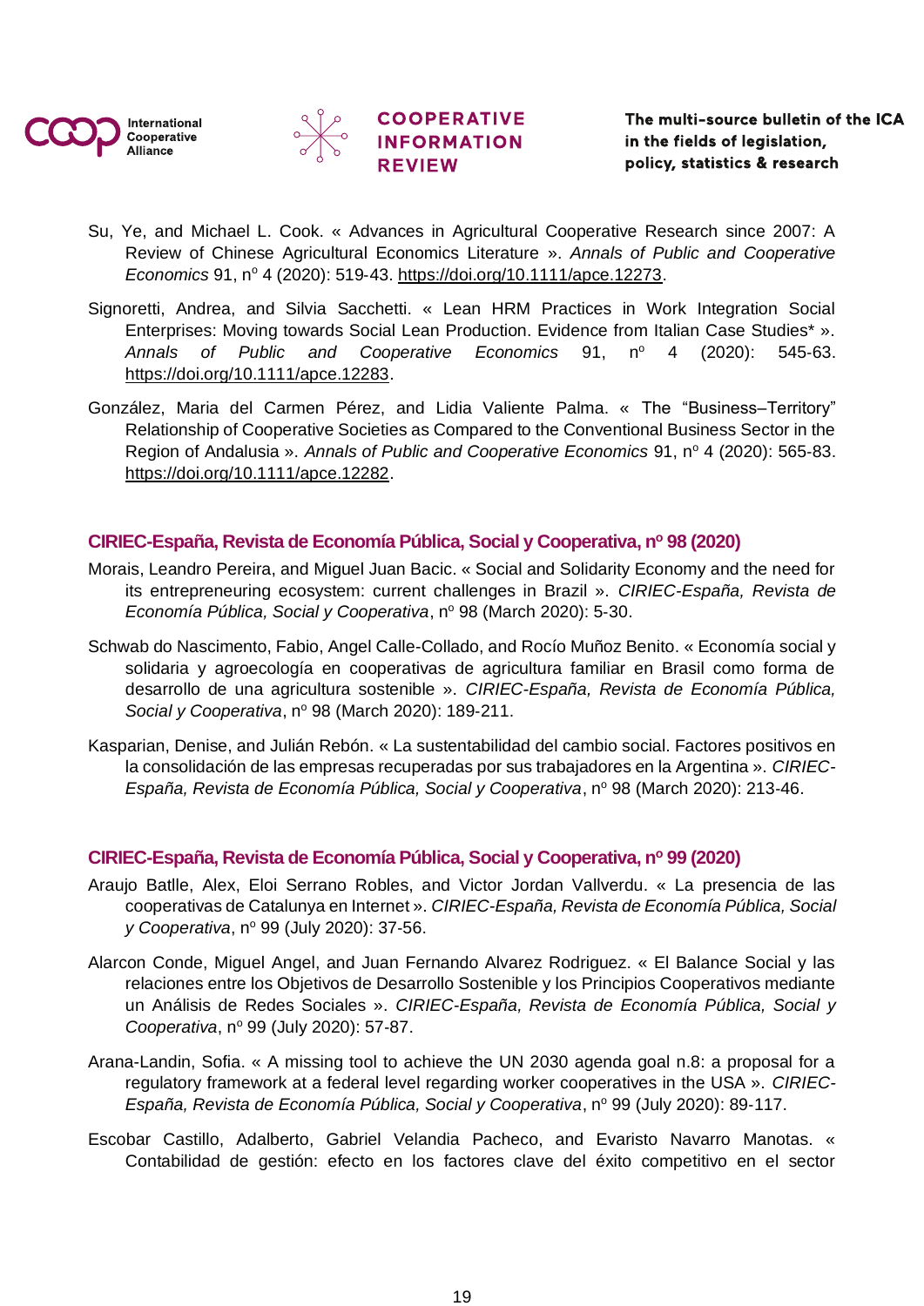Su, Ye, and Michael L. Cook. « Advances in Agricultural Cooperative Research since 2007: A Review of Chinese Agricultural Economics Literature ». *Annals of Public and Cooperative Economics* 91, nº 4 (2020): 519-43. https://doi.org/10.1111/apce.12273.

Signoretti, Andrea, and Silvia Sacchetti. « Lean HRM Practices in Work Integration Social Enterprises: Moving towards Social Lean Production. Evidence from Italian Case Studies* ». *Annals of Public and Cooperative Economics* 91, nº 4 (2020): 545-63. https://doi.org/10.1111/apce.12283.

González, Maria del Carmen Pérez, and Lidia Valiente Palma. « The "Business–Territory" Relationship of Cooperative Societies as Compared to the Conventional Business Sector in the Region of Andalusia ». *Annals of Public and Cooperative Economics* 91, nº 4 (2020): 565-83. https://doi.org/10.1111/apce.12282.

## CIRIEC-España, Revista de Economía Pública, Social y Cooperativa, nº 98 (2020)

Morais, Leandro Pereira, and Miguel Juan Bacic. « Social and Solidarity Economy and the need for its entrepreneuring ecosystem: current challenges in Brazil ». *CIRIEC-España, Revista de Economía Pública, Social y Cooperativa*, nº 98 (March 2020): 5-30.

Schwab do Nascimento, Fabio, Angel Calle-Collado, and Rocío Muñoz Benito. « Economía social y solidaria y agroecología en cooperativas de agricultura familiar en Brasil como forma de desarrollo de una agricultura sostenible ». *CIRIEC-España, Revista de Economía Pública, Social y Cooperativa*, nº 98 (March 2020): 189-211.

Kasparian, Denise, and Julián Rebón. « La sustentabilidad del cambio social. Factores positivos en la consolidación de las empresas recuperadas por sus trabajadores en la Argentina ». *CIRIEC-España, Revista de Economía Pública, Social y Cooperativa*, nº 98 (March 2020): 213-46.

## CIRIEC-España, Revista de Economía Pública, Social y Cooperativa, nº 99 (2020)

Araujo Batlle, Alex, Eloi Serrano Robles, and Victor Jordan Vallverdu. « La presencia de las cooperativas de Catalunya en Internet ». *CIRIEC-España, Revista de Economía Pública, Social y Cooperativa*, nº 99 (July 2020): 37-56.

Alarcon Conde, Miguel Angel, and Juan Fernando Alvarez Rodriguez. « El Balance Social y las relaciones entre los Objetivos de Desarrollo Sostenible y los Principios Cooperativos mediante un Análisis de Redes Sociales ». *CIRIEC-España, Revista de Economía Pública, Social y Cooperativa*, nº 99 (July 2020): 57-87.

Arana-Landin, Sofia. « A missing tool to achieve the UN 2030 agenda goal n.8: a proposal for a regulatory framework at a federal level regarding worker cooperatives in the USA ». *CIRIEC-España, Revista de Economía Pública, Social y Cooperativa*, nº 99 (July 2020): 89-117.

Escobar Castillo, Adalberto, Gabriel Velandia Pacheco, and Evaristo Navarro Manotas. « Contabilidad de gestión: efecto en los factores clave del éxito competitivo en el sector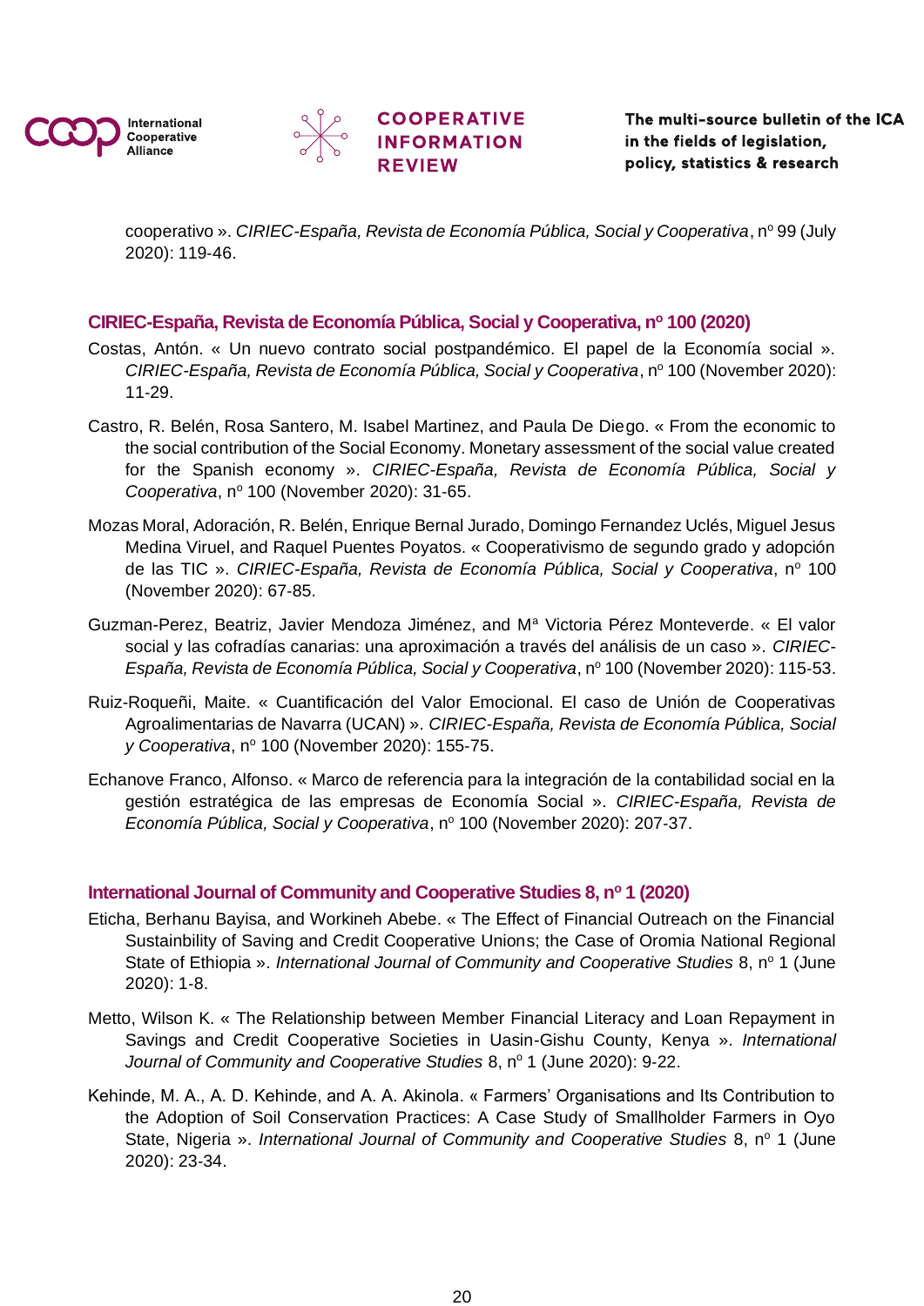cooperativo ». *CIRIEC-España, Revista de Economía Pública, Social y Cooperativa*, nº 99 (July 2020): 119-46.

### CIRIEC-España, Revista de Economía Pública, Social y Cooperativa, nº 100 (2020)

Costas, Antón. « Un nuevo contrato social postpandémico. El papel de la Economía social ». *CIRIEC-España, Revista de Economía Pública, Social y Cooperativa*, nº 100 (November 2020): 11-29.

Castro, R. Belén, Rosa Santero, M. Isabel Martinez, and Paula De Diego. « From the economic to the social contribution of the Social Economy. Monetary assessment of the social value created for the Spanish economy ». *CIRIEC-España, Revista de Economía Pública, Social y Cooperativa*, nº 100 (November 2020): 31-65.

Mozas Moral, Adoración, R. Belén, Enrique Bernal Jurado, Domingo Fernandez Uclés, Miguel Jesus Medina Viruel, and Raquel Puentes Poyatos. « Cooperativismo de segundo grado y adopción de las TIC ». *CIRIEC-España, Revista de Economía Pública, Social y Cooperativa*, nº 100 (November 2020): 67-85.

Guzman-Perez, Beatriz, Javier Mendoza Jiménez, and Mª Victoria Pérez Monteverde. « El valor social y las cofradías canarias: una aproximación a través del análisis de un caso ». *CIRIEC-España, Revista de Economía Pública, Social y Cooperativa*, nº 100 (November 2020): 115-53.

Ruiz-Roqueñi, Maite. « Cuantificación del Valor Emocional. El caso de Unión de Cooperativas Agroalimentarias de Navarra (UCAN) ». *CIRIEC-España, Revista de Economía Pública, Social y Cooperativa*, nº 100 (November 2020): 155-75.

Echanove Franco, Alfonso. « Marco de referencia para la integración de la contabilidad social en la gestión estratégica de las empresas de Economía Social ». *CIRIEC-España, Revista de Economía Pública, Social y Cooperativa*, nº 100 (November 2020): 207-37.

### International Journal of Community and Cooperative Studies 8, nº 1 (2020)

Eticha, Berhanu Bayisa, and Workineh Abebe. « The Effect of Financial Outreach on the Financial Sustainbility of Saving and Credit Cooperative Unions; the Case of Oromia National Regional State of Ethiopia ». *International Journal of Community and Cooperative Studies* 8, nº 1 (June 2020): 1-8.

Metto, Wilson K. « The Relationship between Member Financial Literacy and Loan Repayment in Savings and Credit Cooperative Societies in Uasin-Gishu County, Kenya ». *International Journal of Community and Cooperative Studies* 8, nº 1 (June 2020): 9-22.

Kehinde, M. A., A. D. Kehinde, and A. A. Akinola. « Farmers' Organisations and Its Contribution to the Adoption of Soil Conservation Practices: A Case Study of Smallholder Farmers in Oyo State, Nigeria ». *International Journal of Community and Cooperative Studies* 8, nº 1 (June 2020): 23-34.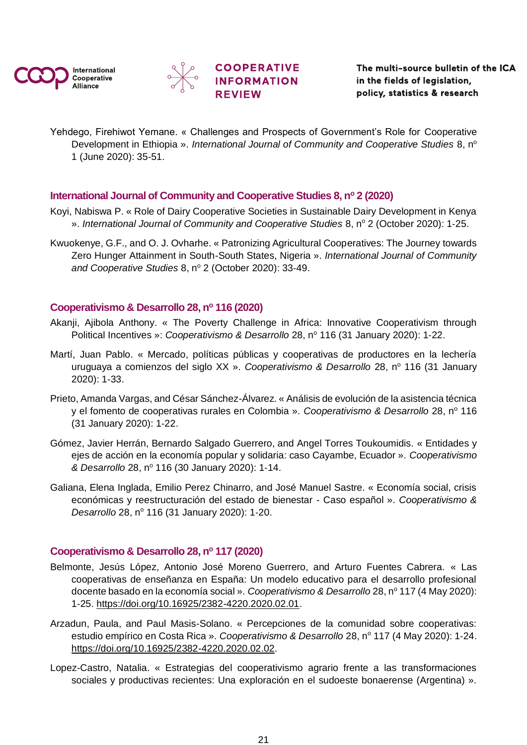Yehdego, Firehiwot Yemane. « Challenges and Prospects of Government's Role for Cooperative Development in Ethiopia ». *International Journal of Community and Cooperative Studies* 8, nº 1 (June 2020): 35-51.

### International Journal of Community and Cooperative Studies 8, nº 2 (2020)

Koyi, Nabiswa P. « Role of Dairy Cooperative Societies in Sustainable Dairy Development in Kenya ». *International Journal of Community and Cooperative Studies* 8, nº 2 (October 2020): 1-25.

Kwuokenye, G.F., and O. J. Ovharhe. « Patronizing Agricultural Cooperatives: The Journey towards Zero Hunger Attainment in South-South States, Nigeria ». *International Journal of Community and Cooperative Studies* 8, nº 2 (October 2020): 33-49.

### Cooperativismo & Desarrollo 28, nº 116 (2020)

Akanji, Ajibola Anthony. « The Poverty Challenge in Africa: Innovative Cooperativism through Political Incentives »: *Cooperativismo & Desarrollo* 28, nº 116 (31 January 2020): 1-22.

Martí, Juan Pablo. « Mercado, políticas públicas y cooperativas de productores en la lechería uruguaya a comienzos del siglo XX ». *Cooperativismo & Desarrollo* 28, nº 116 (31 January 2020): 1-33.

Prieto, Amanda Vargas, and César Sánchez-Álvarez. « Análisis de evolución de la asistencia técnica y el fomento de cooperativas rurales en Colombia ». *Cooperativismo & Desarrollo* 28, nº 116 (31 January 2020): 1-22.

Gómez, Javier Herrán, Bernardo Salgado Guerrero, and Angel Torres Toukoumidis. « Entidades y ejes de acción en la economía popular y solidaria: caso Cayambe, Ecuador ». *Cooperativismo & Desarrollo* 28, nº 116 (30 January 2020): 1-14.

Galiana, Elena Inglada, Emilio Perez Chinarro, and José Manuel Sastre. « Economía social, crisis económicas y reestructuración del estado de bienestar - Caso español ». *Cooperativismo & Desarrollo* 28, nº 116 (31 January 2020): 1-20.

### Cooperativismo & Desarrollo 28, nº 117 (2020)

Belmonte, Jesús López, Antonio José Moreno Guerrero, and Arturo Fuentes Cabrera. « Las cooperativas de enseñanza en España: Un modelo educativo para el desarrollo profesional docente basado en la economía social ». *Cooperativismo & Desarrollo* 28, nº 117 (4 May 2020): 1-25. https://doi.org/10.16925/2382-4220.2020.02.01.

Arzadun, Paula, and Paul Masis-Solano. « Percepciones de la comunidad sobre cooperativas: estudio empírico en Costa Rica ». *Cooperativismo & Desarrollo* 28, nº 117 (4 May 2020): 1-24. https://doi.org/10.16925/2382-4220.2020.02.02.

Lopez-Castro, Natalia. « Estrategias del cooperativismo agrario frente a las transformaciones sociales y productivas recientes: Una exploración en el sudoeste bonaerense (Argentina) ».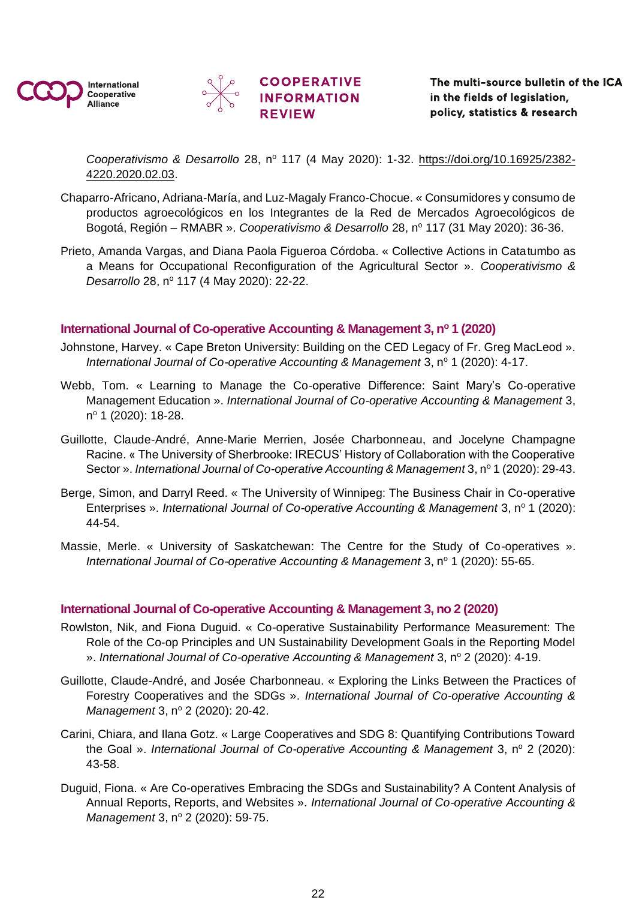*Cooperativismo & Desarrollo* 28, nº 117 (4 May 2020): 1-32. https://doi.org/10.16925/2382-4220.2020.02.03.

Chaparro-Africano, Adriana-María, and Luz-Magaly Franco-Chocue. « Consumidores y consumo de productos agroecológicos en los Integrantes de la Red de Mercados Agroecológicos de Bogotá, Región – RMABR ». *Cooperativismo & Desarrollo* 28, nº 117 (31 May 2020): 36-36.

Prieto, Amanda Vargas, and Diana Paola Figueroa Córdoba. « Collective Actions in Catatumbo as a Means for Occupational Reconfiguration of the Agricultural Sector ». *Cooperativismo & Desarrollo* 28, nº 117 (4 May 2020): 22-22.

### International Journal of Co-operative Accounting & Management 3, nº 1 (2020)

Johnstone, Harvey. « Cape Breton University: Building on the CED Legacy of Fr. Greg MacLeod ». *International Journal of Co-operative Accounting & Management* 3, nº 1 (2020): 4-17.

Webb, Tom. « Learning to Manage the Co-operative Difference: Saint Mary's Co-operative Management Education ». *International Journal of Co-operative Accounting & Management* 3, nº 1 (2020): 18-28.

Guillotte, Claude-André, Anne-Marie Merrien, Josée Charbonneau, and Jocelyne Champagne Racine. « The University of Sherbrooke: IRECUS' History of Collaboration with the Cooperative Sector ». *International Journal of Co-operative Accounting & Management* 3, nº 1 (2020): 29-43.

Berge, Simon, and Darryl Reed. « The University of Winnipeg: The Business Chair in Co-operative Enterprises ». *International Journal of Co-operative Accounting & Management* 3, nº 1 (2020): 44-54.

Massie, Merle. « University of Saskatchewan: The Centre for the Study of Co-operatives ». *International Journal of Co-operative Accounting & Management* 3, nº 1 (2020): 55-65.

### International Journal of Co-operative Accounting & Management 3, no 2 (2020)

Rowlston, Nik, and Fiona Duguid. « Co-operative Sustainability Performance Measurement: The Role of the Co-op Principles and UN Sustainability Development Goals in the Reporting Model ». *International Journal of Co-operative Accounting & Management* 3, nº 2 (2020): 4-19.

Guillotte, Claude-André, and Josée Charbonneau. « Exploring the Links Between the Practices of Forestry Cooperatives and the SDGs ». *International Journal of Co-operative Accounting & Management* 3, nº 2 (2020): 20-42.

Carini, Chiara, and Ilana Gotz. « Large Cooperatives and SDG 8: Quantifying Contributions Toward the Goal ». *International Journal of Co-operative Accounting & Management* 3, nº 2 (2020): 43-58.

Duguid, Fiona. « Are Co-operatives Embracing the SDGs and Sustainability? A Content Analysis of Annual Reports, Reports, and Websites ». *International Journal of Co-operative Accounting & Management* 3, nº 2 (2020): 59-75.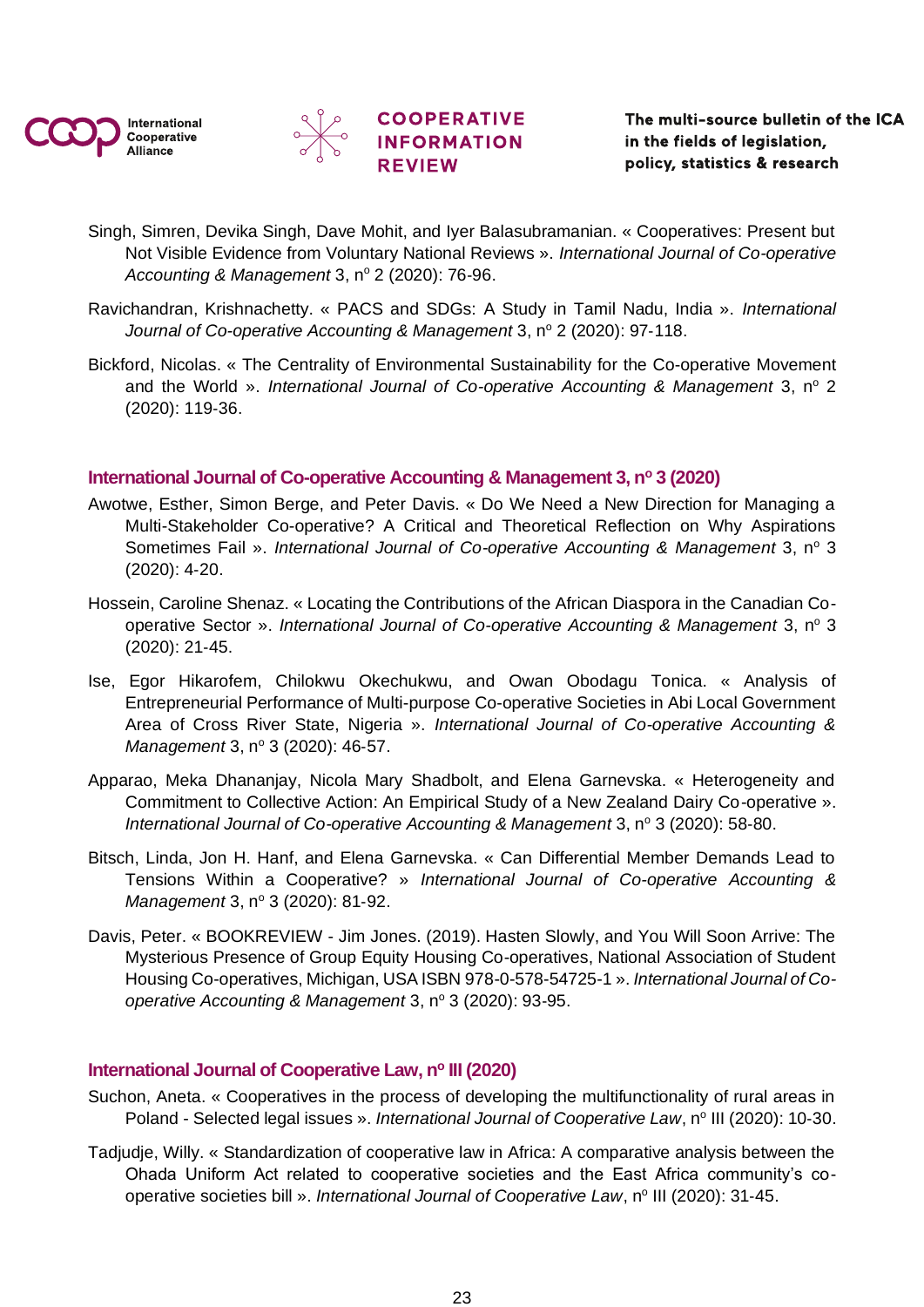Singh, Simren, Devika Singh, Dave Mohit, and Iyer Balasubramanian. « Cooperatives: Present but Not Visible Evidence from Voluntary National Reviews ». *International Journal of Co-operative Accounting & Management* 3, nº 2 (2020): 76-96.

Ravichandran, Krishnachetty. « PACS and SDGs: A Study in Tamil Nadu, India ». *International Journal of Co-operative Accounting & Management* 3, nº 2 (2020): 97-118.

Bickford, Nicolas. « The Centrality of Environmental Sustainability for the Co-operative Movement and the World ». *International Journal of Co-operative Accounting & Management* 3, nº 2 (2020): 119-36.

### International Journal of Co-operative Accounting & Management 3, nº 3 (2020)

Awotwe, Esther, Simon Berge, and Peter Davis. « Do We Need a New Direction for Managing a Multi-Stakeholder Co-operative? A Critical and Theoretical Reflection on Why Aspirations Sometimes Fail ». *International Journal of Co-operative Accounting & Management* 3, nº 3 (2020): 4-20.

Hossein, Caroline Shenaz. « Locating the Contributions of the African Diaspora in the Canadian Co-operative Sector ». *International Journal of Co-operative Accounting & Management* 3, nº 3 (2020): 21-45.

Ise, Egor Hikarofem, Chilokwu Okechukwu, and Owan Obodagu Tonica. « Analysis of Entrepreneurial Performance of Multi-purpose Co-operative Societies in Abi Local Government Area of Cross River State, Nigeria ». *International Journal of Co-operative Accounting & Management* 3, nº 3 (2020): 46-57.

Apparao, Meka Dhananjay, Nicola Mary Shadbolt, and Elena Garnevska. « Heterogeneity and Commitment to Collective Action: An Empirical Study of a New Zealand Dairy Co-operative ». *International Journal of Co-operative Accounting & Management* 3, nº 3 (2020): 58-80.

Bitsch, Linda, Jon H. Hanf, and Elena Garnevska. « Can Differential Member Demands Lead to Tensions Within a Cooperative? » *International Journal of Co-operative Accounting & Management* 3, nº 3 (2020): 81-92.

Davis, Peter. « BOOKREVIEW - Jim Jones. (2019). Hasten Slowly, and You Will Soon Arrive: The Mysterious Presence of Group Equity Housing Co-operatives, National Association of Student Housing Co-operatives, Michigan, USA ISBN 978-0-578-54725-1 ». *International Journal of Co-operative Accounting & Management* 3, nº 3 (2020): 93-95.

### International Journal of Cooperative Law, nº III (2020)

Suchon, Aneta. « Cooperatives in the process of developing the multifunctionality of rural areas in Poland - Selected legal issues ». *International Journal of Cooperative Law*, nº III (2020): 10-30.

Tadjudje, Willy. « Standardization of cooperative law in Africa: A comparative analysis between the Ohada Uniform Act related to cooperative societies and the East Africa community's co-operative societies bill ». *International Journal of Cooperative Law*, nº III (2020): 31-45.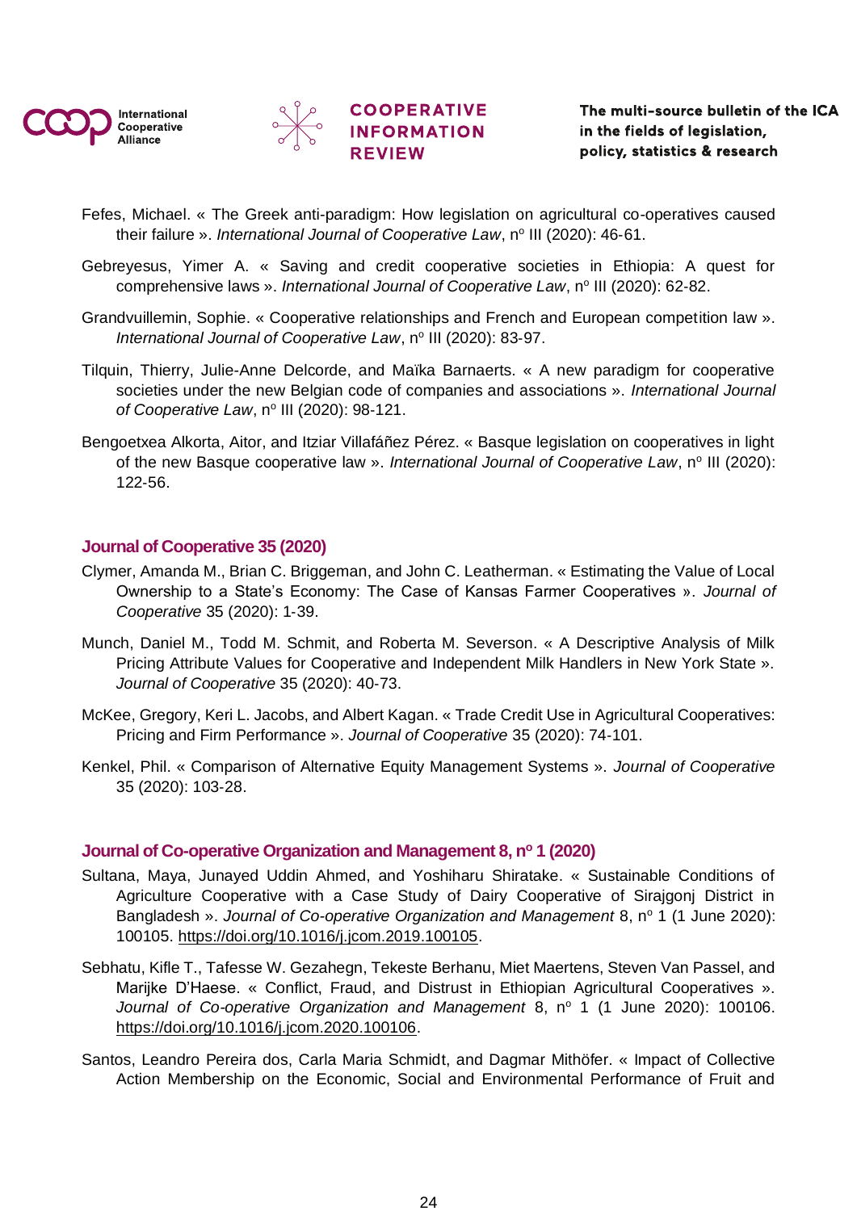Fefes, Michael. « The Greek anti-paradigm: How legislation on agricultural co-operatives caused their failure ». *International Journal of Cooperative Law*, nº III (2020): 46-61.

Gebreyesus, Yimer A. « Saving and credit cooperative societies in Ethiopia: A quest for comprehensive laws ». *International Journal of Cooperative Law*, nº III (2020): 62-82.

Grandvuillemin, Sophie. « Cooperative relationships and French and European competition law ». *International Journal of Cooperative Law*, nº III (2020): 83-97.

Tilquin, Thierry, Julie-Anne Delcorde, and Maïka Barnaerts. « A new paradigm for cooperative societies under the new Belgian code of companies and associations ». *International Journal of Cooperative Law*, nº III (2020): 98-121.

Bengoetxea Alkorta, Aitor, and Itziar Villafáñez Pérez. « Basque legislation on cooperatives in light of the new Basque cooperative law ». *International Journal of Cooperative Law*, nº III (2020): 122-56.

### Journal of Cooperative 35 (2020)

Clymer, Amanda M., Brian C. Briggeman, and John C. Leatherman. « Estimating the Value of Local Ownership to a State's Economy: The Case of Kansas Farmer Cooperatives ». *Journal of Cooperative* 35 (2020): 1-39.

Munch, Daniel M., Todd M. Schmit, and Roberta M. Severson. « A Descriptive Analysis of Milk Pricing Attribute Values for Cooperative and Independent Milk Handlers in New York State ». *Journal of Cooperative* 35 (2020): 40-73.

McKee, Gregory, Keri L. Jacobs, and Albert Kagan. « Trade Credit Use in Agricultural Cooperatives: Pricing and Firm Performance ». *Journal of Cooperative* 35 (2020): 74-101.

Kenkel, Phil. « Comparison of Alternative Equity Management Systems ». *Journal of Cooperative* 35 (2020): 103-28.

### Journal of Co-operative Organization and Management 8, nº 1 (2020)

Sultana, Maya, Junayed Uddin Ahmed, and Yoshiharu Shiratake. « Sustainable Conditions of Agriculture Cooperative with a Case Study of Dairy Cooperative of Sirajgonj District in Bangladesh ». *Journal of Co-operative Organization and Management* 8, nº 1 (1 June 2020): 100105. https://doi.org/10.1016/j.jcom.2019.100105.

Sebhatu, Kifle T., Tafesse W. Gezahegn, Tekeste Berhanu, Miet Maertens, Steven Van Passel, and Marijke D'Haese. « Conflict, Fraud, and Distrust in Ethiopian Agricultural Cooperatives ». *Journal of Co-operative Organization and Management* 8, nº 1 (1 June 2020): 100106. https://doi.org/10.1016/j.jcom.2020.100106.

Santos, Leandro Pereira dos, Carla Maria Schmidt, and Dagmar Mithöfer. « Impact of Collective Action Membership on the Economic, Social and Environmental Performance of Fruit and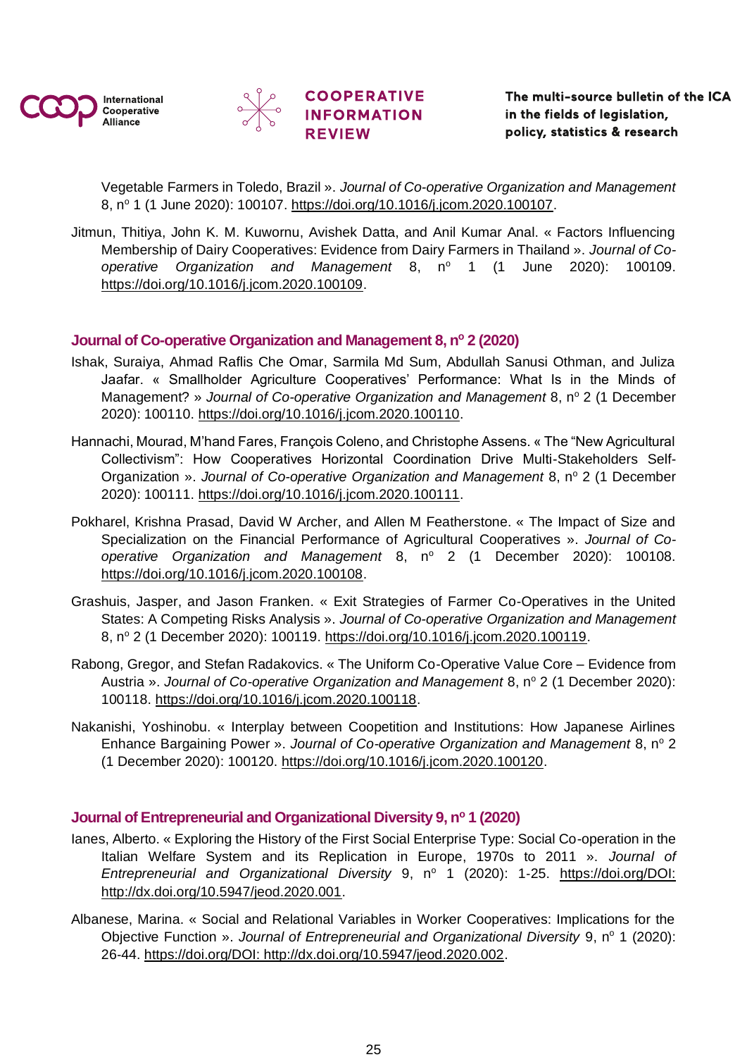Vegetable Farmers in Toledo, Brazil ». *Journal of Co-operative Organization and Management* 8, nº 1 (1 June 2020): 100107. https://doi.org/10.1016/j.jcom.2020.100107.

Jitmun, Thitiya, John K. M. Kuwornu, Avishek Datta, and Anil Kumar Anal. « Factors Influencing Membership of Dairy Cooperatives: Evidence from Dairy Farmers in Thailand ». *Journal of Co-operative Organization and Management* 8, nº 1 (1 June 2020): 100109. https://doi.org/10.1016/j.jcom.2020.100109.

### Journal of Co-operative Organization and Management 8, nº 2 (2020)

Ishak, Suraiya, Ahmad Raflis Che Omar, Sarmila Md Sum, Abdullah Sanusi Othman, and Juliza Jaafar. « Smallholder Agriculture Cooperatives' Performance: What Is in the Minds of Management? » *Journal of Co-operative Organization and Management* 8, nº 2 (1 December 2020): 100110. https://doi.org/10.1016/j.jcom.2020.100110.

Hannachi, Mourad, M'hand Fares, François Coleno, and Christophe Assens. « The "New Agricultural Collectivism": How Cooperatives Horizontal Coordination Drive Multi-Stakeholders Self-Organization ». *Journal of Co-operative Organization and Management* 8, nº 2 (1 December 2020): 100111. https://doi.org/10.1016/j.jcom.2020.100111.

Pokharel, Krishna Prasad, David W Archer, and Allen M Featherstone. « The Impact of Size and Specialization on the Financial Performance of Agricultural Cooperatives ». *Journal of Co-operative Organization and Management* 8, nº 2 (1 December 2020): 100108. https://doi.org/10.1016/j.jcom.2020.100108.

Grashuis, Jasper, and Jason Franken. « Exit Strategies of Farmer Co-Operatives in the United States: A Competing Risks Analysis ». *Journal of Co-operative Organization and Management* 8, nº 2 (1 December 2020): 100119. https://doi.org/10.1016/j.jcom.2020.100119.

Rabong, Gregor, and Stefan Radakovics. « The Uniform Co-Operative Value Core – Evidence from Austria ». *Journal of Co-operative Organization and Management* 8, nº 2 (1 December 2020): 100118. https://doi.org/10.1016/j.jcom.2020.100118.

Nakanishi, Yoshinobu. « Interplay between Coopetition and Institutions: How Japanese Airlines Enhance Bargaining Power ». *Journal of Co-operative Organization and Management* 8, nº 2 (1 December 2020): 100120. https://doi.org/10.1016/j.jcom.2020.100120.

### Journal of Entrepreneurial and Organizational Diversity 9, nº 1 (2020)

Ianes, Alberto. « Exploring the History of the First Social Enterprise Type: Social Co-operation in the Italian Welfare System and its Replication in Europe, 1970s to 2011 ». *Journal of Entrepreneurial and Organizational Diversity* 9, nº 1 (2020): 1-25. https://doi.org/DOI: http://dx.doi.org/10.5947/jeod.2020.001.

Albanese, Marina. « Social and Relational Variables in Worker Cooperatives: Implications for the Objective Function ». *Journal of Entrepreneurial and Organizational Diversity* 9, nº 1 (2020): 26-44. https://doi.org/DOI: http://dx.doi.org/10.5947/jeod.2020.002.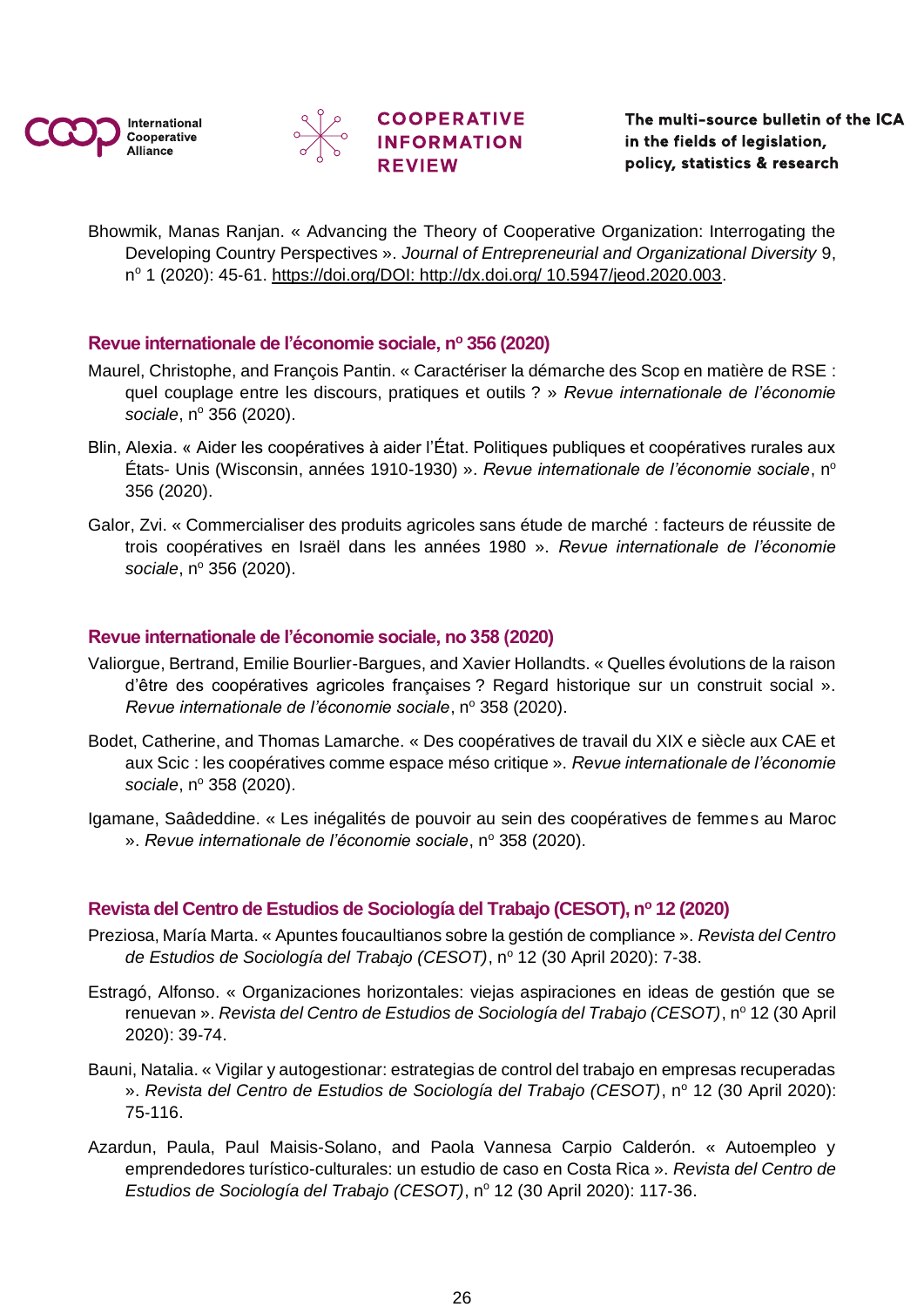Bhowmik, Manas Ranjan. « Advancing the Theory of Cooperative Organization: Interrogating the Developing Country Perspectives ». *Journal of Entrepreneurial and Organizational Diversity* 9, nº 1 (2020): 45-61. https://doi.org/DOI: http://dx.doi.org/ 10.5947/jeod.2020.003.

### Revue internationale de l'économie sociale, nº 356 (2020)

Maurel, Christophe, and François Pantin. « Caractériser la démarche des Scop en matière de RSE : quel couplage entre les discours, pratiques et outils ? » *Revue internationale de l'économie sociale*, nº 356 (2020).

Blin, Alexia. « Aider les coopératives à aider l'État. Politiques publiques et coopératives rurales aux États- Unis (Wisconsin, années 1910-1930) ». *Revue internationale de l'économie sociale*, nº 356 (2020).

Galor, Zvi. « Commercialiser des produits agricoles sans étude de marché : facteurs de réussite de trois coopératives en Israël dans les années 1980 ». *Revue internationale de l'économie sociale*, nº 356 (2020).

### Revue internationale de l'économie sociale, no 358 (2020)

Valiorgue, Bertrand, Emilie Bourlier-Bargues, and Xavier Hollandts. « Quelles évolutions de la raison d'être des coopératives agricoles françaises ? Regard historique sur un construit social ». *Revue internationale de l'économie sociale*, nº 358 (2020).

Bodet, Catherine, and Thomas Lamarche. « Des coopératives de travail du XIX e siècle aux CAE et aux Scic : les coopératives comme espace méso critique ». *Revue internationale de l'économie sociale*, nº 358 (2020).

Igamane, Saâdeddine. « Les inégalités de pouvoir au sein des coopératives de femmes au Maroc ». *Revue internationale de l'économie sociale*, nº 358 (2020).

### Revista del Centro de Estudios de Sociología del Trabajo (CESOT), nº 12 (2020)

Preziosa, María Marta. « Apuntes foucaultianos sobre la gestión de compliance ». *Revista del Centro de Estudios de Sociología del Trabajo (CESOT)*, nº 12 (30 April 2020): 7-38.

Estragó, Alfonso. « Organizaciones horizontales: viejas aspiraciones en ideas de gestión que se renuevan ». *Revista del Centro de Estudios de Sociología del Trabajo (CESOT)*, nº 12 (30 April 2020): 39-74.

Bauni, Natalia. « Vigilar y autogestionar: estrategias de control del trabajo en empresas recuperadas ». *Revista del Centro de Estudios de Sociología del Trabajo (CESOT)*, nº 12 (30 April 2020): 75-116.

Azardun, Paula, Paul Maisis-Solano, and Paola Vannesa Carpio Calderón. « Autoempleo y emprendedores turístico-culturales: un estudio de caso en Costa Rica ». *Revista del Centro de Estudios de Sociología del Trabajo (CESOT)*, nº 12 (30 April 2020): 117-36.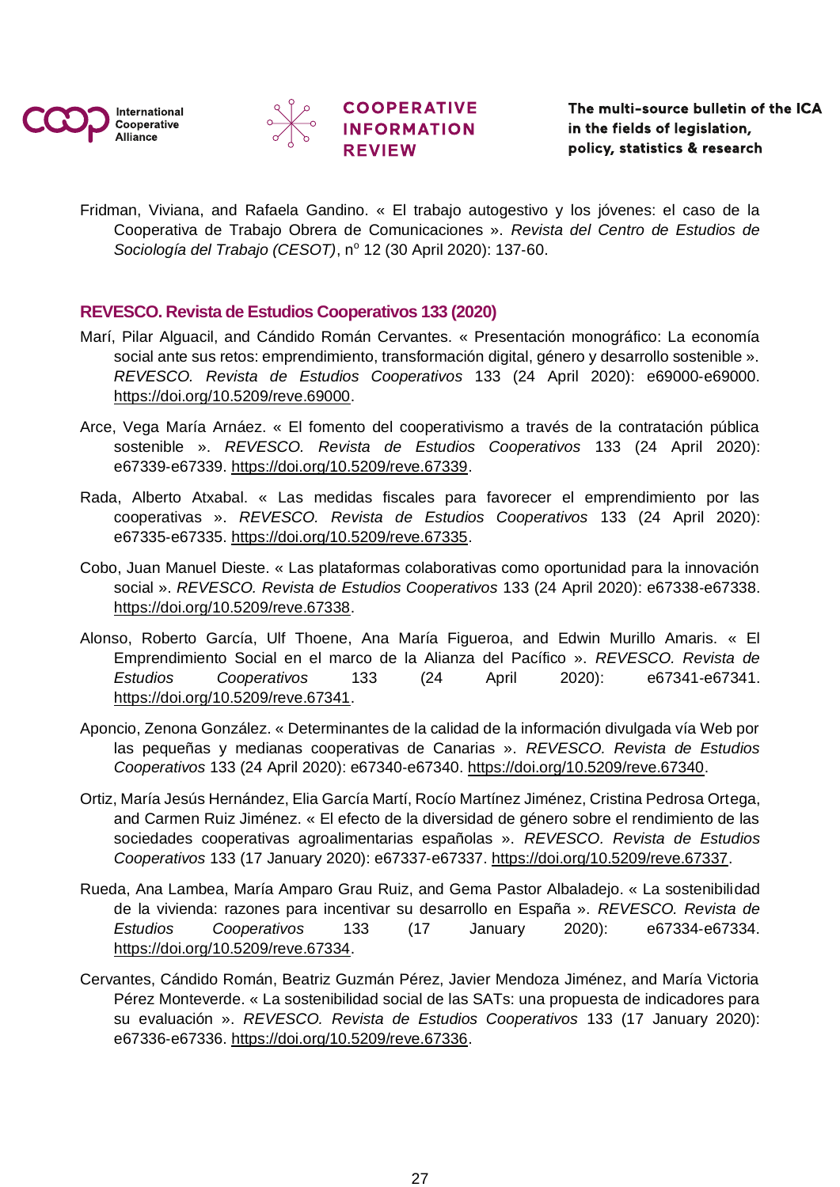Fridman, Viviana, and Rafaela Gandino. « El trabajo autogestivo y los jóvenes: el caso de la Cooperativa de Trabajo Obrera de Comunicaciones ». *Revista del Centro de Estudios de Sociología del Trabajo (CESOT)*, nº 12 (30 April 2020): 137-60.

### REVESCO. Revista de Estudios Cooperativos 133 (2020)

Marí, Pilar Alguacil, and Cándido Román Cervantes. « Presentación monográfico: La economía social ante sus retos: emprendimiento, transformación digital, género y desarrollo sostenible ». *REVESCO. Revista de Estudios Cooperativos* 133 (24 April 2020): e69000-e69000. https://doi.org/10.5209/reve.69000.

Arce, Vega María Arnáez. « El fomento del cooperativismo a través de la contratación pública sostenible ». *REVESCO. Revista de Estudios Cooperativos* 133 (24 April 2020): e67339-e67339. https://doi.org/10.5209/reve.67339.

Rada, Alberto Atxabal. « Las medidas fiscales para favorecer el emprendimiento por las cooperativas ». *REVESCO. Revista de Estudios Cooperativos* 133 (24 April 2020): e67335-e67335. https://doi.org/10.5209/reve.67335.

Cobo, Juan Manuel Dieste. « Las plataformas colaborativas como oportunidad para la innovación social ». *REVESCO. Revista de Estudios Cooperativos* 133 (24 April 2020): e67338-e67338. https://doi.org/10.5209/reve.67338.

Alonso, Roberto García, Ulf Thoene, Ana María Figueroa, and Edwin Murillo Amaris. « El Emprendimiento Social en el marco de la Alianza del Pacífico ». *REVESCO. Revista de Estudios Cooperativos* 133 (24 April 2020): e67341-e67341. https://doi.org/10.5209/reve.67341.

Aponcio, Zenona González. « Determinantes de la calidad de la información divulgada vía Web por las pequeñas y medianas cooperativas de Canarias ». *REVESCO. Revista de Estudios Cooperativos* 133 (24 April 2020): e67340-e67340. https://doi.org/10.5209/reve.67340.

Ortiz, María Jesús Hernández, Elia García Martí, Rocío Martínez Jiménez, Cristina Pedrosa Ortega, and Carmen Ruiz Jiménez. « El efecto de la diversidad de género sobre el rendimiento de las sociedades cooperativas agroalimentarias españolas ». *REVESCO. Revista de Estudios Cooperativos* 133 (17 January 2020): e67337-e67337. https://doi.org/10.5209/reve.67337.

Rueda, Ana Lambea, María Amparo Grau Ruiz, and Gema Pastor Albaladejo. « La sostenibilidad de la vivienda: razones para incentivar su desarrollo en España ». *REVESCO. Revista de Estudios Cooperativos* 133 (17 January 2020): e67334-e67334. https://doi.org/10.5209/reve.67334.

Cervantes, Cándido Román, Beatriz Guzmán Pérez, Javier Mendoza Jiménez, and María Victoria Pérez Monteverde. « La sostenibilidad social de las SATs: una propuesta de indicadores para su evaluación ». *REVESCO. Revista de Estudios Cooperativos* 133 (17 January 2020): e67336-e67336. https://doi.org/10.5209/reve.67336.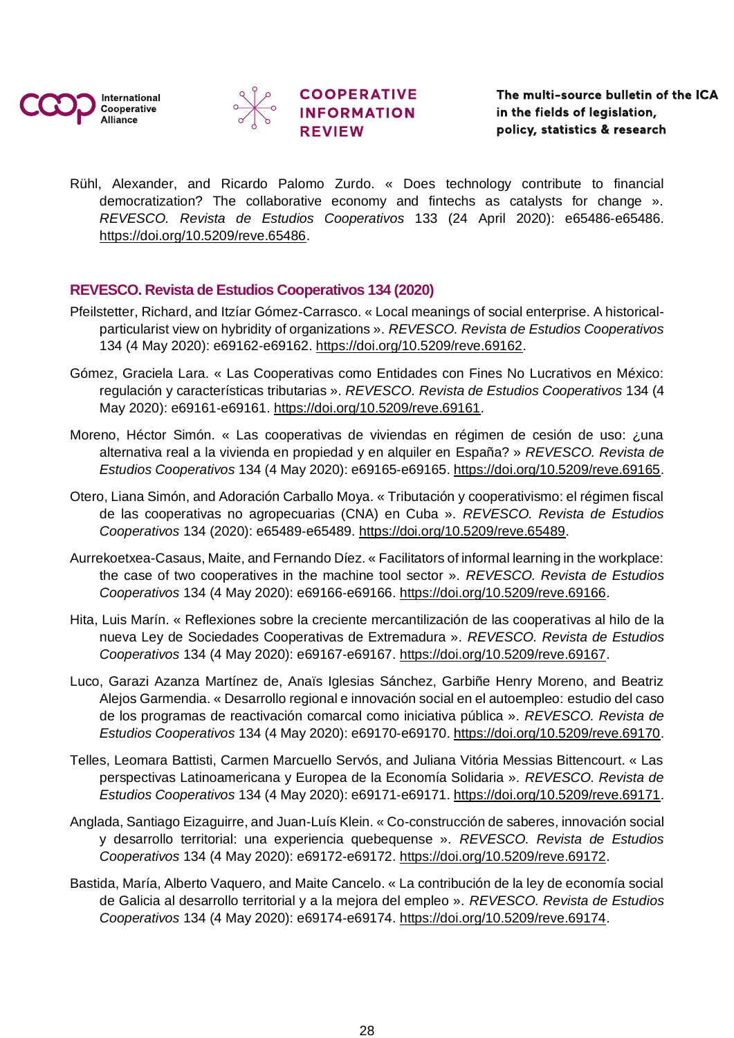Rühl, Alexander, and Ricardo Palomo Zurdo. « Does technology contribute to financial democratization? The collaborative economy and fintechs as catalysts for change ». *REVESCO. Revista de Estudios Cooperativos* 133 (24 April 2020): e65486-e65486. https://doi.org/10.5209/reve.65486.

### REVESCO. Revista de Estudios Cooperativos 134 (2020)

Pfeilstetter, Richard, and Itzíar Gómez-Carrasco. « Local meanings of social enterprise. A historical-particularist view on hybridity of organizations ». *REVESCO. Revista de Estudios Cooperativos* 134 (4 May 2020): e69162-e69162. https://doi.org/10.5209/reve.69162.

Gómez, Graciela Lara. « Las Cooperativas como Entidades con Fines No Lucrativos en México: regulación y características tributarias ». *REVESCO. Revista de Estudios Cooperativos* 134 (4 May 2020): e69161-e69161. https://doi.org/10.5209/reve.69161.

Moreno, Héctor Simón. « Las cooperativas de viviendas en régimen de cesión de uso: ¿una alternativa real a la vivienda en propiedad y en alquiler en España? » *REVESCO. Revista de Estudios Cooperativos* 134 (4 May 2020): e69165-e69165. https://doi.org/10.5209/reve.69165.

Otero, Liana Simón, and Adoración Carballo Moya. « Tributación y cooperativismo: el régimen fiscal de las cooperativas no agropecuarias (CNA) en Cuba ». *REVESCO. Revista de Estudios Cooperativos* 134 (2020): e65489-e65489. https://doi.org/10.5209/reve.65489.

Aurrekoetxea-Casaus, Maite, and Fernando Díez. « Facilitators of informal learning in the workplace: the case of two cooperatives in the machine tool sector ». *REVESCO. Revista de Estudios Cooperativos* 134 (4 May 2020): e69166-e69166. https://doi.org/10.5209/reve.69166.

Hita, Luis Marín. « Reflexiones sobre la creciente mercantilización de las cooperativas al hilo de la nueva Ley de Sociedades Cooperativas de Extremadura ». *REVESCO. Revista de Estudios Cooperativos* 134 (4 May 2020): e69167-e69167. https://doi.org/10.5209/reve.69167.

Luco, Garazi Azanza Martínez de, Anaïs Iglesias Sánchez, Garbiñe Henry Moreno, and Beatriz Alejos Garmendia. « Desarrollo regional e innovación social en el autoempleo: estudio del caso de los programas de reactivación comarcal como iniciativa pública ». *REVESCO. Revista de Estudios Cooperativos* 134 (4 May 2020): e69170-e69170. https://doi.org/10.5209/reve.69170.

Telles, Leomara Battisti, Carmen Marcuello Servós, and Juliana Vitória Messias Bittencourt. « Las perspectivas Latinoamericana y Europea de la Economía Solidaria ». *REVESCO. Revista de Estudios Cooperativos* 134 (4 May 2020): e69171-e69171. https://doi.org/10.5209/reve.69171.

Anglada, Santiago Eizaguirre, and Juan-Luís Klein. « Co-construcción de saberes, innovación social y desarrollo territorial: una experiencia quebequense ». *REVESCO. Revista de Estudios Cooperativos* 134 (4 May 2020): e69172-e69172. https://doi.org/10.5209/reve.69172.

Bastida, María, Alberto Vaquero, and Maite Cancelo. « La contribución de la ley de economía social de Galicia al desarrollo territorial y a la mejora del empleo ». *REVESCO. Revista de Estudios Cooperativos* 134 (4 May 2020): e69174-e69174. https://doi.org/10.5209/reve.69174.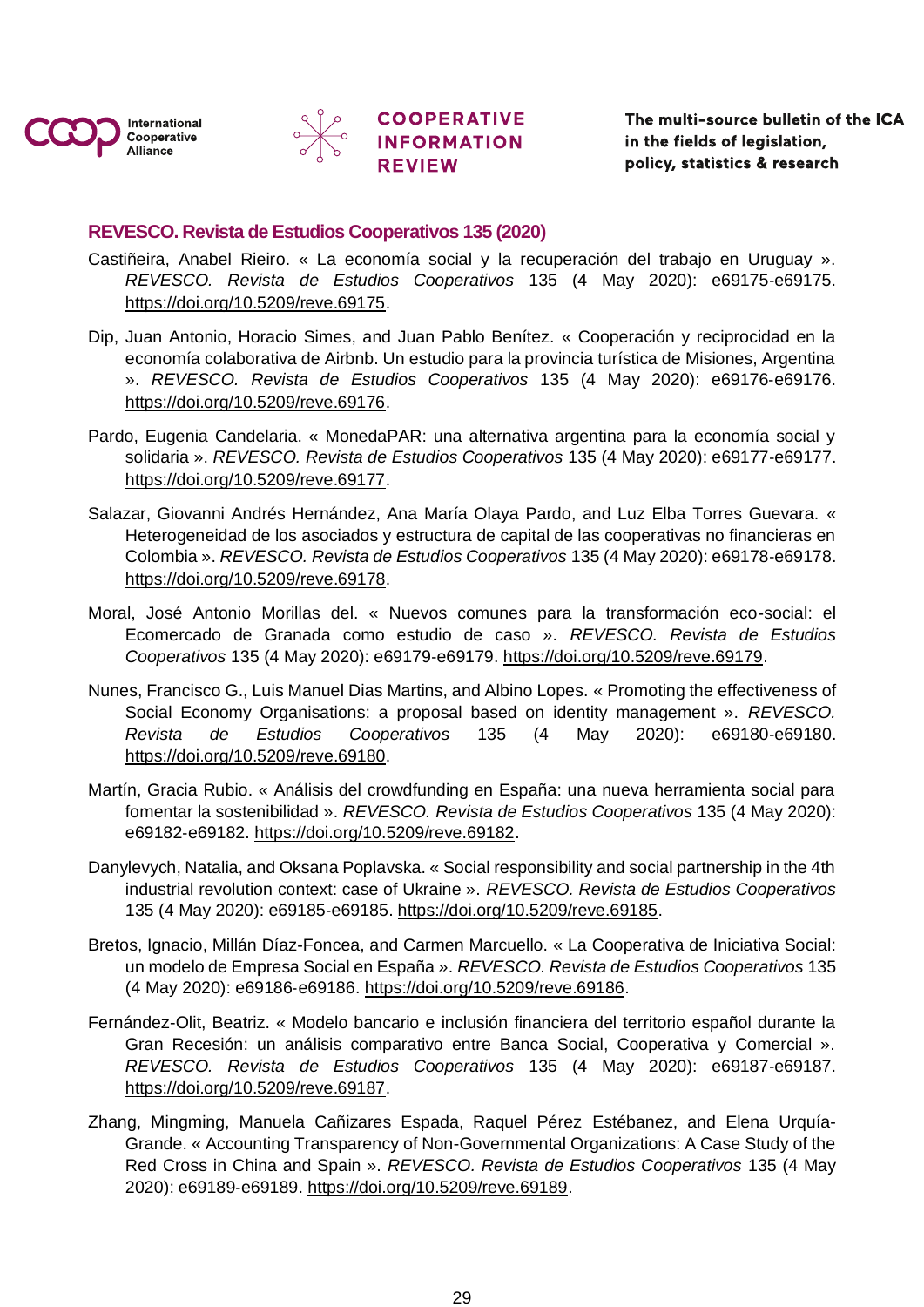### REVESCO. Revista de Estudios Cooperativos 135 (2020)

Castiñeira, Anabel Rieiro. « La economía social y la recuperación del trabajo en Uruguay ». *REVESCO. Revista de Estudios Cooperativos* 135 (4 May 2020): e69175-e69175. https://doi.org/10.5209/reve.69175.

Dip, Juan Antonio, Horacio Simes, and Juan Pablo Benítez. « Cooperación y reciprocidad en la economía colaborativa de Airbnb. Un estudio para la provincia turística de Misiones, Argentina ». *REVESCO. Revista de Estudios Cooperativos* 135 (4 May 2020): e69176-e69176. https://doi.org/10.5209/reve.69176.

Pardo, Eugenia Candelaria. « MonedaPAR: una alternativa argentina para la economía social y solidaria ». *REVESCO. Revista de Estudios Cooperativos* 135 (4 May 2020): e69177-e69177. https://doi.org/10.5209/reve.69177.

Salazar, Giovanni Andrés Hernández, Ana María Olaya Pardo, and Luz Elba Torres Guevara. « Heterogeneidad de los asociados y estructura de capital de las cooperativas no financieras en Colombia ». *REVESCO. Revista de Estudios Cooperativos* 135 (4 May 2020): e69178-e69178. https://doi.org/10.5209/reve.69178.

Moral, José Antonio Morillas del. « Nuevos comunes para la transformación eco-social: el Ecomercado de Granada como estudio de caso ». *REVESCO. Revista de Estudios Cooperativos* 135 (4 May 2020): e69179-e69179. https://doi.org/10.5209/reve.69179.

Nunes, Francisco G., Luis Manuel Dias Martins, and Albino Lopes. « Promoting the effectiveness of Social Economy Organisations: a proposal based on identity management ». *REVESCO. Revista de Estudios Cooperativos* 135 (4 May 2020): e69180-e69180. https://doi.org/10.5209/reve.69180.

Martín, Gracia Rubio. « Análisis del crowdfunding en España: una nueva herramienta social para fomentar la sostenibilidad ». *REVESCO. Revista de Estudios Cooperativos* 135 (4 May 2020): e69182-e69182. https://doi.org/10.5209/reve.69182.

Danylevych, Natalia, and Oksana Poplavska. « Social responsibility and social partnership in the 4th industrial revolution context: case of Ukraine ». *REVESCO. Revista de Estudios Cooperativos* 135 (4 May 2020): e69185-e69185. https://doi.org/10.5209/reve.69185.

Bretos, Ignacio, Millán Díaz-Foncea, and Carmen Marcuello. « La Cooperativa de Iniciativa Social: un modelo de Empresa Social en España ». *REVESCO. Revista de Estudios Cooperativos* 135 (4 May 2020): e69186-e69186. https://doi.org/10.5209/reve.69186.

Fernández-Olit, Beatriz. « Modelo bancario e inclusión financiera del territorio español durante la Gran Recesión: un análisis comparativo entre Banca Social, Cooperativa y Comercial ». *REVESCO. Revista de Estudios Cooperativos* 135 (4 May 2020): e69187-e69187. https://doi.org/10.5209/reve.69187.

Zhang, Mingming, Manuela Cañizares Espada, Raquel Pérez Estébanez, and Elena Urquía-Grande. « Accounting Transparency of Non-Governmental Organizations: A Case Study of the Red Cross in China and Spain ». *REVESCO. Revista de Estudios Cooperativos* 135 (4 May 2020): e69189-e69189. https://doi.org/10.5209/reve.69189.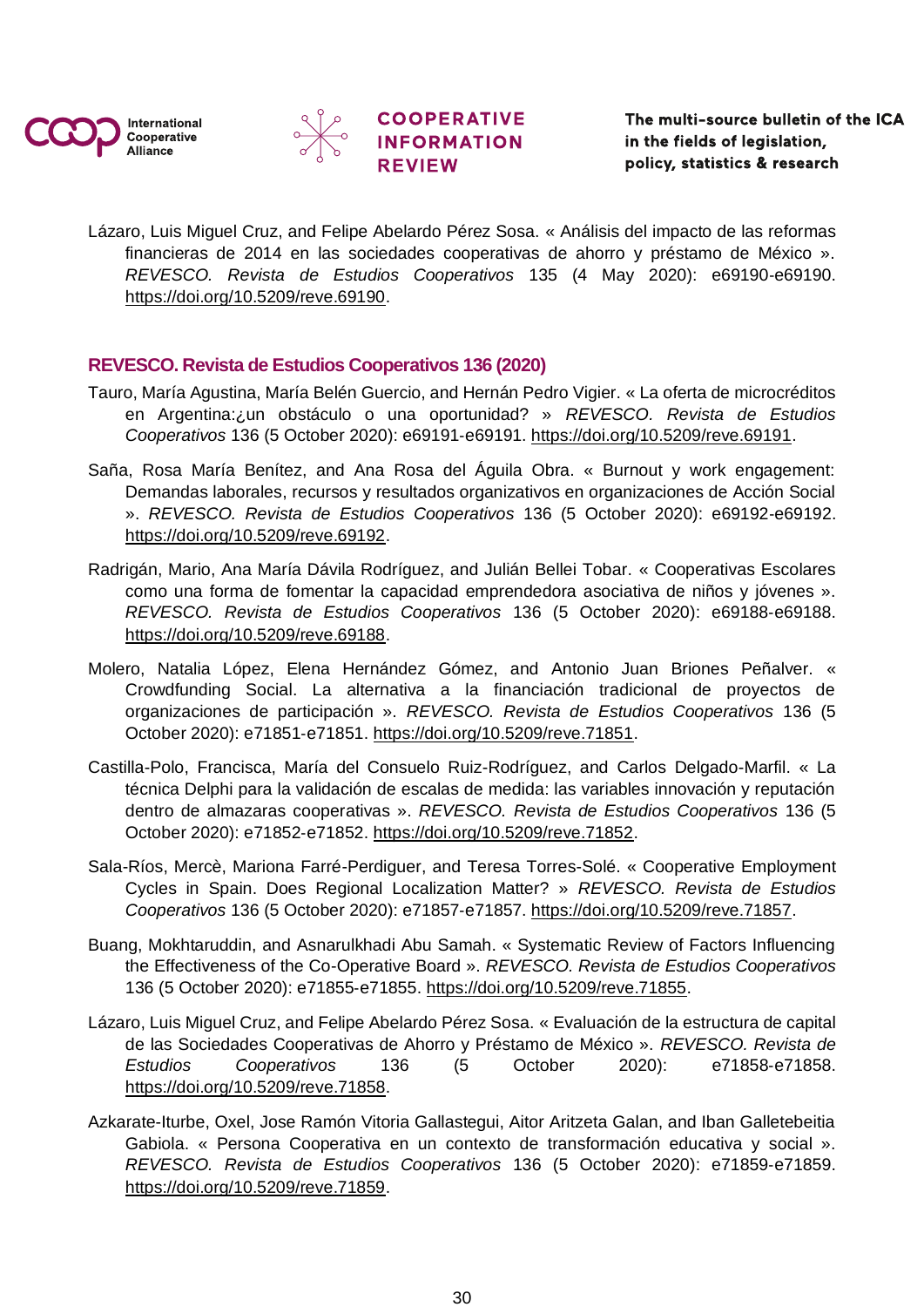Lázaro, Luis Miguel Cruz, and Felipe Abelardo Pérez Sosa. « Análisis del impacto de las reformas financieras de 2014 en las sociedades cooperativas de ahorro y préstamo de México ». *REVESCO. Revista de Estudios Cooperativos* 135 (4 May 2020): e69190-e69190. https://doi.org/10.5209/reve.69190.

### REVESCO. Revista de Estudios Cooperativos 136 (2020)

Tauro, María Agustina, María Belén Guercio, and Hernán Pedro Vigier. « La oferta de microcréditos en Argentina:¿un obstáculo o una oportunidad? » *REVESCO. Revista de Estudios Cooperativos* 136 (5 October 2020): e69191-e69191. https://doi.org/10.5209/reve.69191.

Saña, Rosa María Benítez, and Ana Rosa del Águila Obra. « Burnout y work engagement: Demandas laborales, recursos y resultados organizativos en organizaciones de Acción Social ». *REVESCO. Revista de Estudios Cooperativos* 136 (5 October 2020): e69192-e69192. https://doi.org/10.5209/reve.69192.

Radrigán, Mario, Ana María Dávila Rodríguez, and Julián Bellei Tobar. « Cooperativas Escolares como una forma de fomentar la capacidad emprendedora asociativa de niños y jóvenes ». *REVESCO. Revista de Estudios Cooperativos* 136 (5 October 2020): e69188-e69188. https://doi.org/10.5209/reve.69188.

Molero, Natalia López, Elena Hernández Gómez, and Antonio Juan Briones Peñalver. « Crowdfunding Social. La alternativa a la financiación tradicional de proyectos de organizaciones de participación ». *REVESCO. Revista de Estudios Cooperativos* 136 (5 October 2020): e71851-e71851. https://doi.org/10.5209/reve.71851.

Castilla-Polo, Francisca, María del Consuelo Ruiz-Rodríguez, and Carlos Delgado-Marfil. « La técnica Delphi para la validación de escalas de medida: las variables innovación y reputación dentro de almazaras cooperativas ». *REVESCO. Revista de Estudios Cooperativos* 136 (5 October 2020): e71852-e71852. https://doi.org/10.5209/reve.71852.

Sala-Ríos, Mercè, Mariona Farré-Perdiguer, and Teresa Torres-Solé. « Cooperative Employment Cycles in Spain. Does Regional Localization Matter? » *REVESCO. Revista de Estudios Cooperativos* 136 (5 October 2020): e71857-e71857. https://doi.org/10.5209/reve.71857.

Buang, Mokhtaruddin, and Asnarulkhadi Abu Samah. « Systematic Review of Factors Influencing the Effectiveness of the Co-Operative Board ». *REVESCO. Revista de Estudios Cooperativos* 136 (5 October 2020): e71855-e71855. https://doi.org/10.5209/reve.71855.

Lázaro, Luis Miguel Cruz, and Felipe Abelardo Pérez Sosa. « Evaluación de la estructura de capital de las Sociedades Cooperativas de Ahorro y Préstamo de México ». *REVESCO. Revista de Estudios Cooperativos* 136 (5 October 2020): e71858-e71858. https://doi.org/10.5209/reve.71858.

Azkarate-Iturbe, Oxel, Jose Ramón Vitoria Gallastegui, Aitor Aritzeta Galan, and Iban Galletebeitia Gabiola. « Persona Cooperativa en un contexto de transformación educativa y social ». *REVESCO. Revista de Estudios Cooperativos* 136 (5 October 2020): e71859-e71859. https://doi.org/10.5209/reve.71859.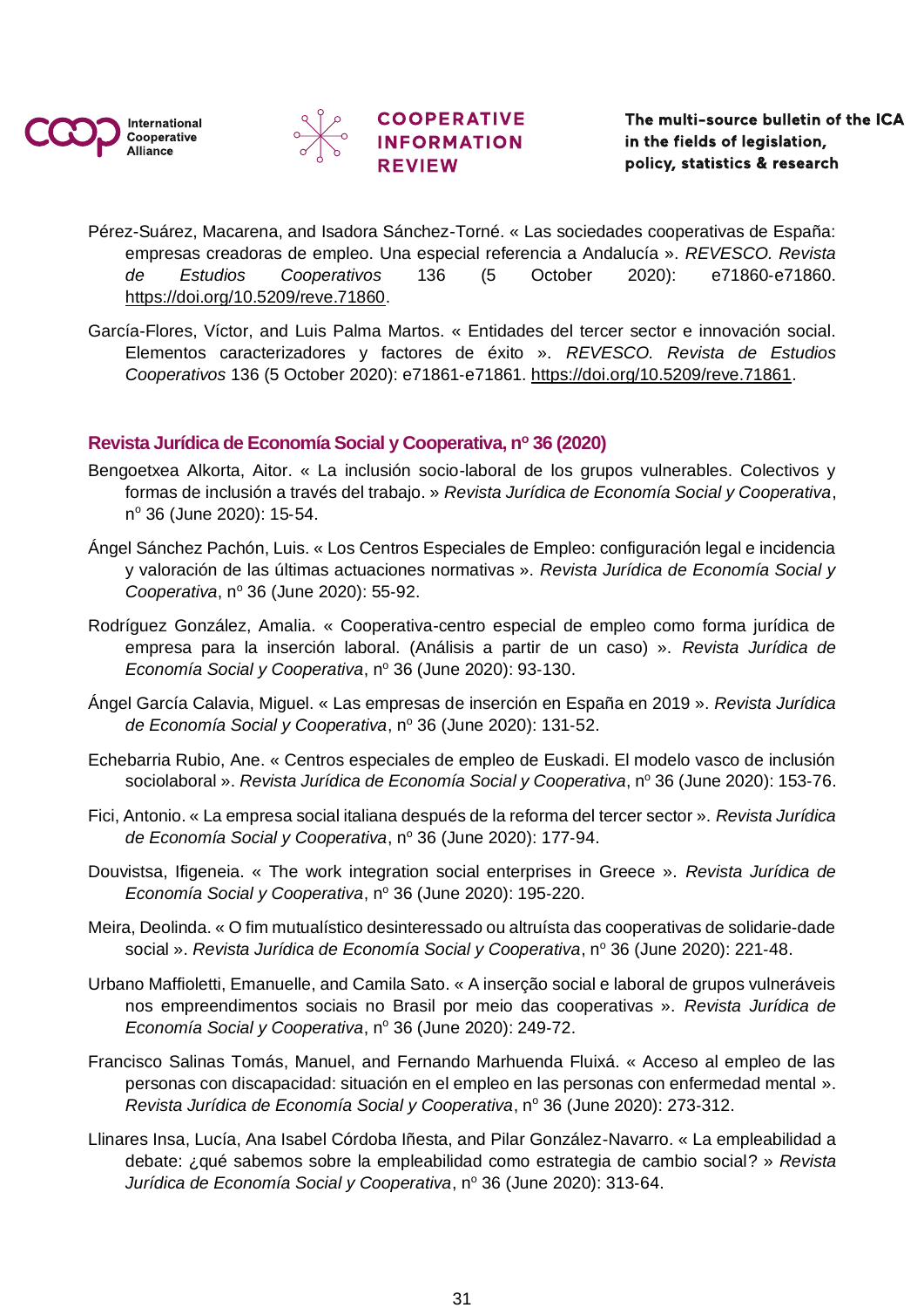Pérez-Suárez, Macarena, and Isadora Sánchez-Torné. « Las sociedades cooperativas de España: empresas creadoras de empleo. Una especial referencia a Andalucía ». *REVESCO. Revista de Estudios Cooperativos* 136 (5 October 2020): e71860-e71860. https://doi.org/10.5209/reve.71860.

García-Flores, Víctor, and Luis Palma Martos. « Entidades del tercer sector e innovación social. Elementos caracterizadores y factores de éxito ». *REVESCO. Revista de Estudios Cooperativos* 136 (5 October 2020): e71861-e71861. https://doi.org/10.5209/reve.71861.

### Revista Jurídica de Economía Social y Cooperativa, nº 36 (2020)

Bengoetxea Alkorta, Aitor. « La inclusión socio-laboral de los grupos vulnerables. Colectivos y formas de inclusión a través del trabajo. » *Revista Jurídica de Economía Social y Cooperativa*, nº 36 (June 2020): 15-54.

Ángel Sánchez Pachón, Luis. « Los Centros Especiales de Empleo: configuración legal e incidencia y valoración de las últimas actuaciones normativas ». *Revista Jurídica de Economía Social y Cooperativa*, nº 36 (June 2020): 55-92.

Rodríguez González, Amalia. « Cooperativa-centro especial de empleo como forma jurídica de empresa para la inserción laboral. (Análisis a partir de un caso) ». *Revista Jurídica de Economía Social y Cooperativa*, nº 36 (June 2020): 93-130.

Ángel García Calavia, Miguel. « Las empresas de inserción en España en 2019 ». *Revista Jurídica de Economía Social y Cooperativa*, nº 36 (June 2020): 131-52.

Echebarria Rubio, Ane. « Centros especiales de empleo de Euskadi. El modelo vasco de inclusión sociolaboral ». *Revista Jurídica de Economía Social y Cooperativa*, nº 36 (June 2020): 153-76.

Fici, Antonio. « La empresa social italiana después de la reforma del tercer sector ». *Revista Jurídica de Economía Social y Cooperativa*, nº 36 (June 2020): 177-94.

Douvistsa, Ifigeneia. « The work integration social enterprises in Greece ». *Revista Jurídica de Economía Social y Cooperativa*, nº 36 (June 2020): 195-220.

Meira, Deolinda. « O fim mutualístico desinteressado ou altruísta das cooperativas de solidarie-dade social ». *Revista Jurídica de Economía Social y Cooperativa*, nº 36 (June 2020): 221-48.

Urbano Maffioletti, Emanuelle, and Camila Sato. « A inserção social e laboral de grupos vulneráveis nos empreendimentos sociais no Brasil por meio das cooperativas ». *Revista Jurídica de Economía Social y Cooperativa*, nº 36 (June 2020): 249-72.

Francisco Salinas Tomás, Manuel, and Fernando Marhuenda Fluixá. « Acceso al empleo de las personas con discapacidad: situación en el empleo en las personas con enfermedad mental ». *Revista Jurídica de Economía Social y Cooperativa*, nº 36 (June 2020): 273-312.

Llinares Insa, Lucía, Ana Isabel Córdoba Iñesta, and Pilar González-Navarro. « La empleabilidad a debate: ¿qué sabemos sobre la empleabilidad como estrategia de cambio social? » *Revista Jurídica de Economía Social y Cooperativa*, nº 36 (June 2020): 313-64.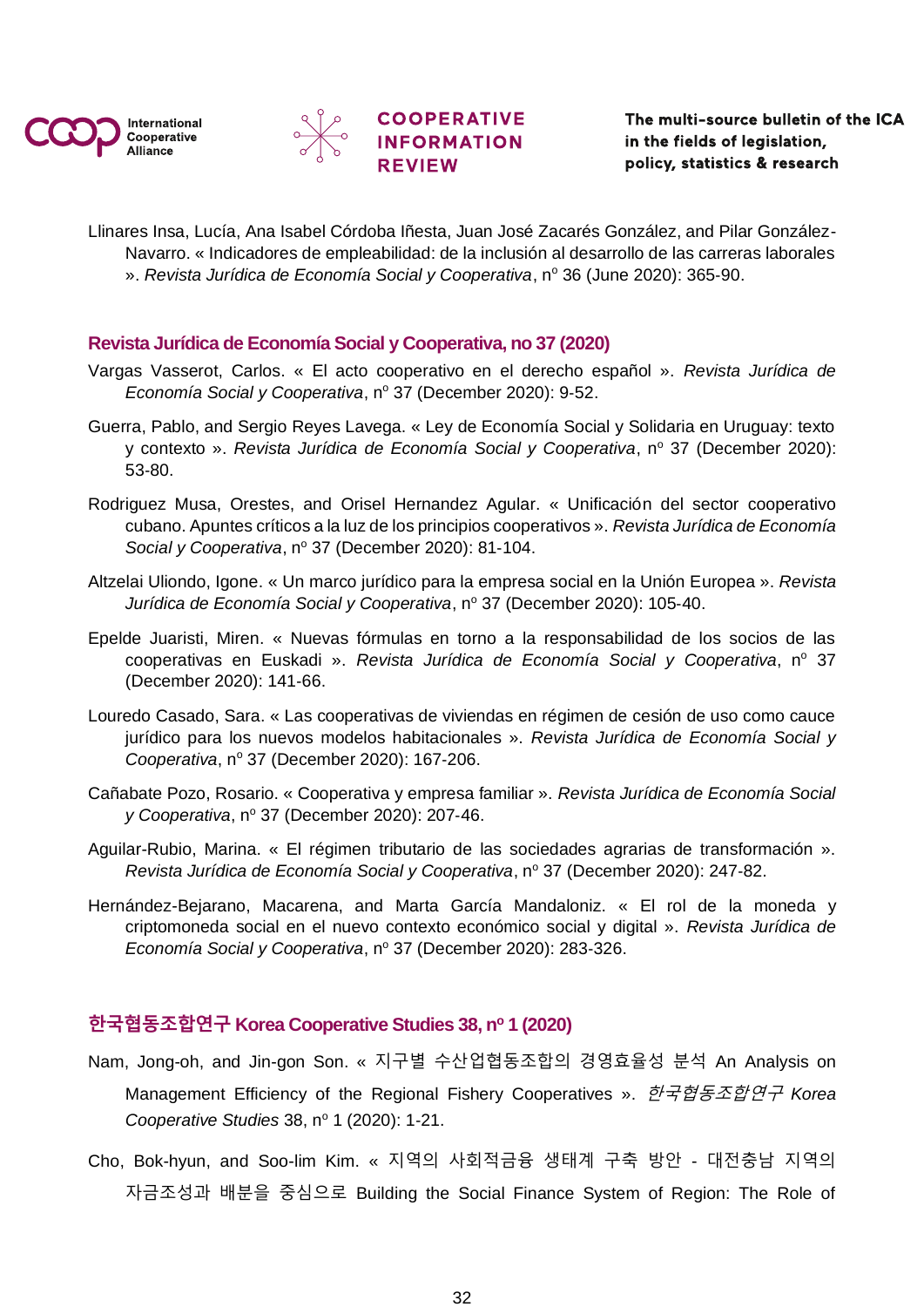Llinares Insa, Lucía, Ana Isabel Córdoba Iñesta, Juan José Zacarés González, and Pilar González-Navarro. « Indicadores de empleabilidad: de la inclusión al desarrollo de las carreras laborales ». *Revista Jurídica de Economía Social y Cooperativa*, nº 36 (June 2020): 365-90.

### Revista Jurídica de Economía Social y Cooperativa, no 37 (2020)

Vargas Vasserot, Carlos. « El acto cooperativo en el derecho español ». *Revista Jurídica de Economía Social y Cooperativa*, nº 37 (December 2020): 9-52.

Guerra, Pablo, and Sergio Reyes Lavega. « Ley de Economía Social y Solidaria en Uruguay: texto y contexto ». *Revista Jurídica de Economía Social y Cooperativa*, nº 37 (December 2020): 53-80.

Rodriguez Musa, Orestes, and Orisel Hernandez Agular. « Unificación del sector cooperativo cubano. Apuntes críticos a la luz de los principios cooperativos ». *Revista Jurídica de Economía Social y Cooperativa*, nº 37 (December 2020): 81-104.

Altzelai Uliondo, Igone. « Un marco jurídico para la empresa social en la Unión Europea ». *Revista Jurídica de Economía Social y Cooperativa*, nº 37 (December 2020): 105-40.

Epelde Juaristi, Miren. « Nuevas fórmulas en torno a la responsabilidad de los socios de las cooperativas en Euskadi ». *Revista Jurídica de Economía Social y Cooperativa*, nº 37 (December 2020): 141-66.

Louredo Casado, Sara. « Las cooperativas de viviendas en régimen de cesión de uso como cauce jurídico para los nuevos modelos habitacionales ». *Revista Jurídica de Economía Social y Cooperativa*, nº 37 (December 2020): 167-206.

Cañabate Pozo, Rosario. « Cooperativa y empresa familiar ». *Revista Jurídica de Economía Social y Cooperativa*, nº 37 (December 2020): 207-46.

Aguilar-Rubio, Marina. « El régimen tributario de las sociedades agrarias de transformación ». *Revista Jurídica de Economía Social y Cooperativa*, nº 37 (December 2020): 247-82.

Hernández-Bejarano, Macarena, and Marta García Mandaloniz. « El rol de la moneda y criptomoneda social en el nuevo contexto económico social y digital ». *Revista Jurídica de Economía Social y Cooperativa*, nº 37 (December 2020): 283-326.

### 한국협동조합연구 Korea Cooperative Studies 38, nº 1 (2020)

Nam, Jong-oh, and Jin-gon Son. « 지구별 수산업협동조합의 경영효율성 분석 An Analysis on Management Efficiency of the Regional Fishery Cooperatives ». *한국협동조합연구 Korea Cooperative Studies* 38, nº 1 (2020): 1-21.

Cho, Bok-hyun, and Soo-lim Kim. « 지역의 사회적금융 생태계 구축 방안 - 대전충남 지역의 자금조성과 배분을 중심으로 Building the Social Finance System of Region: The Role of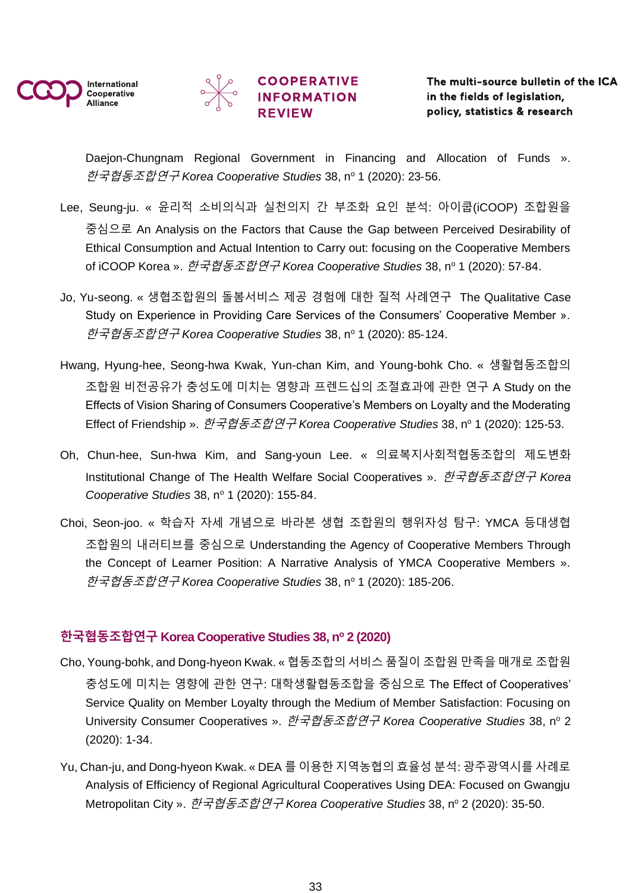Daejon-Chungnam Regional Government in Financing and Allocation of Funds ». *한국협동조합연구 Korea Cooperative Studies* 38, nº 1 (2020): 23-56.

Lee, Seung-ju. « 윤리적 소비의식과 실천의지 간 부조화 요인 분석: 아이쿱(iCOOP) 조합원을 중심으로 An Analysis on the Factors that Cause the Gap between Perceived Desirability of Ethical Consumption and Actual Intention to Carry out: focusing on the Cooperative Members of iCOOP Korea ». *한국협동조합연구 Korea Cooperative Studies* 38, nº 1 (2020): 57-84.

Jo, Yu-seong. « 생협조합원의 돌봄서비스 제공 경험에 대한 질적 사례연구 The Qualitative Case Study on Experience in Providing Care Services of the Consumers' Cooperative Member ». *한국협동조합연구 Korea Cooperative Studies* 38, nº 1 (2020): 85-124.

Hwang, Hyung-hee, Seong-hwa Kwak, Yun-chan Kim, and Young-bohk Cho. « 생활협동조합의 조합원 비전공유가 충성도에 미치는 영향과 프렌드십의 조절효과에 관한 연구 A Study on the Effects of Vision Sharing of Consumers Cooperative's Members on Loyalty and the Moderating Effect of Friendship ». *한국협동조합연구 Korea Cooperative Studies* 38, nº 1 (2020): 125-53.

Oh, Chun-hee, Sun-hwa Kim, and Sang-youn Lee. « 의료복지사회적협동조합의 제도변화 Institutional Change of The Health Welfare Social Cooperatives ». *한국협동조합연구 Korea Cooperative Studies* 38, nº 1 (2020): 155-84.

Choi, Seon-joo. « 학습자 자세 개념으로 바라본 생협 조합원의 행위자성 탐구: YMCA 등대생협 조합원의 내러티브를 중심으로 Understanding the Agency of Cooperative Members Through the Concept of Learner Position: A Narrative Analysis of YMCA Cooperative Members ». *한국협동조합연구 Korea Cooperative Studies* 38, nº 1 (2020): 185-206.

### 한국협동조합연구 Korea Cooperative Studies 38, nº 2 (2020)

Cho, Young-bohk, and Dong-hyeon Kwak. « 협동조합의 서비스 품질이 조합원 만족을 매개로 조합원 충성도에 미치는 영향에 관한 연구: 대학생활협동조합을 중심으로 The Effect of Cooperatives' Service Quality on Member Loyalty through the Medium of Member Satisfaction: Focusing on University Consumer Cooperatives ». *한국협동조합연구 Korea Cooperative Studies* 38, nº 2 (2020): 1-34.

Yu, Chan-ju, and Dong-hyeon Kwak. « DEA 를 이용한 지역농협의 효율성 분석: 광주광역시를 사례로 Analysis of Efficiency of Regional Agricultural Cooperatives Using DEA: Focused on Gwangju Metropolitan City ». *한국협동조합연구 Korea Cooperative Studies* 38, nº 2 (2020): 35-50.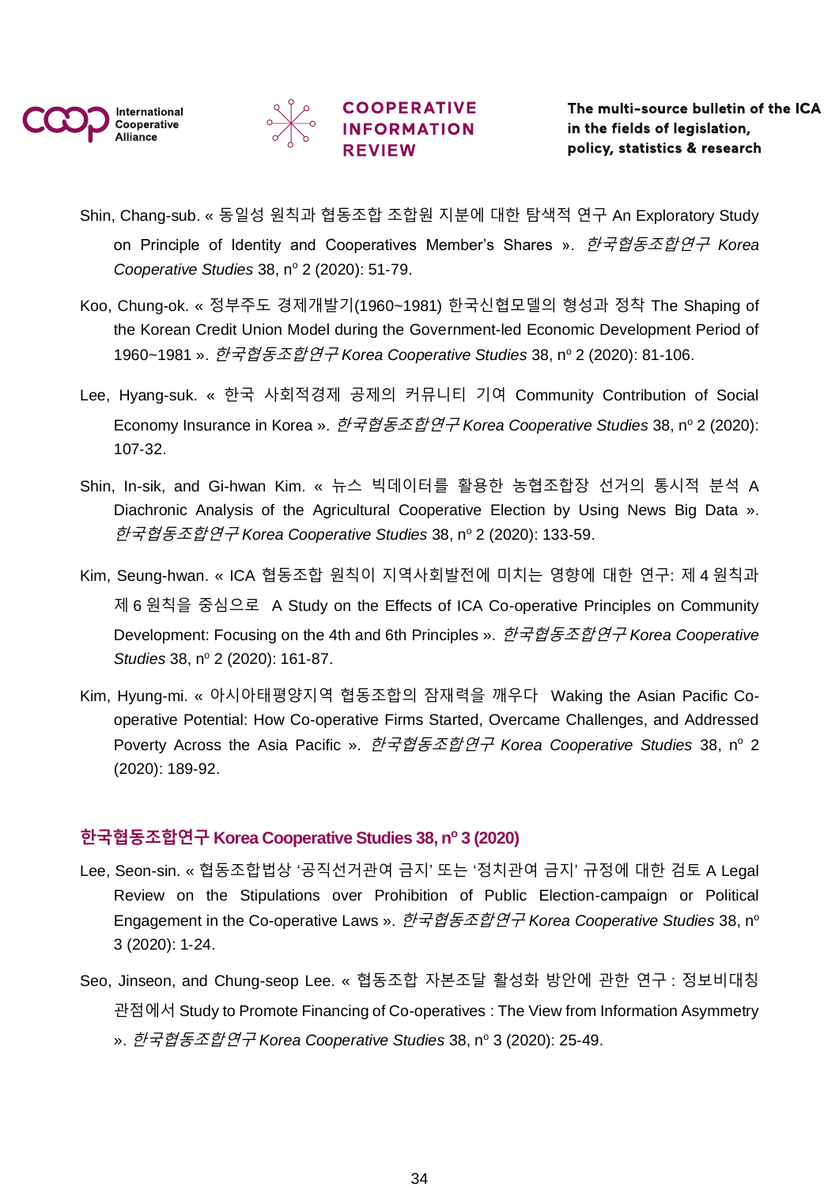Shin, Chang-sub. « 동일성 원칙과 협동조합 조합원 지분에 대한 탐색적 연구 An Exploratory Study on Principle of Identity and Cooperatives Member's Shares ». *한국협동조합연구 Korea Cooperative Studies* 38, nº 2 (2020): 51-79.

Koo, Chung-ok. « 정부주도 경제개발기(1960~1981) 한국신협모델의 형성과 정착 The Shaping of the Korean Credit Union Model during the Government-led Economic Development Period of 1960~1981 ». *한국협동조합연구 Korea Cooperative Studies* 38, nº 2 (2020): 81-106.

Lee, Hyang-suk. « 한국 사회적경제 공제의 커뮤니티 기여 Community Contribution of Social Economy Insurance in Korea ». *한국협동조합연구 Korea Cooperative Studies* 38, nº 2 (2020): 107-32.

Shin, In-sik, and Gi-hwan Kim. « 뉴스 빅데이터를 활용한 농협조합장 선거의 통시적 분석 A Diachronic Analysis of the Agricultural Cooperative Election by Using News Big Data ». *한국협동조합연구 Korea Cooperative Studies* 38, nº 2 (2020): 133-59.

Kim, Seung-hwan. « ICA 협동조합 원칙이 지역사회발전에 미치는 영향에 대한 연구: 제 4 원칙과 제 6 원칙을 중심으로 A Study on the Effects of ICA Co-operative Principles on Community Development: Focusing on the 4th and 6th Principles ». *한국협동조합연구 Korea Cooperative Studies* 38, nº 2 (2020): 161-87.

Kim, Hyung-mi. « 아시아태평양지역 협동조합의 잠재력을 깨우다 Waking the Asian Pacific Co-operative Potential: How Co-operative Firms Started, Overcame Challenges, and Addressed Poverty Across the Asia Pacific ». *한국협동조합연구 Korea Cooperative Studies* 38, nº 2 (2020): 189-92.

### 한국협동조합연구 Korea Cooperative Studies 38, nº 3 (2020)

Lee, Seon-sin. « 협동조합법상 '공직선거관여 금지' 또는 '정치관여 금지' 규정에 대한 검토 A Legal Review on the Stipulations over Prohibition of Public Election-campaign or Political Engagement in the Co-operative Laws ». *한국협동조합연구 Korea Cooperative Studies* 38, nº 3 (2020): 1-24.

Seo, Jinseon, and Chung-seop Lee. « 협동조합 자본조달 활성화 방안에 관한 연구 : 정보비대칭 관점에서 Study to Promote Financing of Co-operatives : The View from Information Asymmetry ». *한국협동조합연구 Korea Cooperative Studies* 38, nº 3 (2020): 25-49.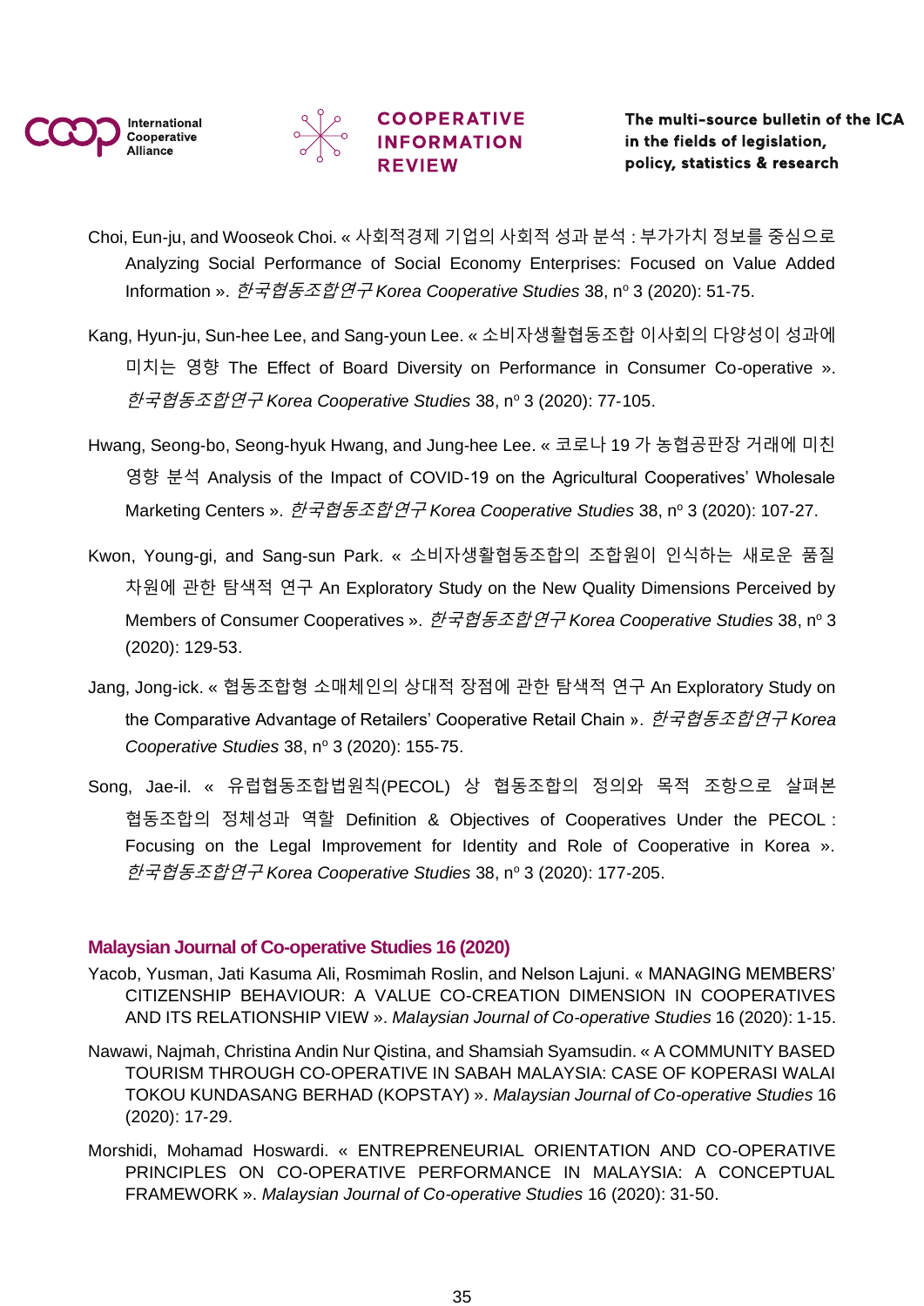Choi, Eun-ju, and Wooseok Choi. « 사회적경제 기업의 사회적 성과 분석 : 부가가치 정보를 중심으로 Analyzing Social Performance of Social Economy Enterprises: Focused on Value Added Information ». *한국협동조합연구 Korea Cooperative Studies* 38, nº 3 (2020): 51-75.

Kang, Hyun-ju, Sun-hee Lee, and Sang-youn Lee. « 소비자생활협동조합 이사회의 다양성이 성과에 미치는 영향 The Effect of Board Diversity on Performance in Consumer Co-operative ». *한국협동조합연구 Korea Cooperative Studies* 38, nº 3 (2020): 77-105.

Hwang, Seong-bo, Seong-hyuk Hwang, and Jung-hee Lee. « 코로나 19 가 농협공판장 거래에 미친 영향 분석 Analysis of the Impact of COVID-19 on the Agricultural Cooperatives' Wholesale Marketing Centers ». *한국협동조합연구 Korea Cooperative Studies* 38, nº 3 (2020): 107-27.

Kwon, Young-gi, and Sang-sun Park. « 소비자생활협동조합의 조합원이 인식하는 새로운 품질 차원에 관한 탐색적 연구 An Exploratory Study on the New Quality Dimensions Perceived by Members of Consumer Cooperatives ». *한국협동조합연구 Korea Cooperative Studies* 38, nº 3 (2020): 129-53.

Jang, Jong-ick. « 협동조합형 소매체인의 상대적 장점에 관한 탐색적 연구 An Exploratory Study on the Comparative Advantage of Retailers' Cooperative Retail Chain ». *한국협동조합연구 Korea Cooperative Studies* 38, nº 3 (2020): 155-75.

Song, Jae-il. « 유럽협동조합법원칙(PECOL) 상 협동조합의 정의와 목적 조항으로 살펴본 협동조합의 정체성과 역할 Definition & Objectives of Cooperatives Under the PECOL : Focusing on the Legal Improvement for Identity and Role of Cooperative in Korea ». *한국협동조합연구 Korea Cooperative Studies* 38, nº 3 (2020): 177-205.

### Malaysian Journal of Co-operative Studies 16 (2020)

Yacob, Yusman, Jati Kasuma Ali, Rosmimah Roslin, and Nelson Lajuni. « MANAGING MEMBERS' CITIZENSHIP BEHAVIOUR: A VALUE CO-CREATION DIMENSION IN COOPERATIVES AND ITS RELATIONSHIP VIEW ». *Malaysian Journal of Co-operative Studies* 16 (2020): 1-15.

Nawawi, Najmah, Christina Andin Nur Qistina, and Shamsiah Syamsudin. « A COMMUNITY BASED TOURISM THROUGH CO-OPERATIVE IN SABAH MALAYSIA: CASE OF KOPERASI WALAI TOKOU KUNDASANG BERHAD (KOPSTAY) ». *Malaysian Journal of Co-operative Studies* 16 (2020): 17-29.

Morshidi, Mohamad Hoswardi. « ENTREPRENEURIAL ORIENTATION AND CO-OPERATIVE PRINCIPLES ON CO-OPERATIVE PERFORMANCE IN MALAYSIA: A CONCEPTUAL FRAMEWORK ». *Malaysian Journal of Co-operative Studies* 16 (2020): 31-50.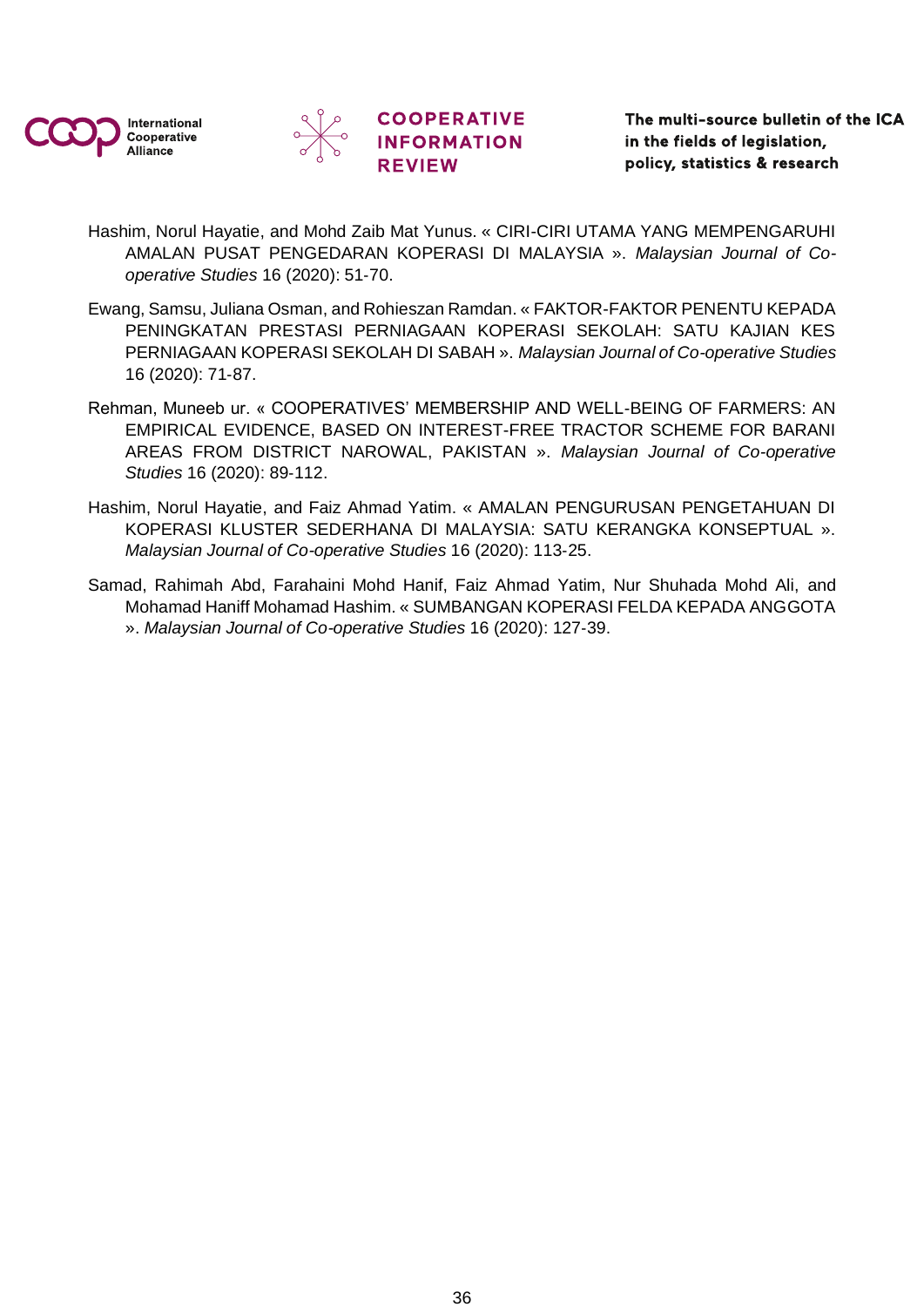Hashim, Norul Hayatie, and Mohd Zaib Mat Yunus. « CIRI-CIRI UTAMA YANG MEMPENGARUHI AMALAN PUSAT PENGEDARAN KOPERASI DI MALAYSIA ». *Malaysian Journal of Co-operative Studies* 16 (2020): 51-70.

Ewang, Samsu, Juliana Osman, and Rohieszan Ramdan. « FAKTOR-FAKTOR PENENTU KEPADA PENINGKATAN PRESTASI PERNIAGAAN KOPERASI SEKOLAH: SATU KAJIAN KES PERNIAGAAN KOPERASI SEKOLAH DI SABAH ». *Malaysian Journal of Co-operative Studies* 16 (2020): 71-87.

Rehman, Muneeb ur. « COOPERATIVES' MEMBERSHIP AND WELL-BEING OF FARMERS: AN EMPIRICAL EVIDENCE, BASED ON INTEREST-FREE TRACTOR SCHEME FOR BARANI AREAS FROM DISTRICT NAROWAL, PAKISTAN ». *Malaysian Journal of Co-operative Studies* 16 (2020): 89-112.

Hashim, Norul Hayatie, and Faiz Ahmad Yatim. « AMALAN PENGURUSAN PENGETAHUAN DI KOPERASI KLUSTER SEDERHANA DI MALAYSIA: SATU KERANGKA KONSEPTUAL ». *Malaysian Journal of Co-operative Studies* 16 (2020): 113-25.

Samad, Rahimah Abd, Farahaini Mohd Hanif, Faiz Ahmad Yatim, Nur Shuhada Mohd Ali, and Mohamad Haniff Mohamad Hashim. « SUMBANGAN KOPERASI FELDA KEPADA ANGGOTA ». *Malaysian Journal of Co-operative Studies* 16 (2020): 127-39.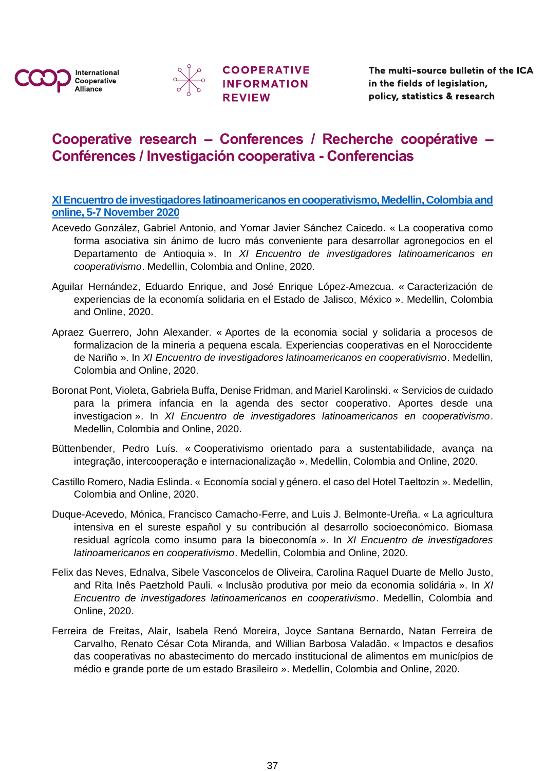# Cooperative research – Conferences / Recherche coopérative – Conférences / Investigación cooperativa - Conferencias

## XI Encuentro de investigadores latinoamericanos en cooperativismo, Medellin, Colombia and online, 5-7 November 2020

Acevedo González, Gabriel Antonio, and Yomar Javier Sánchez Caicedo. « La cooperativa como forma asociativa sin ánimo de lucro más conveniente para desarrollar agronegocios en el Departamento de Antioquia ». In *XI Encuentro de investigadores latinoamericanos en cooperativismo*. Medellin, Colombia and Online, 2020.

Aguilar Hernández, Eduardo Enrique, and José Enrique López-Amezcua. « Caracterización de experiencias de la economía solidaria en el Estado de Jalisco, México ». Medellin, Colombia and Online, 2020.

Apraez Guerrero, John Alexander. « Aportes de la economia social y solidaria a procesos de formalizacion de la mineria a pequena escala. Experiencias cooperativas en el Noroccidente de Nariño ». In *XI Encuentro de investigadores latinoamericanos en cooperativismo*. Medellin, Colombia and Online, 2020.

Boronat Pont, Violeta, Gabriela Buffa, Denise Fridman, and Mariel Karolinski. « Servicios de cuidado para la primera infancia en la agenda des sector cooperativo. Aportes desde una investigacion ». In *XI Encuentro de investigadores latinoamericanos en cooperativismo*. Medellin, Colombia and Online, 2020.

Büttenbender, Pedro Luís. « Cooperativismo orientado para a sustentabilidade, avança na integração, intercooperação e internacionalização ». Medellin, Colombia and Online, 2020.

Castillo Romero, Nadia Eslinda. « Economía social y género. el caso del Hotel Taeltozin ». Medellin, Colombia and Online, 2020.

Duque-Acevedo, Mónica, Francisco Camacho-Ferre, and Luis J. Belmonte-Ureña. « La agricultura intensiva en el sureste español y su contribución al desarrollo socioeconómico. Biomasa residual agrícola como insumo para la bioeconomía ». In *XI Encuentro de investigadores latinoamericanos en cooperativismo*. Medellin, Colombia and Online, 2020.

Felix das Neves, Ednalva, Sibele Vasconcelos de Oliveira, Carolina Raquel Duarte de Mello Justo, and Rita Inês Paetzhold Pauli. « Inclusão produtiva por meio da economia solidária ». In *XI Encuentro de investigadores latinoamericanos en cooperativismo*. Medellin, Colombia and Online, 2020.

Ferreira de Freitas, Alair, Isabela Renó Moreira, Joyce Santana Bernardo, Natan Ferreira de Carvalho, Renato César Cota Miranda, and Willian Barbosa Valadão. « Impactos e desafios das cooperativas no abastecimento do mercado institucional de alimentos em municípios de médio e grande porte de um estado Brasileiro ». Medellin, Colombia and Online, 2020.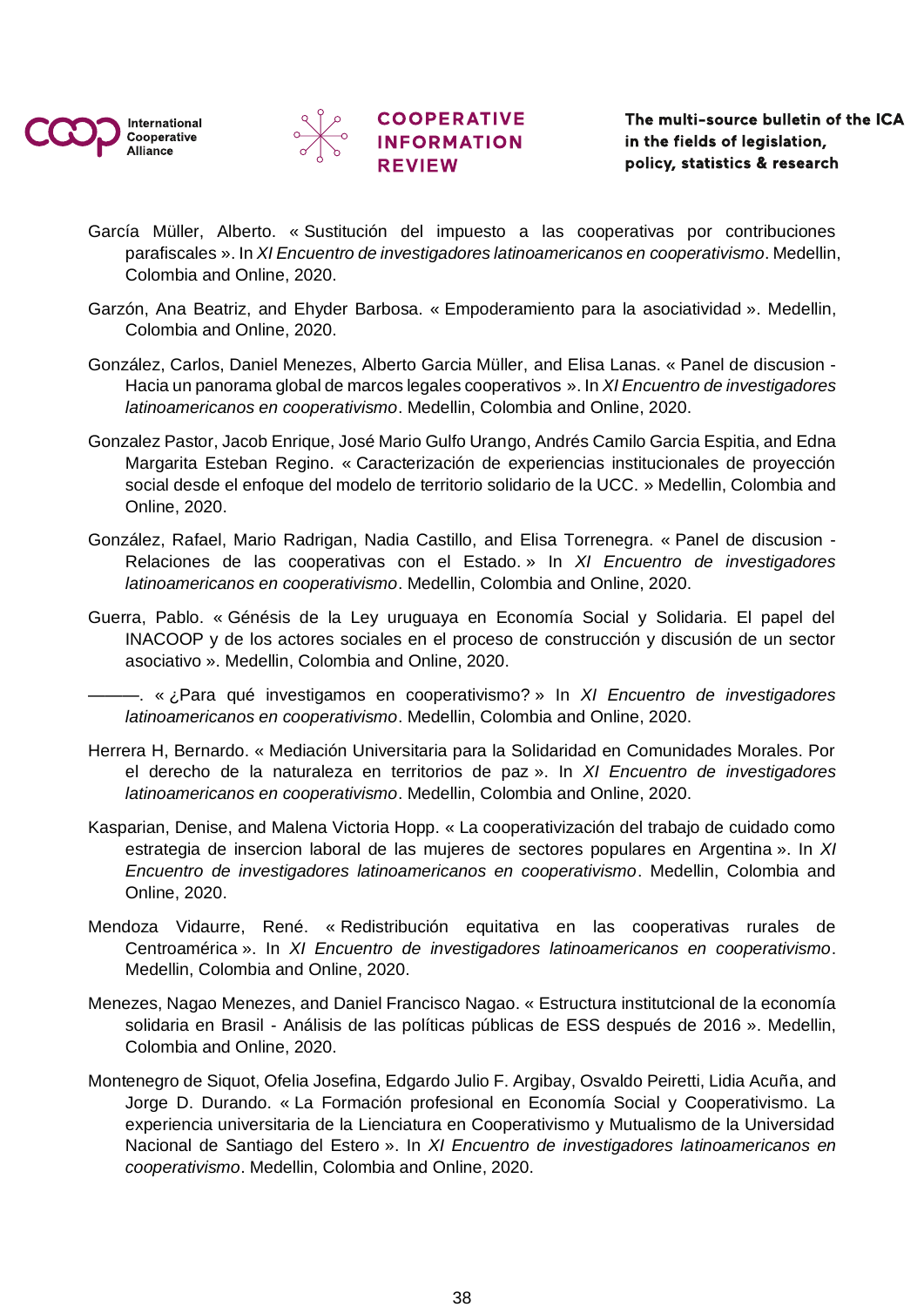García Müller, Alberto. « Sustitución del impuesto a las cooperativas por contribuciones parafiscales ». In *XI Encuentro de investigadores latinoamericanos en cooperativismo*. Medellin, Colombia and Online, 2020.

Garzón, Ana Beatriz, and Ehyder Barbosa. « Empoderamiento para la asociatividad ». Medellin, Colombia and Online, 2020.

González, Carlos, Daniel Menezes, Alberto Garcia Müller, and Elisa Lanas. « Panel de discusion - Hacia un panorama global de marcos legales cooperativos ». In *XI Encuentro de investigadores latinoamericanos en cooperativismo*. Medellin, Colombia and Online, 2020.

Gonzalez Pastor, Jacob Enrique, José Mario Gulfo Urango, Andrés Camilo Garcia Espitia, and Edna Margarita Esteban Regino. « Caracterización de experiencias institucionales de proyección social desde el enfoque del modelo de territorio solidario de la UCC. » Medellin, Colombia and Online, 2020.

González, Rafael, Mario Radrigan, Nadia Castillo, and Elisa Torrenegra. « Panel de discusion - Relaciones de las cooperativas con el Estado. » In *XI Encuentro de investigadores latinoamericanos en cooperativismo*. Medellin, Colombia and Online, 2020.

Guerra, Pablo. « Génésis de la Ley uruguaya en Economía Social y Solidaria. El papel del INACOOP y de los actores sociales en el proceso de construcción y discusión de un sector asociativo ». Medellin, Colombia and Online, 2020.

———. « ¿Para qué investigamos en cooperativismo? » In *XI Encuentro de investigadores latinoamericanos en cooperativismo*. Medellin, Colombia and Online, 2020.

Herrera H, Bernardo. « Mediación Universitaria para la Solidaridad en Comunidades Morales. Por el derecho de la naturaleza en territorios de paz ». In *XI Encuentro de investigadores latinoamericanos en cooperativismo*. Medellin, Colombia and Online, 2020.

Kasparian, Denise, and Malena Victoria Hopp. « La cooperativización del trabajo de cuidado como estrategia de insercion laboral de las mujeres de sectores populares en Argentina ». In *XI Encuentro de investigadores latinoamericanos en cooperativismo*. Medellin, Colombia and Online, 2020.

Mendoza Vidaurre, René. « Redistribución equitativa en las cooperativas rurales de Centroamérica ». In *XI Encuentro de investigadores latinoamericanos en cooperativismo*. Medellin, Colombia and Online, 2020.

Menezes, Nagao Menezes, and Daniel Francisco Nagao. « Estructura institutcional de la economía solidaria en Brasil - Análisis de las políticas públicas de ESS después de 2016 ». Medellin, Colombia and Online, 2020.

Montenegro de Siquot, Ofelia Josefina, Edgardo Julio F. Argibay, Osvaldo Peiretti, Lidia Acuña, and Jorge D. Durando. « La Formación profesional en Economía Social y Cooperativismo. La experiencia universitaria de la Lienciatura en Cooperativismo y Mutualismo de la Universidad Nacional de Santiago del Estero ». In *XI Encuentro de investigadores latinoamericanos en cooperativismo*. Medellin, Colombia and Online, 2020.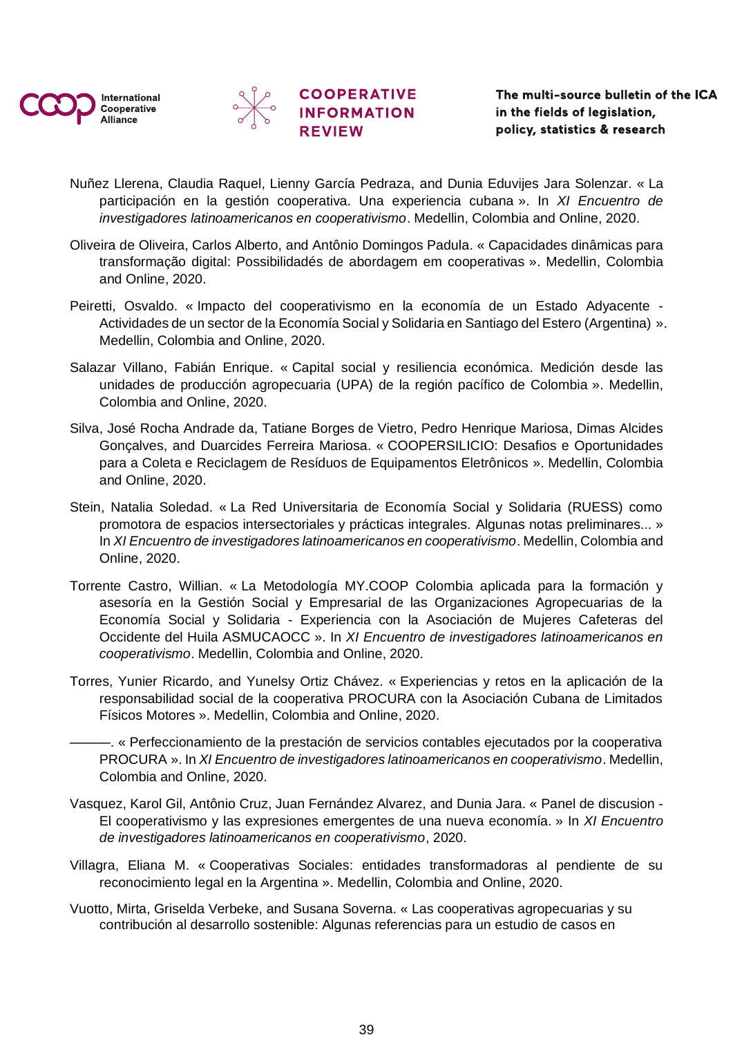Nuñez Llerena, Claudia Raquel, Lienny García Pedraza, and Dunia Eduvijes Jara Solenzar. « La participación en la gestión cooperativa. Una experiencia cubana ». In *XI Encuentro de investigadores latinoamericanos en cooperativismo*. Medellin, Colombia and Online, 2020.

Oliveira de Oliveira, Carlos Alberto, and Antônio Domingos Padula. « Capacidades dinâmicas para transformação digital: Possibilidadés de abordagem em cooperativas ». Medellin, Colombia and Online, 2020.

Peiretti, Osvaldo. « Impacto del cooperativismo en la economía de un Estado Adyacente - Actividades de un sector de la Economía Social y Solidaria en Santiago del Estero (Argentina) ». Medellin, Colombia and Online, 2020.

Salazar Villano, Fabián Enrique. « Capital social y resiliencia económica. Medición desde las unidades de producción agropecuaria (UPA) de la región pacífico de Colombia ». Medellin, Colombia and Online, 2020.

Silva, José Rocha Andrade da, Tatiane Borges de Vietro, Pedro Henrique Mariosa, Dimas Alcides Gonçalves, and Duarcides Ferreira Mariosa. « COOPERSILICIO: Desafios e Oportunidades para a Coleta e Reciclagem de Resíduos de Equipamentos Eletrônicos ». Medellin, Colombia and Online, 2020.

Stein, Natalia Soledad. « La Red Universitaria de Economía Social y Solidaria (RUESS) como promotora de espacios intersectoriales y prácticas integrales. Algunas notas preliminares... » In *XI Encuentro de investigadores latinoamericanos en cooperativismo*. Medellin, Colombia and Online, 2020.

Torrente Castro, Willian. « La Metodología MY.COOP Colombia aplicada para la formación y asesoría en la Gestión Social y Empresarial de las Organizaciones Agropecuarias de la Economía Social y Solidaria - Experiencia con la Asociación de Mujeres Cafeteras del Occidente del Huila ASMUCAOCC ». In *XI Encuentro de investigadores latinoamericanos en cooperativismo*. Medellin, Colombia and Online, 2020.

Torres, Yunier Ricardo, and Yunelsy Ortiz Chávez. « Experiencias y retos en la aplicación de la responsabilidad social de la cooperativa PROCURA con la Asociación Cubana de Limitados Físicos Motores ». Medellin, Colombia and Online, 2020.

———. « Perfeccionamiento de la prestación de servicios contables ejecutados por la cooperativa PROCURA ». In *XI Encuentro de investigadores latinoamericanos en cooperativismo*. Medellin, Colombia and Online, 2020.

Vasquez, Karol Gil, Antônio Cruz, Juan Fernández Alvarez, and Dunia Jara. « Panel de discusion - El cooperativismo y las expresiones emergentes de una nueva economía. » In *XI Encuentro de investigadores latinoamericanos en cooperativismo*, 2020.

Villagra, Eliana M. « Cooperativas Sociales: entidades transformadoras al pendiente de su reconocimiento legal en la Argentina ». Medellin, Colombia and Online, 2020.

Vuotto, Mirta, Griselda Verbeke, and Susana Soverna. « Las cooperativas agropecuarias y su contribución al desarrollo sostenible: Algunas referencias para un estudio de casos en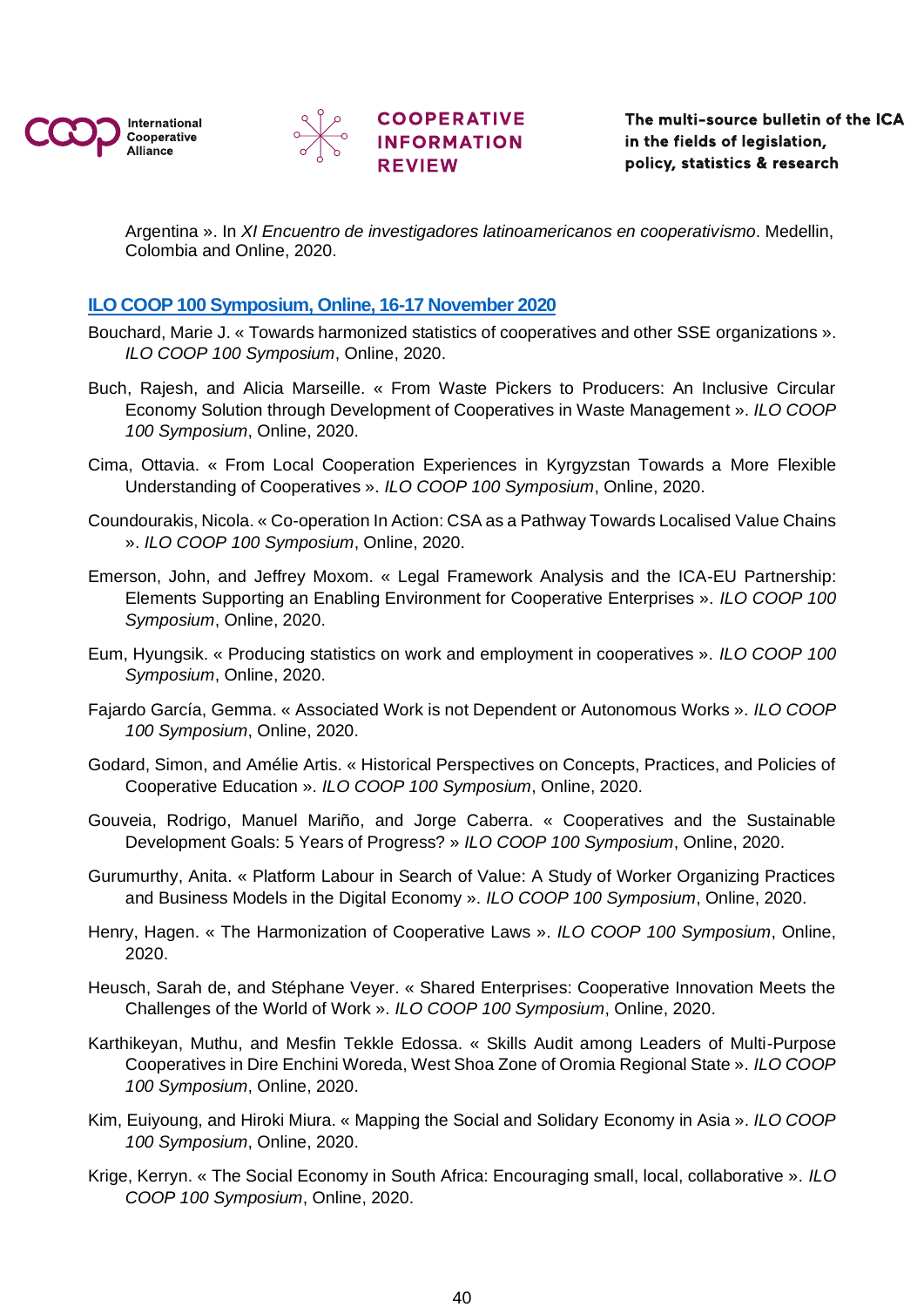Argentina ». In *XI Encuentro de investigadores latinoamericanos en cooperativismo*. Medellin, Colombia and Online, 2020.

### [ILO COOP 100 Symposium, Online, 16-17 November 2020]

Bouchard, Marie J. « Towards harmonized statistics of cooperatives and other SSE organizations ». *ILO COOP 100 Symposium*, Online, 2020.

Buch, Rajesh, and Alicia Marseille. « From Waste Pickers to Producers: An Inclusive Circular Economy Solution through Development of Cooperatives in Waste Management ». *ILO COOP 100 Symposium*, Online, 2020.

Cima, Ottavia. « From Local Cooperation Experiences in Kyrgyzstan Towards a More Flexible Understanding of Cooperatives ». *ILO COOP 100 Symposium*, Online, 2020.

Coundourakis, Nicola. « Co-operation In Action: CSA as a Pathway Towards Localised Value Chains ». *ILO COOP 100 Symposium*, Online, 2020.

Emerson, John, and Jeffrey Moxom. « Legal Framework Analysis and the ICA-EU Partnership: Elements Supporting an Enabling Environment for Cooperative Enterprises ». *ILO COOP 100 Symposium*, Online, 2020.

Eum, Hyungsik. « Producing statistics on work and employment in cooperatives ». *ILO COOP 100 Symposium*, Online, 2020.

Fajardo García, Gemma. « Associated Work is not Dependent or Autonomous Works ». *ILO COOP 100 Symposium*, Online, 2020.

Godard, Simon, and Amélie Artis. « Historical Perspectives on Concepts, Practices, and Policies of Cooperative Education ». *ILO COOP 100 Symposium*, Online, 2020.

Gouveia, Rodrigo, Manuel Mariño, and Jorge Caberra. « Cooperatives and the Sustainable Development Goals: 5 Years of Progress? » *ILO COOP 100 Symposium*, Online, 2020.

Gurumurthy, Anita. « Platform Labour in Search of Value: A Study of Worker Organizing Practices and Business Models in the Digital Economy ». *ILO COOP 100 Symposium*, Online, 2020.

Henry, Hagen. « The Harmonization of Cooperative Laws ». *ILO COOP 100 Symposium*, Online, 2020.

Heusch, Sarah de, and Stéphane Veyer. « Shared Enterprises: Cooperative Innovation Meets the Challenges of the World of Work ». *ILO COOP 100 Symposium*, Online, 2020.

Karthikeyan, Muthu, and Mesfin Tekkle Edossa. « Skills Audit among Leaders of Multi-Purpose Cooperatives in Dire Enchini Woreda, West Shoa Zone of Oromia Regional State ». *ILO COOP 100 Symposium*, Online, 2020.

Kim, Euiyoung, and Hiroki Miura. « Mapping the Social and Solidary Economy in Asia ». *ILO COOP 100 Symposium*, Online, 2020.

Krige, Kerryn. « The Social Economy in South Africa: Encouraging small, local, collaborative ». *ILO COOP 100 Symposium*, Online, 2020.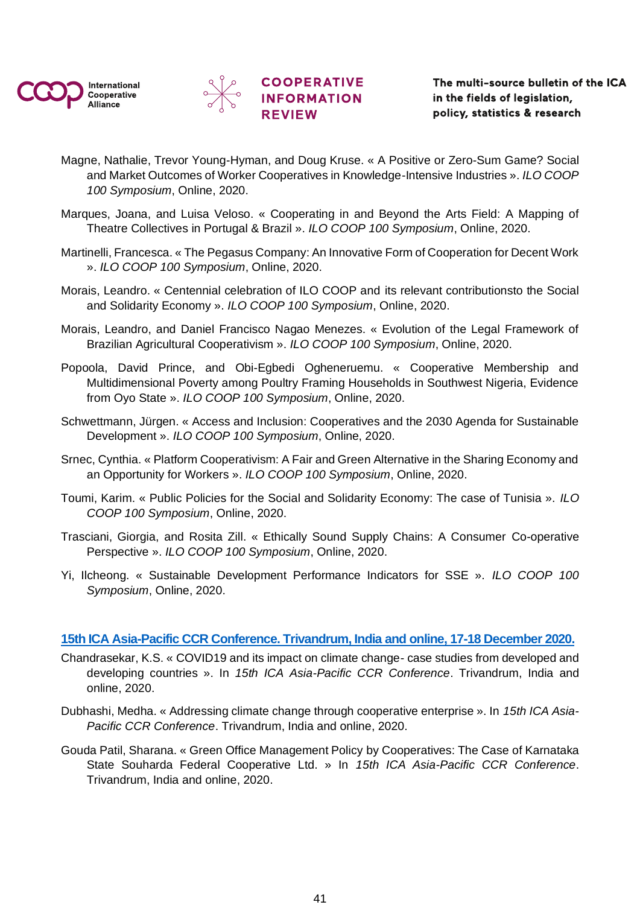Magne, Nathalie, Trevor Young-Hyman, and Doug Kruse. « A Positive or Zero-Sum Game? Social and Market Outcomes of Worker Cooperatives in Knowledge-Intensive Industries ». *ILO COOP 100 Symposium*, Online, 2020.

Marques, Joana, and Luisa Veloso. « Cooperating in and Beyond the Arts Field: A Mapping of Theatre Collectives in Portugal & Brazil ». *ILO COOP 100 Symposium*, Online, 2020.

Martinelli, Francesca. « The Pegasus Company: An Innovative Form of Cooperation for Decent Work ». *ILO COOP 100 Symposium*, Online, 2020.

Morais, Leandro. « Centennial celebration of ILO COOP and its relevant contributionsto the Social and Solidarity Economy ». *ILO COOP 100 Symposium*, Online, 2020.

Morais, Leandro, and Daniel Francisco Nagao Menezes. « Evolution of the Legal Framework of Brazilian Agricultural Cooperativism ». *ILO COOP 100 Symposium*, Online, 2020.

Popoola, David Prince, and Obi-Egbedi Ogheneruemu. « Cooperative Membership and Multidimensional Poverty among Poultry Framing Households in Southwest Nigeria, Evidence from Oyo State ». *ILO COOP 100 Symposium*, Online, 2020.

Schwettmann, Jürgen. « Access and Inclusion: Cooperatives and the 2030 Agenda for Sustainable Development ». *ILO COOP 100 Symposium*, Online, 2020.

Srnec, Cynthia. « Platform Cooperativism: A Fair and Green Alternative in the Sharing Economy and an Opportunity for Workers ». *ILO COOP 100 Symposium*, Online, 2020.

Toumi, Karim. « Public Policies for the Social and Solidarity Economy: The case of Tunisia ». *ILO COOP 100 Symposium*, Online, 2020.

Trasciani, Giorgia, and Rosita Zill. « Ethically Sound Supply Chains: A Consumer Co-operative Perspective ». *ILO COOP 100 Symposium*, Online, 2020.

Yi, Ilcheong. « Sustainable Development Performance Indicators for SSE ». *ILO COOP 100 Symposium*, Online, 2020.

## 15th ICA Asia-Pacific CCR Conference. Trivandrum, India and online, 17-18 December 2020.

Chandrasekar, K.S. « COVID19 and its impact on climate change- case studies from developed and developing countries ». In *15th ICA Asia-Pacific CCR Conference*. Trivandrum, India and online, 2020.

Dubhashi, Medha. « Addressing climate change through cooperative enterprise ». In *15th ICA Asia-Pacific CCR Conference*. Trivandrum, India and online, 2020.

Gouda Patil, Sharana. « Green Office Management Policy by Cooperatives: The Case of Karnataka State Souharda Federal Cooperative Ltd. » In *15th ICA Asia-Pacific CCR Conference*. Trivandrum, India and online, 2020.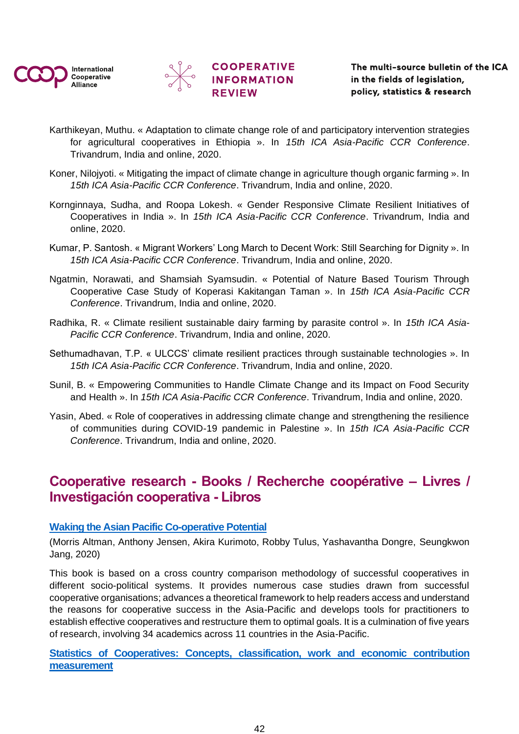Karthikeyan, Muthu. « Adaptation to climate change role of and participatory intervention strategies for agricultural cooperatives in Ethiopia ». In *15th ICA Asia-Pacific CCR Conference*. Trivandrum, India and online, 2020.

Koner, Nilojyoti. « Mitigating the impact of climate change in agriculture though organic farming ». In *15th ICA Asia-Pacific CCR Conference*. Trivandrum, India and online, 2020.

Kornginnaya, Sudha, and Roopa Lokesh. « Gender Responsive Climate Resilient Initiatives of Cooperatives in India ». In *15th ICA Asia-Pacific CCR Conference*. Trivandrum, India and online, 2020.

Kumar, P. Santosh. « Migrant Workers' Long March to Decent Work: Still Searching for Dignity ». In *15th ICA Asia-Pacific CCR Conference*. Trivandrum, India and online, 2020.

Ngatmin, Norawati, and Shamsiah Syamsudin. « Potential of Nature Based Tourism Through Cooperative Case Study of Koperasi Kakitangan Taman ». In *15th ICA Asia-Pacific CCR Conference*. Trivandrum, India and online, 2020.

Radhika, R. « Climate resilient sustainable dairy farming by parasite control ». In *15th ICA Asia-Pacific CCR Conference*. Trivandrum, India and online, 2020.

Sethumadhavan, T.P. « ULCCS' climate resilient practices through sustainable technologies ». In *15th ICA Asia-Pacific CCR Conference*. Trivandrum, India and online, 2020.

Sunil, B. « Empowering Communities to Handle Climate Change and its Impact on Food Security and Health ». In *15th ICA Asia-Pacific CCR Conference*. Trivandrum, India and online, 2020.

Yasin, Abed. « Role of cooperatives in addressing climate change and strengthening the resilience of communities during COVID-19 pandemic in Palestine ». In *15th ICA Asia-Pacific CCR Conference*. Trivandrum, India and online, 2020.

## Cooperative research - Books / Recherche coopérative – Livres / Investigación cooperativa - Libros

**Waking the Asian Pacific Co-operative Potential**

(Morris Altman, Anthony Jensen, Akira Kurimoto, Robby Tulus, Yashavantha Dongre, Seungkwon Jang, 2020)

This book is based on a cross country comparison methodology of successful cooperatives in different socio-political systems. It provides numerous case studies drawn from successful cooperative organisations; advances a theoretical framework to help readers access and understand the reasons for cooperative success in the Asia-Pacific and develops tools for practitioners to establish effective cooperatives and restructure them to optimal goals. It is a culmination of five years of research, involving 34 academics across 11 countries in the Asia-Pacific.

**Statistics of Cooperatives: Concepts, classification, work and economic contribution measurement**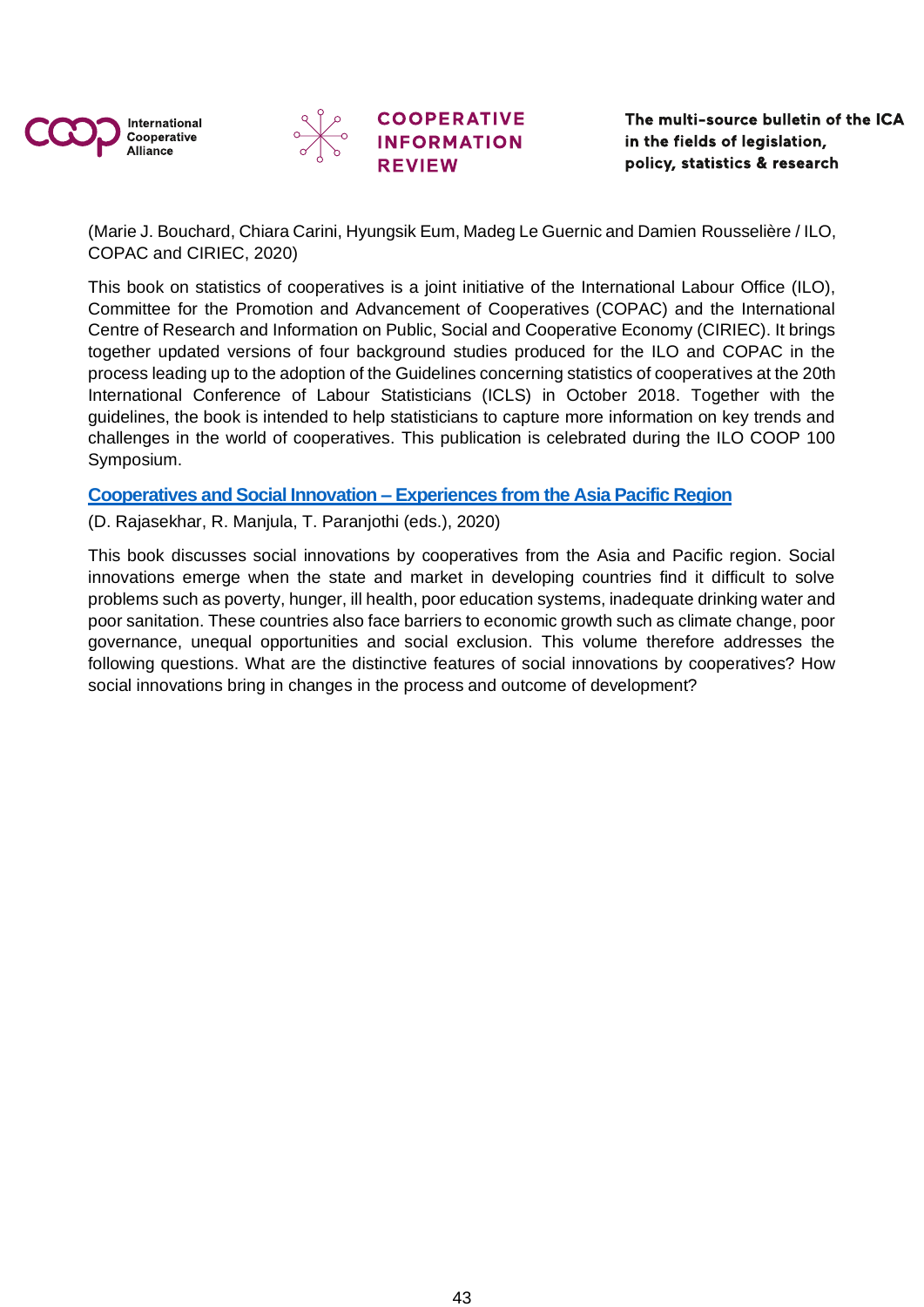(Marie J. Bouchard, Chiara Carini, Hyungsik Eum, Madeg Le Guernic and Damien Rousselière / ILO, COPAC and CIRIEC, 2020)

This book on statistics of cooperatives is a joint initiative of the International Labour Office (ILO), Committee for the Promotion and Advancement of Cooperatives (COPAC) and the International Centre of Research and Information on Public, Social and Cooperative Economy (CIRIEC). It brings together updated versions of four background studies produced for the ILO and COPAC in the process leading up to the adoption of the Guidelines concerning statistics of cooperatives at the 20th International Conference of Labour Statisticians (ICLS) in October 2018. Together with the guidelines, the book is intended to help statisticians to capture more information on key trends and challenges in the world of cooperatives. This publication is celebrated during the ILO COOP 100 Symposium.

**Cooperatives and Social Innovation – Experiences from the Asia Pacific Region**

(D. Rajasekhar, R. Manjula, T. Paranjothi (eds.), 2020)

This book discusses social innovations by cooperatives from the Asia and Pacific region. Social innovations emerge when the state and market in developing countries find it difficult to solve problems such as poverty, hunger, ill health, poor education systems, inadequate drinking water and poor sanitation. These countries also face barriers to economic growth such as climate change, poor governance, unequal opportunities and social exclusion. This volume therefore addresses the following questions. What are the distinctive features of social innovations by cooperatives? How social innovations bring in changes in the process and outcome of development?